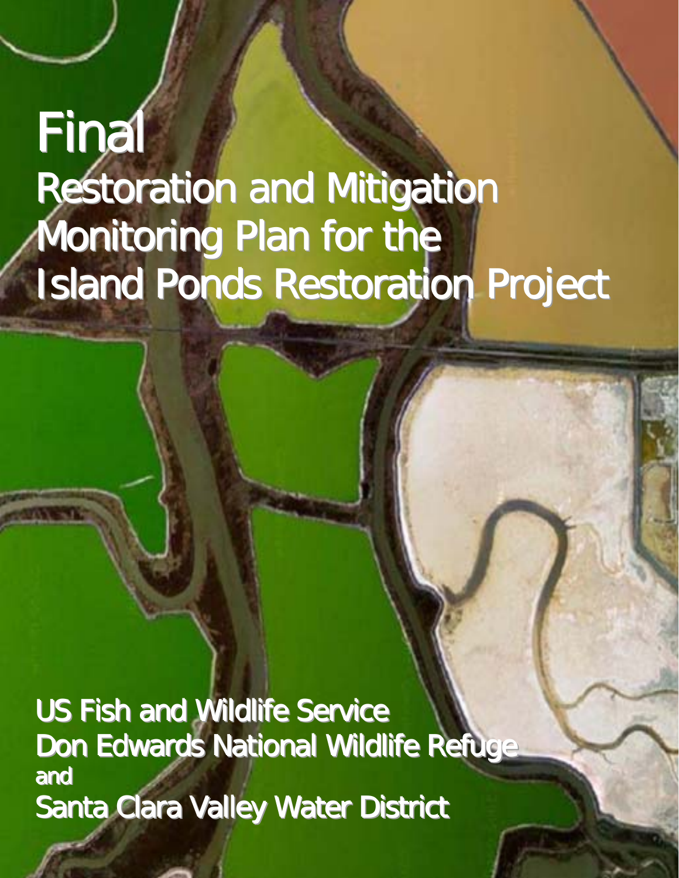# Final

# Restoration and Mitigation Monitoring Plan for the Island Ponds Restoration Project

US Fish and Wildlife Service
Don Edwards National Wildlife Refuge
and
Santa Clara Valley Water District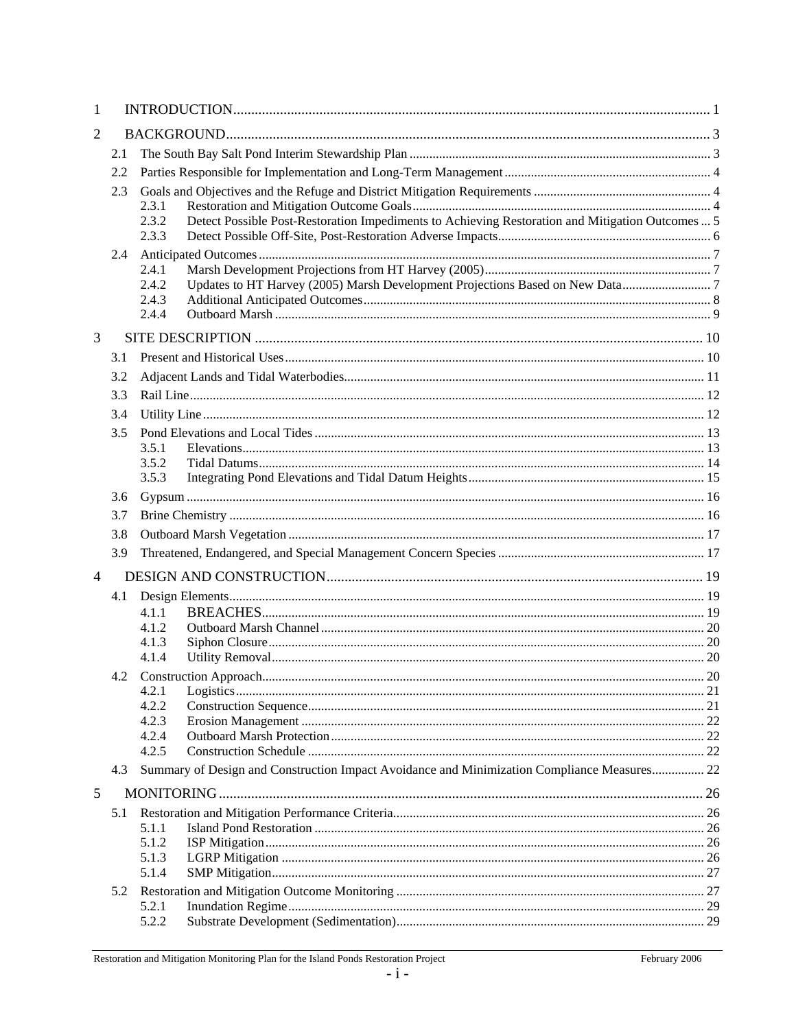1 INTRODUCTION ..... 1

2 BACKGROUND ..... 3

- 2.1 The South Bay Salt Pond Interim Stewardship Plan ..... 3
- 2.2 Parties Responsible for Implementation and Long-Term Management ..... 4
- 2.3 Goals and Objectives and the Refuge and District Mitigation Requirements ..... 4
  - 2.3.1 Restoration and Mitigation Outcome Goals ..... 4
  - 2.3.2 Detect Possible Post-Restoration Impediments to Achieving Restoration and Mitigation Outcomes ..... 5
  - 2.3.3 Detect Possible Off-Site, Post-Restoration Adverse Impacts ..... 6
- 2.4 Anticipated Outcomes ..... 7
  - 2.4.1 Marsh Development Projections from HT Harvey (2005) ..... 7
  - 2.4.2 Updates to HT Harvey (2005) Marsh Development Projections Based on New Data ..... 7
  - 2.4.3 Additional Anticipated Outcomes ..... 8
  - 2.4.4 Outboard Marsh ..... 9

3 SITE DESCRIPTION ..... 10

- 3.1 Present and Historical Uses ..... 10
- 3.2 Adjacent Lands and Tidal Waterbodies ..... 11
- 3.3 Rail Line ..... 12
- 3.4 Utility Line ..... 12
- 3.5 Pond Elevations and Local Tides ..... 13
  - 3.5.1 Elevations ..... 13
  - 3.5.2 Tidal Datums ..... 14
  - 3.5.3 Integrating Pond Elevations and Tidal Datum Heights ..... 15
- 3.6 Gypsum ..... 16
- 3.7 Brine Chemistry ..... 16
- 3.8 Outboard Marsh Vegetation ..... 17
- 3.9 Threatened, Endangered, and Special Management Concern Species ..... 17

4 DESIGN AND CONSTRUCTION ..... 19

- 4.1 Design Elements ..... 19
  - 4.1.1 BREACHES ..... 19
  - 4.1.2 Outboard Marsh Channel ..... 20
  - 4.1.3 Siphon Closure ..... 20
  - 4.1.4 Utility Removal ..... 20
- 4.2 Construction Approach ..... 20
  - 4.2.1 Logistics ..... 21
  - 4.2.2 Construction Sequence ..... 21
  - 4.2.3 Erosion Management ..... 22
  - 4.2.4 Outboard Marsh Protection ..... 22
  - 4.2.5 Construction Schedule ..... 22
- 4.3 Summary of Design and Construction Impact Avoidance and Minimization Compliance Measures ..... 22

5 MONITORING ..... 26

- 5.1 Restoration and Mitigation Performance Criteria ..... 26
  - 5.1.1 Island Pond Restoration ..... 26
  - 5.1.2 ISP Mitigation ..... 26
  - 5.1.3 LGRP Mitigation ..... 26
  - 5.1.4 SMP Mitigation ..... 27
- 5.2 Restoration and Mitigation Outcome Monitoring ..... 27
  - 5.2.1 Inundation Regime ..... 29
  - 5.2.2 Substrate Development (Sedimentation) ..... 29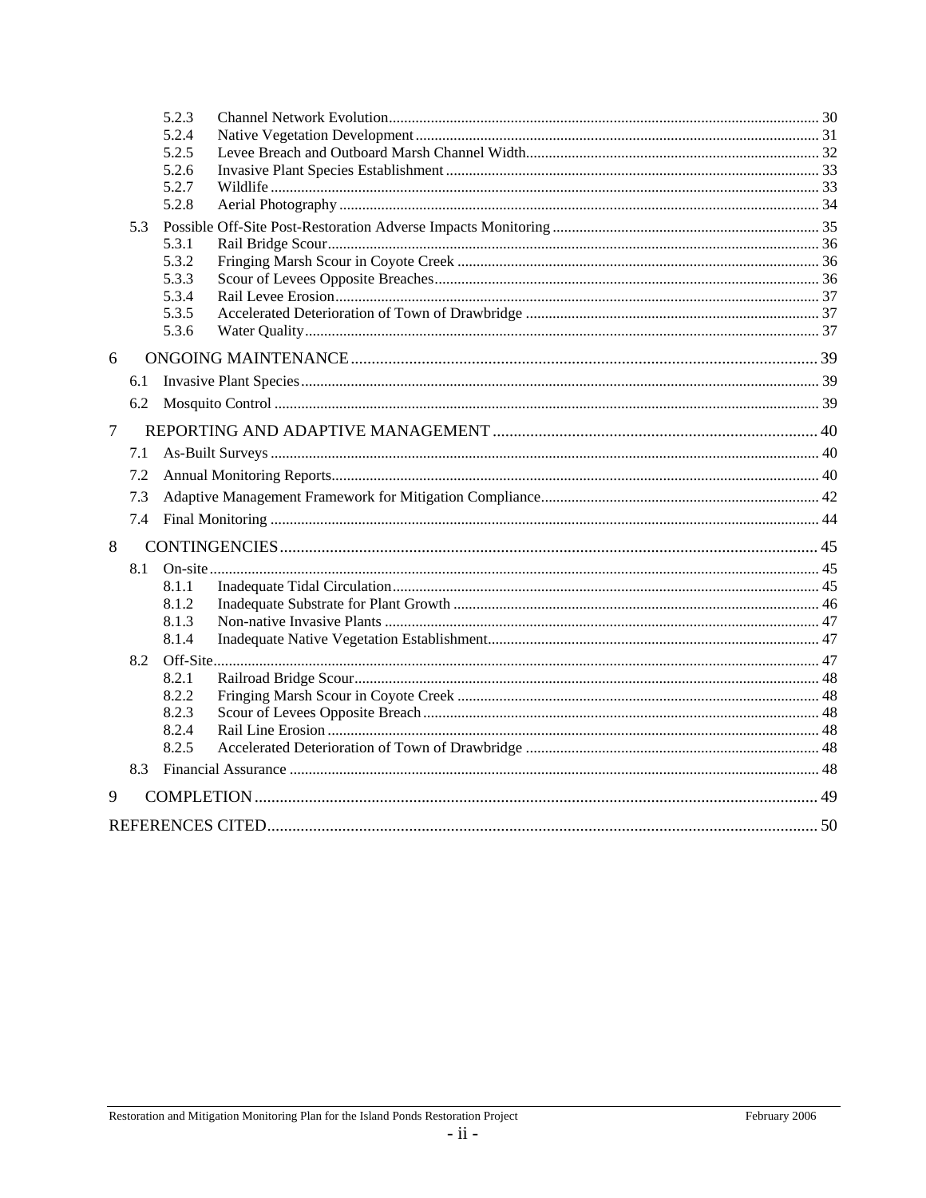5.2.3 Channel Network Evolution ..... 30
5.2.4 Native Vegetation Development ..... 31
5.2.5 Levee Breach and Outboard Marsh Channel Width ..... 32
5.2.6 Invasive Plant Species Establishment ..... 33
5.2.7 Wildlife ..... 33
5.2.8 Aerial Photography ..... 34

5.3 Possible Off-Site Post-Restoration Adverse Impacts Monitoring ..... 35
5.3.1 Rail Bridge Scour ..... 36
5.3.2 Fringing Marsh Scour in Coyote Creek ..... 36
5.3.3 Scour of Levees Opposite Breaches ..... 36
5.3.4 Rail Levee Erosion ..... 37
5.3.5 Accelerated Deterioration of Town of Drawbridge ..... 37
5.3.6 Water Quality ..... 37

6 ONGOING MAINTENANCE ..... 39
6.1 Invasive Plant Species ..... 39
6.2 Mosquito Control ..... 39

7 REPORTING AND ADAPTIVE MANAGEMENT ..... 40
7.1 As-Built Surveys ..... 40
7.2 Annual Monitoring Reports ..... 40
7.3 Adaptive Management Framework for Mitigation Compliance ..... 42
7.4 Final Monitoring ..... 44

8 CONTINGENCIES ..... 45
8.1 On-site ..... 45
8.1.1 Inadequate Tidal Circulation ..... 45
8.1.2 Inadequate Substrate for Plant Growth ..... 46
8.1.3 Non-native Invasive Plants ..... 47
8.1.4 Inadequate Native Vegetation Establishment ..... 47
8.2 Off-Site ..... 47
8.2.1 Railroad Bridge Scour ..... 48
8.2.2 Fringing Marsh Scour in Coyote Creek ..... 48
8.2.3 Scour of Levees Opposite Breach ..... 48
8.2.4 Rail Line Erosion ..... 48
8.2.5 Accelerated Deterioration of Town of Drawbridge ..... 48
8.3 Financial Assurance ..... 48

9 COMPLETION ..... 49

REFERENCES CITED ..... 50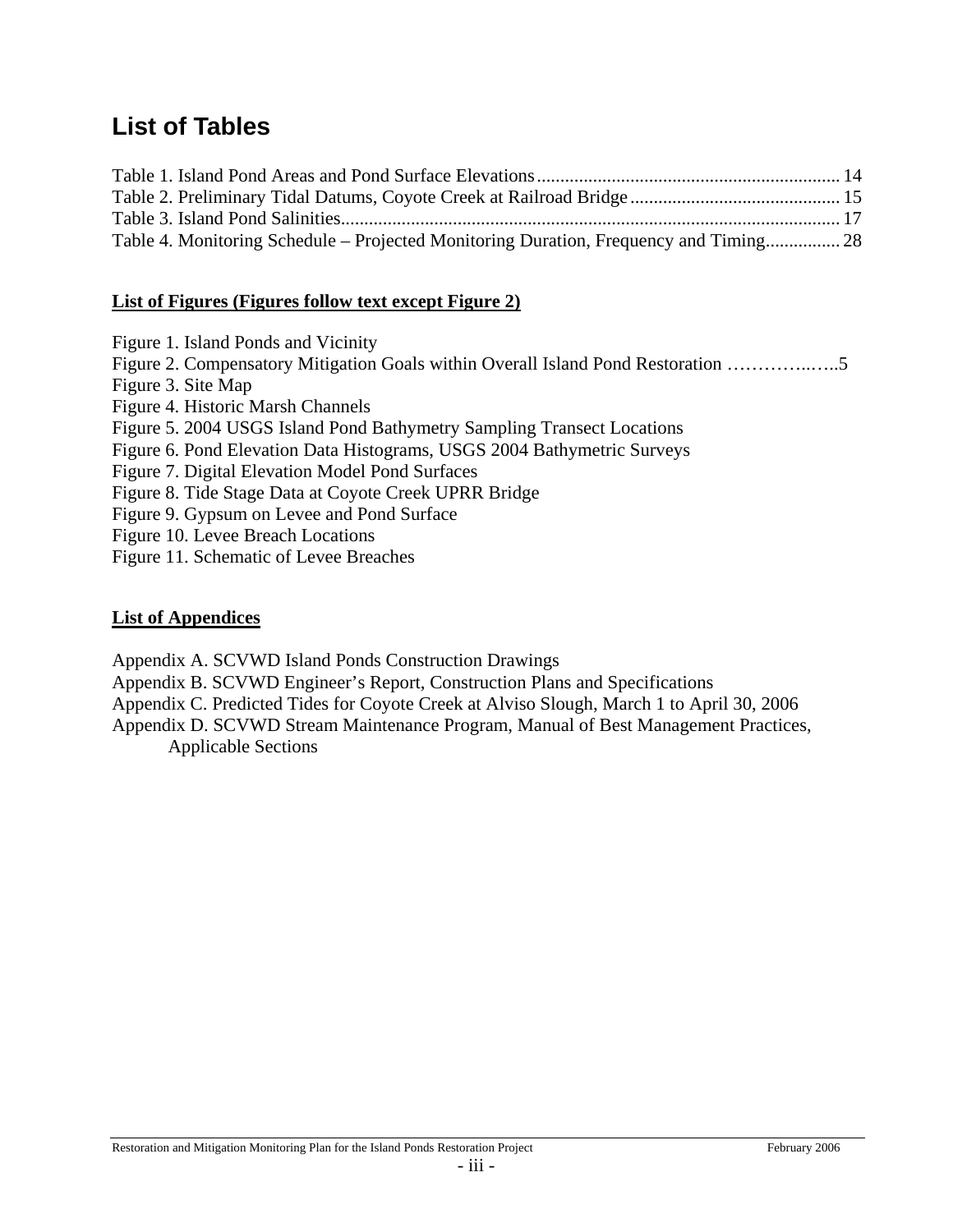## List of Tables

Table 1. Island Pond Areas and Pond Surface Elevations ................................................................ 14
Table 2. Preliminary Tidal Datums, Coyote Creek at Railroad Bridge ............................................ 15
Table 3. Island Pond Salinities.......................................................................................................... 17
Table 4. Monitoring Schedule – Projected Monitoring Duration, Frequency and Timing................ 28

**<u>List of Figures (Figures follow text except Figure 2)</u>**

Figure 1. Island Ponds and Vicinity
Figure 2. Compensatory Mitigation Goals within Overall Island Pond Restoration …………..…..5
Figure 3. Site Map
Figure 4. Historic Marsh Channels
Figure 5. 2004 USGS Island Pond Bathymetry Sampling Transect Locations
Figure 6. Pond Elevation Data Histograms, USGS 2004 Bathymetric Surveys
Figure 7. Digital Elevation Model Pond Surfaces
Figure 8. Tide Stage Data at Coyote Creek UPRR Bridge
Figure 9. Gypsum on Levee and Pond Surface
Figure 10. Levee Breach Locations
Figure 11. Schematic of Levee Breaches

**<u>List of Appendices</u>**

Appendix A. SCVWD Island Ponds Construction Drawings
Appendix B. SCVWD Engineer's Report, Construction Plans and Specifications
Appendix C. Predicted Tides for Coyote Creek at Alviso Slough, March 1 to April 30, 2006
Appendix D. SCVWD Stream Maintenance Program, Manual of Best Management Practices, Applicable Sections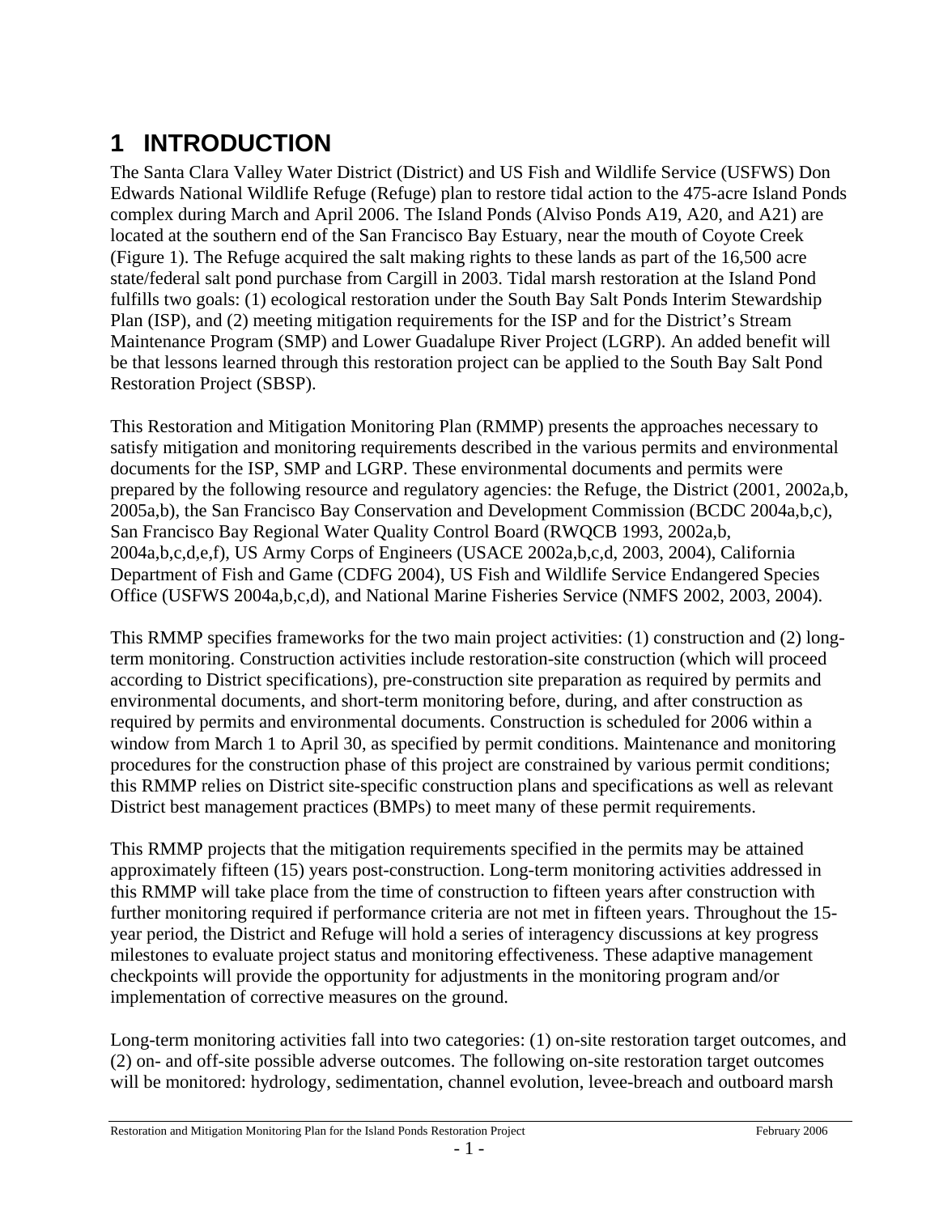# 1 INTRODUCTION

The Santa Clara Valley Water District (District) and US Fish and Wildlife Service (USFWS) Don Edwards National Wildlife Refuge (Refuge) plan to restore tidal action to the 475-acre Island Ponds complex during March and April 2006. The Island Ponds (Alviso Ponds A19, A20, and A21) are located at the southern end of the San Francisco Bay Estuary, near the mouth of Coyote Creek (Figure 1). The Refuge acquired the salt making rights to these lands as part of the 16,500 acre state/federal salt pond purchase from Cargill in 2003. Tidal marsh restoration at the Island Pond fulfills two goals: (1) ecological restoration under the South Bay Salt Ponds Interim Stewardship Plan (ISP), and (2) meeting mitigation requirements for the ISP and for the District's Stream Maintenance Program (SMP) and Lower Guadalupe River Project (LGRP). An added benefit will be that lessons learned through this restoration project can be applied to the South Bay Salt Pond Restoration Project (SBSP).

This Restoration and Mitigation Monitoring Plan (RMMP) presents the approaches necessary to satisfy mitigation and monitoring requirements described in the various permits and environmental documents for the ISP, SMP and LGRP. These environmental documents and permits were prepared by the following resource and regulatory agencies: the Refuge, the District (2001, 2002a,b, 2005a,b), the San Francisco Bay Conservation and Development Commission (BCDC 2004a,b,c), San Francisco Bay Regional Water Quality Control Board (RWQCB 1993, 2002a,b, 2004a,b,c,d,e,f), US Army Corps of Engineers (USACE 2002a,b,c,d, 2003, 2004), California Department of Fish and Game (CDFG 2004), US Fish and Wildlife Service Endangered Species Office (USFWS 2004a,b,c,d), and National Marine Fisheries Service (NMFS 2002, 2003, 2004).

This RMMP specifies frameworks for the two main project activities: (1) construction and (2) long-term monitoring. Construction activities include restoration-site construction (which will proceed according to District specifications), pre-construction site preparation as required by permits and environmental documents, and short-term monitoring before, during, and after construction as required by permits and environmental documents. Construction is scheduled for 2006 within a window from March 1 to April 30, as specified by permit conditions. Maintenance and monitoring procedures for the construction phase of this project are constrained by various permit conditions; this RMMP relies on District site-specific construction plans and specifications as well as relevant District best management practices (BMPs) to meet many of these permit requirements.

This RMMP projects that the mitigation requirements specified in the permits may be attained approximately fifteen (15) years post-construction. Long-term monitoring activities addressed in this RMMP will take place from the time of construction to fifteen years after construction with further monitoring required if performance criteria are not met in fifteen years. Throughout the 15-year period, the District and Refuge will hold a series of interagency discussions at key progress milestones to evaluate project status and monitoring effectiveness. These adaptive management checkpoints will provide the opportunity for adjustments in the monitoring program and/or implementation of corrective measures on the ground.

Long-term monitoring activities fall into two categories: (1) on-site restoration target outcomes, and (2) on- and off-site possible adverse outcomes. The following on-site restoration target outcomes will be monitored: hydrology, sedimentation, channel evolution, levee-breach and outboard marsh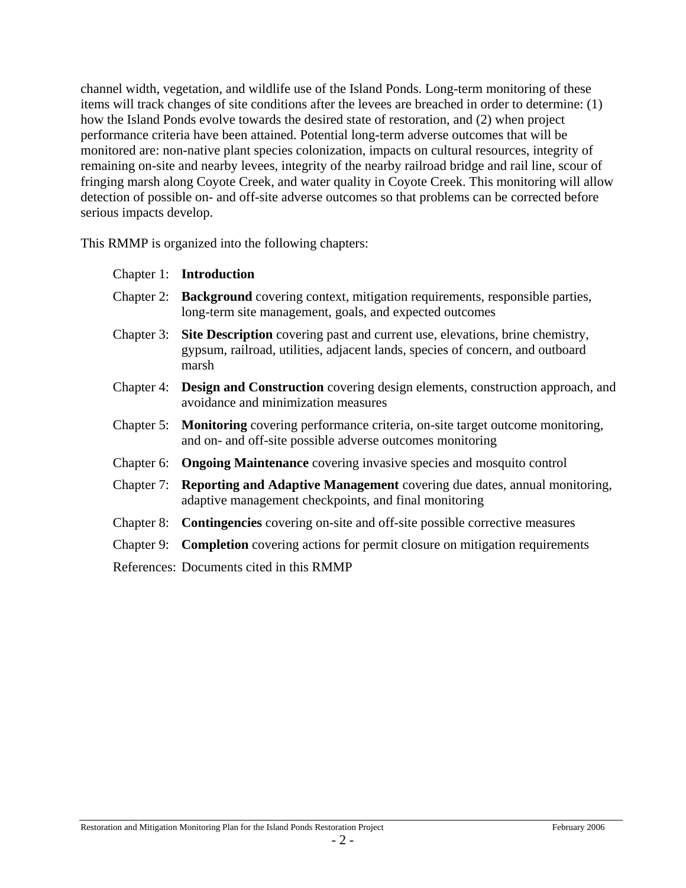channel width, vegetation, and wildlife use of the Island Ponds. Long-term monitoring of these items will track changes of site conditions after the levees are breached in order to determine: (1) how the Island Ponds evolve towards the desired state of restoration, and (2) when project performance criteria have been attained. Potential long-term adverse outcomes that will be monitored are: non-native plant species colonization, impacts on cultural resources, integrity of remaining on-site and nearby levees, integrity of the nearby railroad bridge and rail line, scour of fringing marsh along Coyote Creek, and water quality in Coyote Creek. This monitoring will allow detection of possible on- and off-site adverse outcomes so that problems can be corrected before serious impacts develop.

This RMMP is organized into the following chapters:

- Chapter 1: **Introduction**
- Chapter 2: **Background** covering context, mitigation requirements, responsible parties, long-term site management, goals, and expected outcomes
- Chapter 3: **Site Description** covering past and current use, elevations, brine chemistry, gypsum, railroad, utilities, adjacent lands, species of concern, and outboard marsh
- Chapter 4: **Design and Construction** covering design elements, construction approach, and avoidance and minimization measures
- Chapter 5: **Monitoring** covering performance criteria, on-site target outcome monitoring, and on- and off-site possible adverse outcomes monitoring
- Chapter 6: **Ongoing Maintenance** covering invasive species and mosquito control
- Chapter 7: **Reporting and Adaptive Management** covering due dates, annual monitoring, adaptive management checkpoints, and final monitoring
- Chapter 8: **Contingencies** covering on-site and off-site possible corrective measures
- Chapter 9: **Completion** covering actions for permit closure on mitigation requirements
- References: Documents cited in this RMMP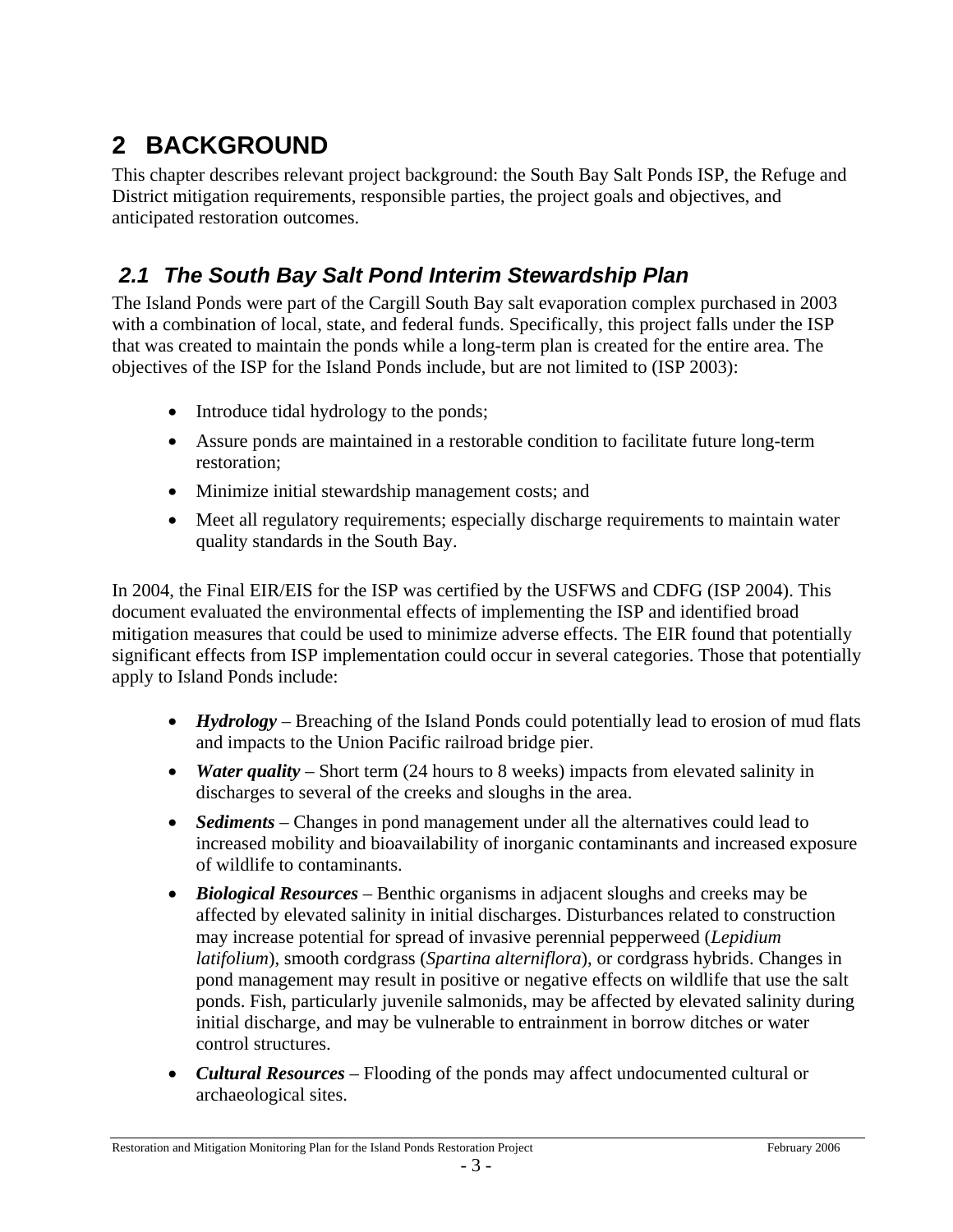# 2 BACKGROUND

This chapter describes relevant project background: the South Bay Salt Ponds ISP, the Refuge and District mitigation requirements, responsible parties, the project goals and objectives, and anticipated restoration outcomes.

## *2.1 The South Bay Salt Pond Interim Stewardship Plan*

The Island Ponds were part of the Cargill South Bay salt evaporation complex purchased in 2003 with a combination of local, state, and federal funds. Specifically, this project falls under the ISP that was created to maintain the ponds while a long-term plan is created for the entire area. The objectives of the ISP for the Island Ponds include, but are not limited to (ISP 2003):

- Introduce tidal hydrology to the ponds;
- Assure ponds are maintained in a restorable condition to facilitate future long-term restoration;
- Minimize initial stewardship management costs; and
- Meet all regulatory requirements; especially discharge requirements to maintain water quality standards in the South Bay.

In 2004, the Final EIR/EIS for the ISP was certified by the USFWS and CDFG (ISP 2004). This document evaluated the environmental effects of implementing the ISP and identified broad mitigation measures that could be used to minimize adverse effects. The EIR found that potentially significant effects from ISP implementation could occur in several categories. Those that potentially apply to Island Ponds include:

- ***Hydrology*** – Breaching of the Island Ponds could potentially lead to erosion of mud flats and impacts to the Union Pacific railroad bridge pier.
- ***Water quality*** – Short term (24 hours to 8 weeks) impacts from elevated salinity in discharges to several of the creeks and sloughs in the area.
- ***Sediments*** – Changes in pond management under all the alternatives could lead to increased mobility and bioavailability of inorganic contaminants and increased exposure of wildlife to contaminants.
- ***Biological Resources*** – Benthic organisms in adjacent sloughs and creeks may be affected by elevated salinity in initial discharges. Disturbances related to construction may increase potential for spread of invasive perennial pepperweed (*Lepidium latifolium*), smooth cordgrass (*Spartina alterniflora*), or cordgrass hybrids. Changes in pond management may result in positive or negative effects on wildlife that use the salt ponds. Fish, particularly juvenile salmonids, may be affected by elevated salinity during initial discharge, and may be vulnerable to entrainment in borrow ditches or water control structures.
- ***Cultural Resources*** – Flooding of the ponds may affect undocumented cultural or archaeological sites.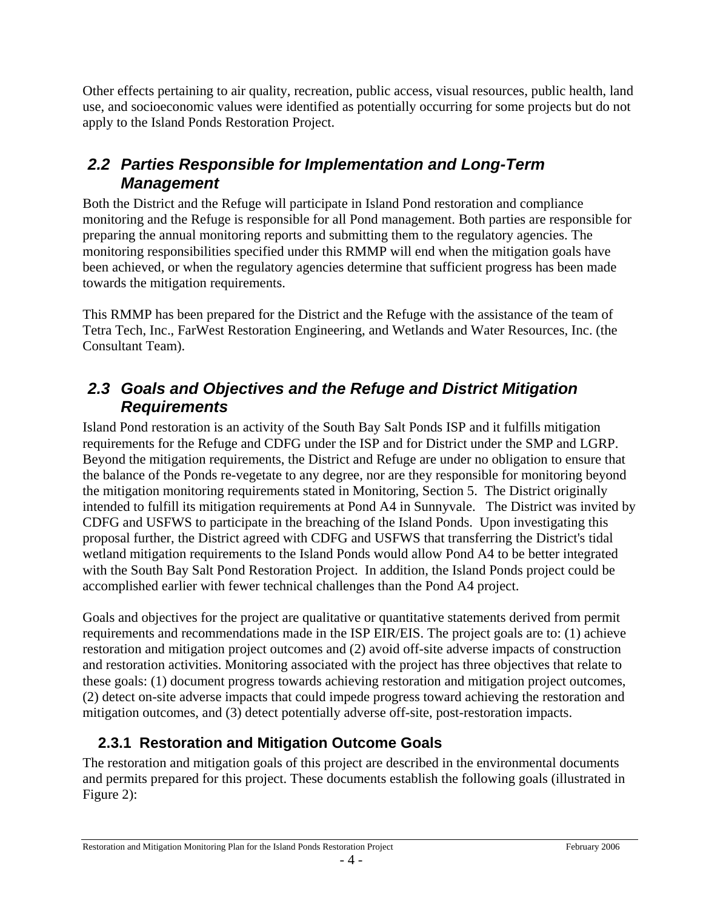Other effects pertaining to air quality, recreation, public access, visual resources, public health, land use, and socioeconomic values were identified as potentially occurring for some projects but do not apply to the Island Ponds Restoration Project.

## *2.2 Parties Responsible for Implementation and Long-Term Management*

Both the District and the Refuge will participate in Island Pond restoration and compliance monitoring and the Refuge is responsible for all Pond management. Both parties are responsible for preparing the annual monitoring reports and submitting them to the regulatory agencies. The monitoring responsibilities specified under this RMMP will end when the mitigation goals have been achieved, or when the regulatory agencies determine that sufficient progress has been made towards the mitigation requirements.

This RMMP has been prepared for the District and the Refuge with the assistance of the team of Tetra Tech, Inc., FarWest Restoration Engineering, and Wetlands and Water Resources, Inc. (the Consultant Team).

## *2.3 Goals and Objectives and the Refuge and District Mitigation Requirements*

Island Pond restoration is an activity of the South Bay Salt Ponds ISP and it fulfills mitigation requirements for the Refuge and CDFG under the ISP and for District under the SMP and LGRP. Beyond the mitigation requirements, the District and Refuge are under no obligation to ensure that the balance of the Ponds re-vegetate to any degree, nor are they responsible for monitoring beyond the mitigation monitoring requirements stated in Monitoring, Section 5. The District originally intended to fulfill its mitigation requirements at Pond A4 in Sunnyvale. The District was invited by CDFG and USFWS to participate in the breaching of the Island Ponds. Upon investigating this proposal further, the District agreed with CDFG and USFWS that transferring the District's tidal wetland mitigation requirements to the Island Ponds would allow Pond A4 to be better integrated with the South Bay Salt Pond Restoration Project. In addition, the Island Ponds project could be accomplished earlier with fewer technical challenges than the Pond A4 project.

Goals and objectives for the project are qualitative or quantitative statements derived from permit requirements and recommendations made in the ISP EIR/EIS. The project goals are to: (1) achieve restoration and mitigation project outcomes and (2) avoid off-site adverse impacts of construction and restoration activities. Monitoring associated with the project has three objectives that relate to these goals: (1) document progress towards achieving restoration and mitigation project outcomes, (2) detect on-site adverse impacts that could impede progress toward achieving the restoration and mitigation outcomes, and (3) detect potentially adverse off-site, post-restoration impacts.

### 2.3.1 Restoration and Mitigation Outcome Goals

The restoration and mitigation goals of this project are described in the environmental documents and permits prepared for this project. These documents establish the following goals (illustrated in Figure 2):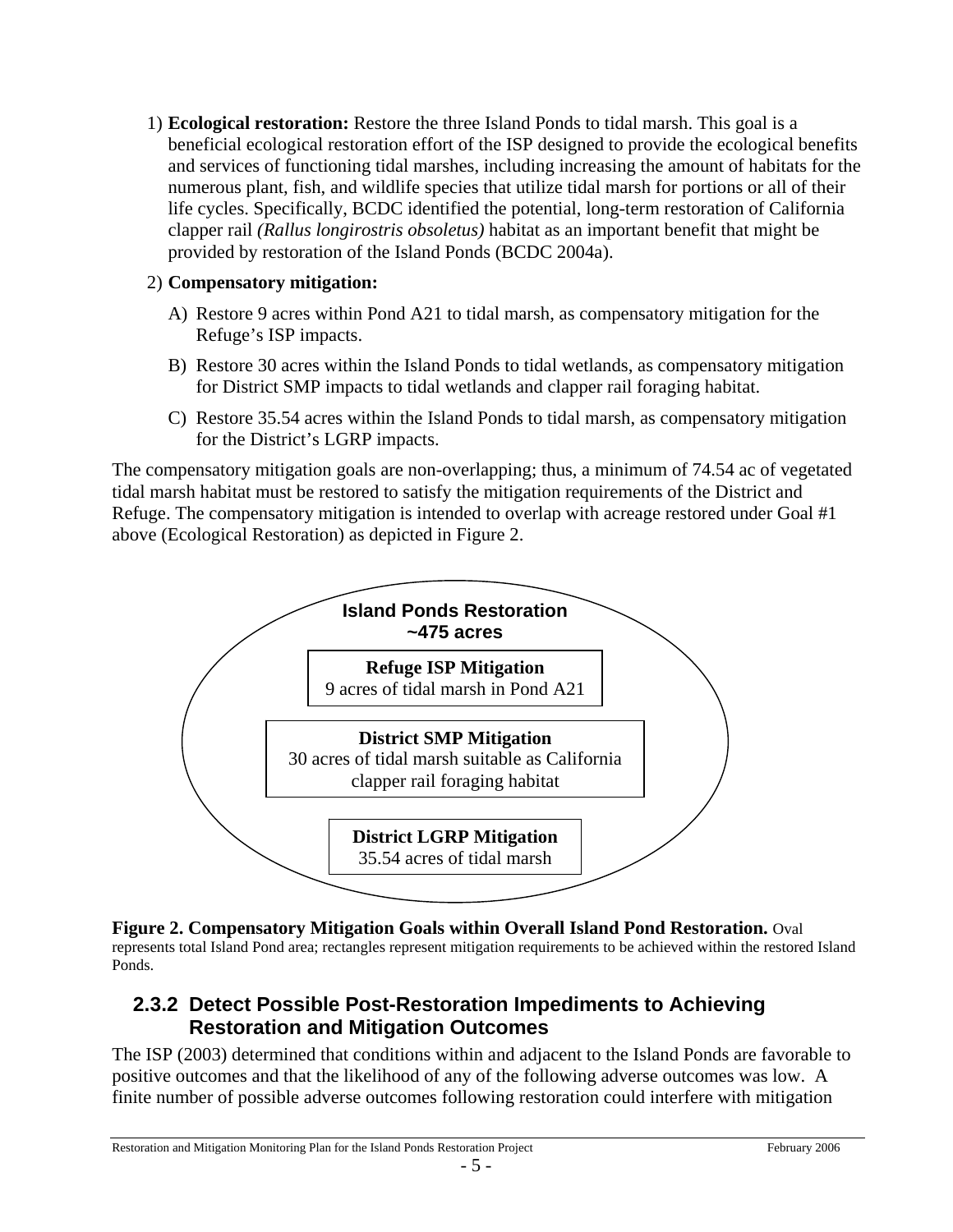1) **Ecological restoration:** Restore the three Island Ponds to tidal marsh. This goal is a beneficial ecological restoration effort of the ISP designed to provide the ecological benefits and services of functioning tidal marshes, including increasing the amount of habitats for the numerous plant, fish, and wildlife species that utilize tidal marsh for portions or all of their life cycles. Specifically, BCDC identified the potential, long-term restoration of California clapper rail *(Rallus longirostris obsoletus)* habitat as an important benefit that might be provided by restoration of the Island Ponds (BCDC 2004a).

2) **Compensatory mitigation:**

   A) Restore 9 acres within Pond A21 to tidal marsh, as compensatory mitigation for the Refuge's ISP impacts.

   B) Restore 30 acres within the Island Ponds to tidal wetlands, as compensatory mitigation for District SMP impacts to tidal wetlands and clapper rail foraging habitat.

   C) Restore 35.54 acres within the Island Ponds to tidal marsh, as compensatory mitigation for the District's LGRP impacts.

The compensatory mitigation goals are non-overlapping; thus, a minimum of 74.54 ac of vegetated tidal marsh habitat must be restored to satisfy the mitigation requirements of the District and Refuge. The compensatory mitigation is intended to overlap with acreage restored under Goal #1 above (Ecological Restoration) as depicted in Figure 2.

**Island Ponds Restoration**
**~475 acres**

**Refuge ISP Mitigation**
9 acres of tidal marsh in Pond A21

**District SMP Mitigation**
30 acres of tidal marsh suitable as California clapper rail foraging habitat

**District LGRP Mitigation**
35.54 acres of tidal marsh

**Figure 2. Compensatory Mitigation Goals within Overall Island Pond Restoration.** Oval represents total Island Pond area; rectangles represent mitigation requirements to be achieved within the restored Island Ponds.

### 2.3.2 Detect Possible Post-Restoration Impediments to Achieving Restoration and Mitigation Outcomes

The ISP (2003) determined that conditions within and adjacent to the Island Ponds are favorable to positive outcomes and that the likelihood of any of the following adverse outcomes was low. A finite number of possible adverse outcomes following restoration could interfere with mitigation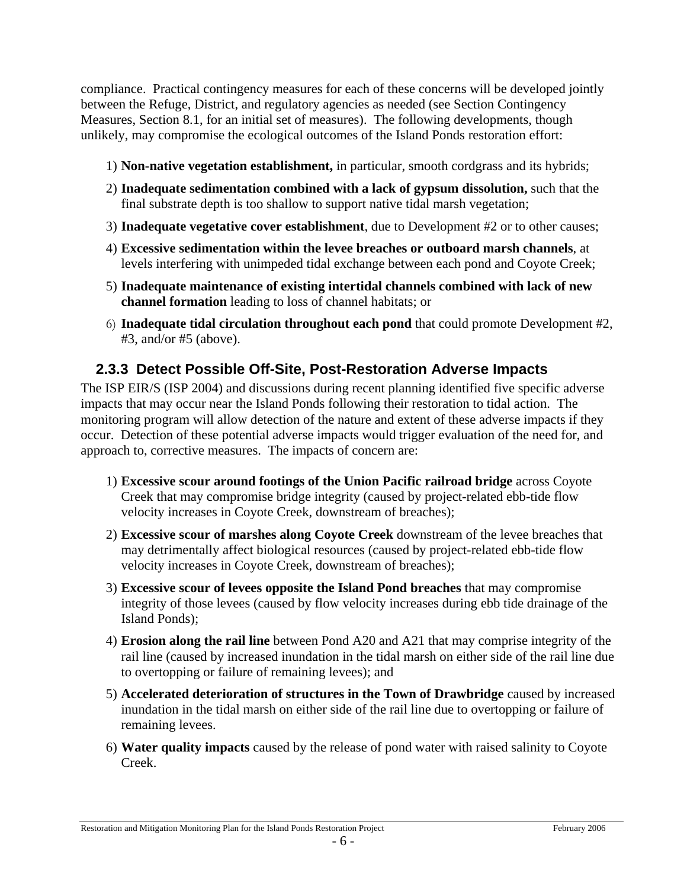compliance. Practical contingency measures for each of these concerns will be developed jointly between the Refuge, District, and regulatory agencies as needed (see Section Contingency Measures, Section 8.1, for an initial set of measures). The following developments, though unlikely, may compromise the ecological outcomes of the Island Ponds restoration effort:

1) **Non-native vegetation establishment,** in particular, smooth cordgrass and its hybrids;
2) **Inadequate sedimentation combined with a lack of gypsum dissolution,** such that the final substrate depth is too shallow to support native tidal marsh vegetation;
3) **Inadequate vegetative cover establishment**, due to Development #2 or to other causes;
4) **Excessive sedimentation within the levee breaches or outboard marsh channels**, at levels interfering with unimpeded tidal exchange between each pond and Coyote Creek;
5) **Inadequate maintenance of existing intertidal channels combined with lack of new channel formation** leading to loss of channel habitats; or
6) **Inadequate tidal circulation throughout each pond** that could promote Development #2, #3, and/or #5 (above).

### 2.3.3 Detect Possible Off-Site, Post-Restoration Adverse Impacts

The ISP EIR/S (ISP 2004) and discussions during recent planning identified five specific adverse impacts that may occur near the Island Ponds following their restoration to tidal action. The monitoring program will allow detection of the nature and extent of these adverse impacts if they occur. Detection of these potential adverse impacts would trigger evaluation of the need for, and approach to, corrective measures. The impacts of concern are:

1) **Excessive scour around footings of the Union Pacific railroad bridge** across Coyote Creek that may compromise bridge integrity (caused by project-related ebb-tide flow velocity increases in Coyote Creek, downstream of breaches);
2) **Excessive scour of marshes along Coyote Creek** downstream of the levee breaches that may detrimentally affect biological resources (caused by project-related ebb-tide flow velocity increases in Coyote Creek, downstream of breaches);
3) **Excessive scour of levees opposite the Island Pond breaches** that may compromise integrity of those levees (caused by flow velocity increases during ebb tide drainage of the Island Ponds);
4) **Erosion along the rail line** between Pond A20 and A21 that may comprise integrity of the rail line (caused by increased inundation in the tidal marsh on either side of the rail line due to overtopping or failure of remaining levees); and
5) **Accelerated deterioration of structures in the Town of Drawbridge** caused by increased inundation in the tidal marsh on either side of the rail line due to overtopping or failure of remaining levees.
6) **Water quality impacts** caused by the release of pond water with raised salinity to Coyote Creek.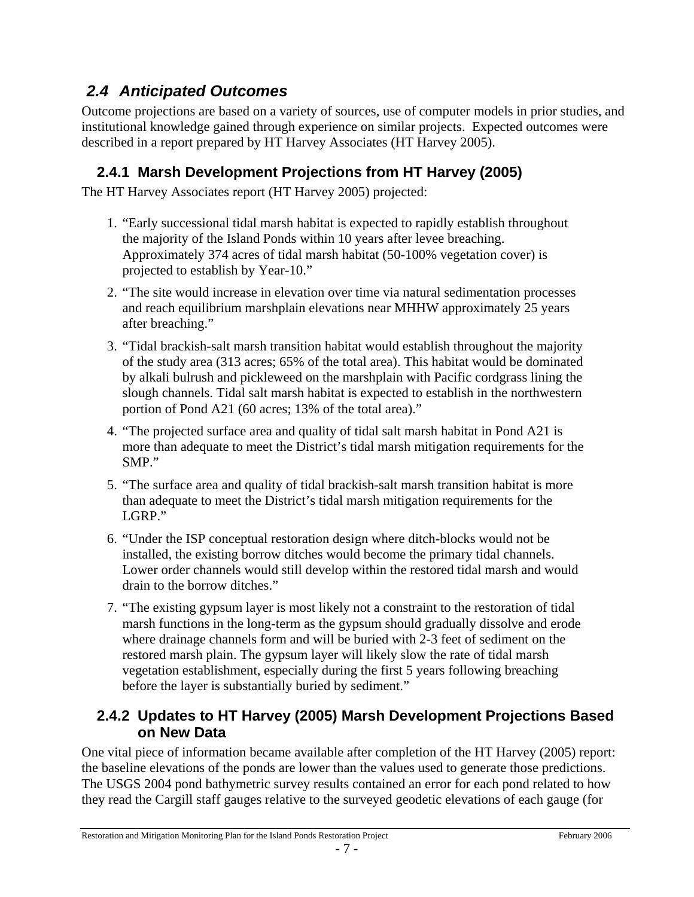## *2.4 Anticipated Outcomes*

Outcome projections are based on a variety of sources, use of computer models in prior studies, and institutional knowledge gained through experience on similar projects. Expected outcomes were described in a report prepared by HT Harvey Associates (HT Harvey 2005).

### 2.4.1 Marsh Development Projections from HT Harvey (2005)

The HT Harvey Associates report (HT Harvey 2005) projected:

1. "Early successional tidal marsh habitat is expected to rapidly establish throughout the majority of the Island Ponds within 10 years after levee breaching. Approximately 374 acres of tidal marsh habitat (50-100% vegetation cover) is projected to establish by Year-10."
2. "The site would increase in elevation over time via natural sedimentation processes and reach equilibrium marshplain elevations near MHHW approximately 25 years after breaching."
3. "Tidal brackish-salt marsh transition habitat would establish throughout the majority of the study area (313 acres; 65% of the total area). This habitat would be dominated by alkali bulrush and pickleweed on the marshplain with Pacific cordgrass lining the slough channels. Tidal salt marsh habitat is expected to establish in the northwestern portion of Pond A21 (60 acres; 13% of the total area)."
4. "The projected surface area and quality of tidal salt marsh habitat in Pond A21 is more than adequate to meet the District's tidal marsh mitigation requirements for the SMP."
5. "The surface area and quality of tidal brackish-salt marsh transition habitat is more than adequate to meet the District's tidal marsh mitigation requirements for the LGRP."
6. "Under the ISP conceptual restoration design where ditch-blocks would not be installed, the existing borrow ditches would become the primary tidal channels. Lower order channels would still develop within the restored tidal marsh and would drain to the borrow ditches."
7. "The existing gypsum layer is most likely not a constraint to the restoration of tidal marsh functions in the long-term as the gypsum should gradually dissolve and erode where drainage channels form and will be buried with 2-3 feet of sediment on the restored marsh plain. The gypsum layer will likely slow the rate of tidal marsh vegetation establishment, especially during the first 5 years following breaching before the layer is substantially buried by sediment."

### 2.4.2 Updates to HT Harvey (2005) Marsh Development Projections Based on New Data

One vital piece of information became available after completion of the HT Harvey (2005) report: the baseline elevations of the ponds are lower than the values used to generate those predictions. The USGS 2004 pond bathymetric survey results contained an error for each pond related to how they read the Cargill staff gauges relative to the surveyed geodetic elevations of each gauge (for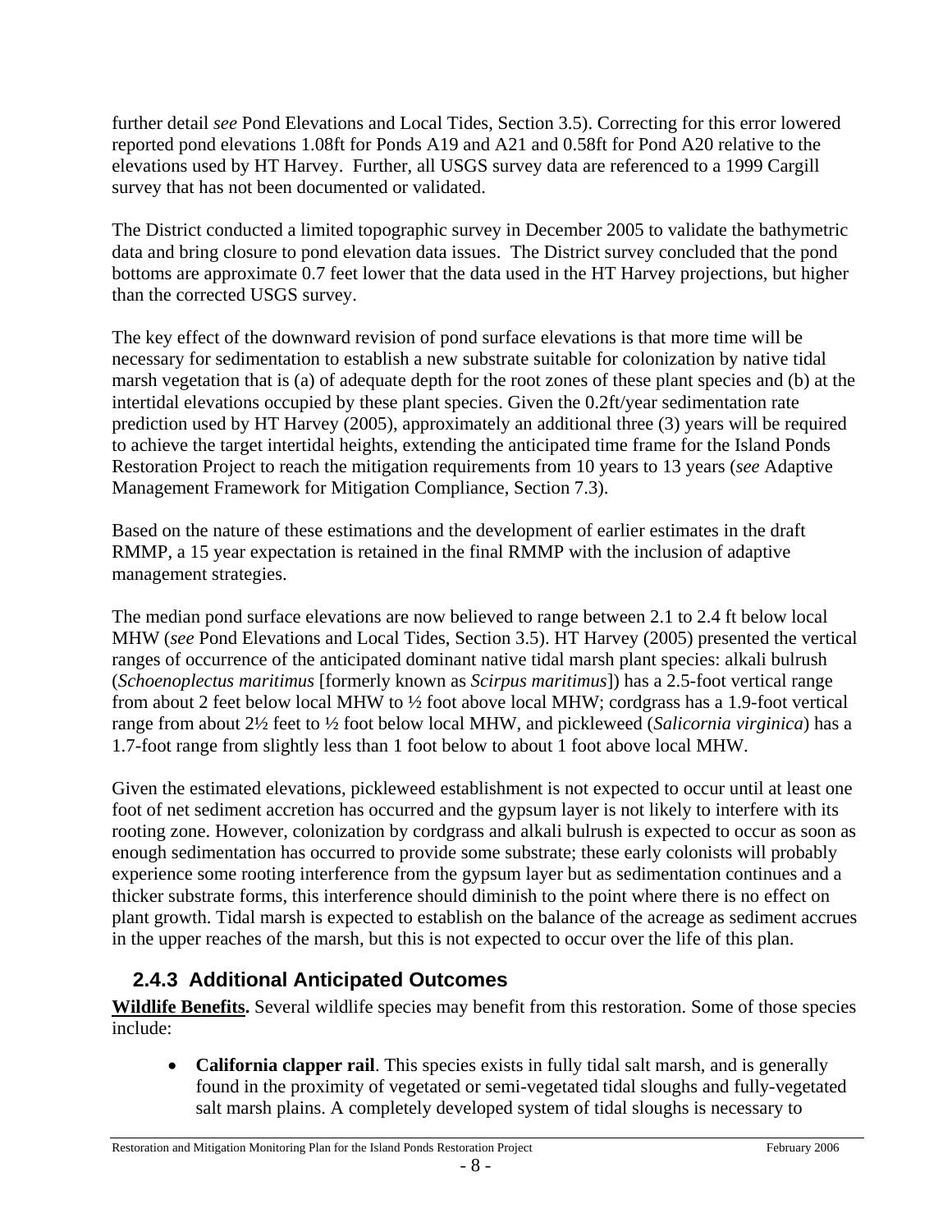further detail *see* Pond Elevations and Local Tides, Section 3.5). Correcting for this error lowered reported pond elevations 1.08ft for Ponds A19 and A21 and 0.58ft for Pond A20 relative to the elevations used by HT Harvey. Further, all USGS survey data are referenced to a 1999 Cargill survey that has not been documented or validated.

The District conducted a limited topographic survey in December 2005 to validate the bathymetric data and bring closure to pond elevation data issues. The District survey concluded that the pond bottoms are approximate 0.7 feet lower that the data used in the HT Harvey projections, but higher than the corrected USGS survey.

The key effect of the downward revision of pond surface elevations is that more time will be necessary for sedimentation to establish a new substrate suitable for colonization by native tidal marsh vegetation that is (a) of adequate depth for the root zones of these plant species and (b) at the intertidal elevations occupied by these plant species. Given the 0.2ft/year sedimentation rate prediction used by HT Harvey (2005), approximately an additional three (3) years will be required to achieve the target intertidal heights, extending the anticipated time frame for the Island Ponds Restoration Project to reach the mitigation requirements from 10 years to 13 years (*see* Adaptive Management Framework for Mitigation Compliance, Section 7.3).

Based on the nature of these estimations and the development of earlier estimates in the draft RMMP, a 15 year expectation is retained in the final RMMP with the inclusion of adaptive management strategies.

The median pond surface elevations are now believed to range between 2.1 to 2.4 ft below local MHW (*see* Pond Elevations and Local Tides, Section 3.5). HT Harvey (2005) presented the vertical ranges of occurrence of the anticipated dominant native tidal marsh plant species: alkali bulrush (*Schoenoplectus maritimus* [formerly known as *Scirpus maritimus*]) has a 2.5-foot vertical range from about 2 feet below local MHW to ½ foot above local MHW; cordgrass has a 1.9-foot vertical range from about 2½ feet to ½ foot below local MHW, and pickleweed (*Salicornia virginica*) has a 1.7-foot range from slightly less than 1 foot below to about 1 foot above local MHW.

Given the estimated elevations, pickleweed establishment is not expected to occur until at least one foot of net sediment accretion has occurred and the gypsum layer is not likely to interfere with its rooting zone. However, colonization by cordgrass and alkali bulrush is expected to occur as soon as enough sedimentation has occurred to provide some substrate; these early colonists will probably experience some rooting interference from the gypsum layer but as sedimentation continues and a thicker substrate forms, this interference should diminish to the point where there is no effect on plant growth. Tidal marsh is expected to establish on the balance of the acreage as sediment accrues in the upper reaches of the marsh, but this is not expected to occur over the life of this plan.

### 2.4.3 Additional Anticipated Outcomes

**Wildlife Benefits.** Several wildlife species may benefit from this restoration. Some of those species include:

- **California clapper rail**. This species exists in fully tidal salt marsh, and is generally found in the proximity of vegetated or semi-vegetated tidal sloughs and fully-vegetated salt marsh plains. A completely developed system of tidal sloughs is necessary to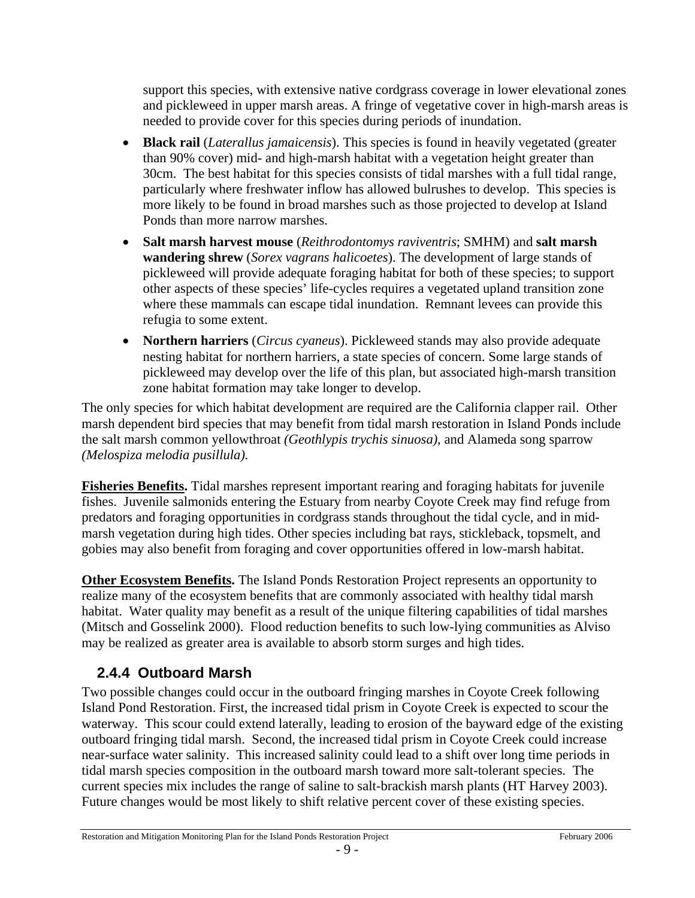support this species, with extensive native cordgrass coverage in lower elevational zones and pickleweed in upper marsh areas. A fringe of vegetative cover in high-marsh areas is needed to provide cover for this species during periods of inundation.

- **Black rail** (*Laterallus jamaicensis*). This species is found in heavily vegetated (greater than 90% cover) mid- and high-marsh habitat with a vegetation height greater than 30cm. The best habitat for this species consists of tidal marshes with a full tidal range, particularly where freshwater inflow has allowed bulrushes to develop. This species is more likely to be found in broad marshes such as those projected to develop at Island Ponds than more narrow marshes.
- **Salt marsh harvest mouse** (*Reithrodontomys raviventris*; SMHM) and **salt marsh wandering shrew** (*Sorex vagrans halicoetes*). The development of large stands of pickleweed will provide adequate foraging habitat for both of these species; to support other aspects of these species' life-cycles requires a vegetated upland transition zone where these mammals can escape tidal inundation. Remnant levees can provide this refugia to some extent.
- **Northern harriers** (*Circus cyaneus*). Pickleweed stands may also provide adequate nesting habitat for northern harriers, a state species of concern. Some large stands of pickleweed may develop over the life of this plan, but associated high-marsh transition zone habitat formation may take longer to develop.

The only species for which habitat development are required are the California clapper rail. Other marsh dependent bird species that may benefit from tidal marsh restoration in Island Ponds include the salt marsh common yellowthroat *(Geothlypis trychis sinuosa)*, and Alameda song sparrow *(Melospiza melodia pusillula)*.

**Fisheries Benefits.** Tidal marshes represent important rearing and foraging habitats for juvenile fishes. Juvenile salmonids entering the Estuary from nearby Coyote Creek may find refuge from predators and foraging opportunities in cordgrass stands throughout the tidal cycle, and in mid-marsh vegetation during high tides. Other species including bat rays, stickleback, topsmelt, and gobies may also benefit from foraging and cover opportunities offered in low-marsh habitat.

**Other Ecosystem Benefits.** The Island Ponds Restoration Project represents an opportunity to realize many of the ecosystem benefits that are commonly associated with healthy tidal marsh habitat. Water quality may benefit as a result of the unique filtering capabilities of tidal marshes (Mitsch and Gosselink 2000). Flood reduction benefits to such low-lying communities as Alviso may be realized as greater area is available to absorb storm surges and high tides.

### 2.4.4 Outboard Marsh

Two possible changes could occur in the outboard fringing marshes in Coyote Creek following Island Pond Restoration. First, the increased tidal prism in Coyote Creek is expected to scour the waterway. This scour could extend laterally, leading to erosion of the bayward edge of the existing outboard fringing tidal marsh. Second, the increased tidal prism in Coyote Creek could increase near-surface water salinity. This increased salinity could lead to a shift over long time periods in tidal marsh species composition in the outboard marsh toward more salt-tolerant species. The current species mix includes the range of saline to salt-brackish marsh plants (HT Harvey 2003). Future changes would be most likely to shift relative percent cover of these existing species.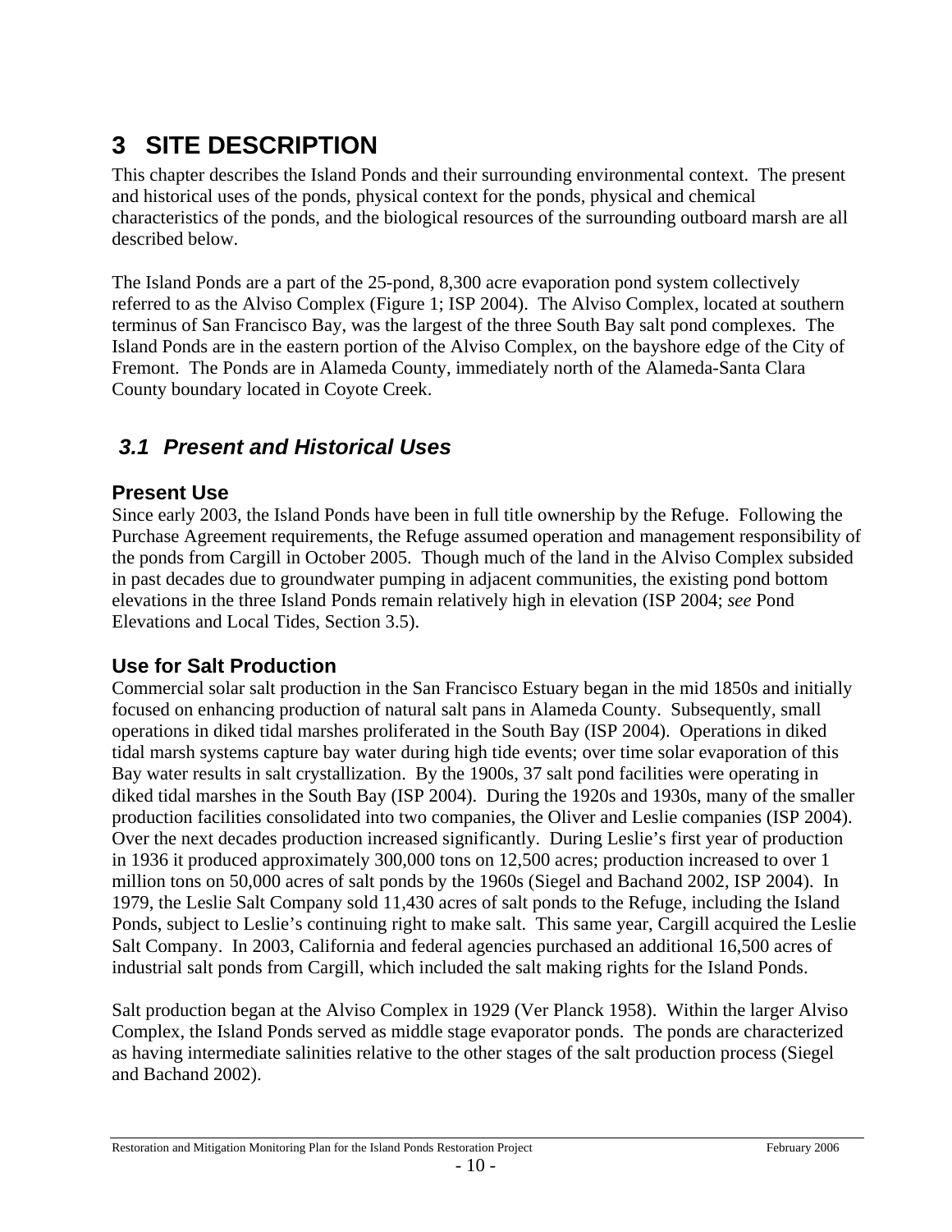# 3 SITE DESCRIPTION

This chapter describes the Island Ponds and their surrounding environmental context. The present and historical uses of the ponds, physical context for the ponds, physical and chemical characteristics of the ponds, and the biological resources of the surrounding outboard marsh are all described below.

The Island Ponds are a part of the 25-pond, 8,300 acre evaporation pond system collectively referred to as the Alviso Complex (Figure 1; ISP 2004). The Alviso Complex, located at southern terminus of San Francisco Bay, was the largest of the three South Bay salt pond complexes. The Island Ponds are in the eastern portion of the Alviso Complex, on the bayshore edge of the City of Fremont. The Ponds are in Alameda County, immediately north of the Alameda-Santa Clara County boundary located in Coyote Creek.

## 3.1 Present and Historical Uses

### Present Use

Since early 2003, the Island Ponds have been in full title ownership by the Refuge. Following the Purchase Agreement requirements, the Refuge assumed operation and management responsibility of the ponds from Cargill in October 2005. Though much of the land in the Alviso Complex subsided in past decades due to groundwater pumping in adjacent communities, the existing pond bottom elevations in the three Island Ponds remain relatively high in elevation (ISP 2004; *see* Pond Elevations and Local Tides, Section 3.5).

### Use for Salt Production

Commercial solar salt production in the San Francisco Estuary began in the mid 1850s and initially focused on enhancing production of natural salt pans in Alameda County. Subsequently, small operations in diked tidal marshes proliferated in the South Bay (ISP 2004). Operations in diked tidal marsh systems capture bay water during high tide events; over time solar evaporation of this Bay water results in salt crystallization. By the 1900s, 37 salt pond facilities were operating in diked tidal marshes in the South Bay (ISP 2004). During the 1920s and 1930s, many of the smaller production facilities consolidated into two companies, the Oliver and Leslie companies (ISP 2004). Over the next decades production increased significantly. During Leslie's first year of production in 1936 it produced approximately 300,000 tons on 12,500 acres; production increased to over 1 million tons on 50,000 acres of salt ponds by the 1960s (Siegel and Bachand 2002, ISP 2004). In 1979, the Leslie Salt Company sold 11,430 acres of salt ponds to the Refuge, including the Island Ponds, subject to Leslie's continuing right to make salt. This same year, Cargill acquired the Leslie Salt Company. In 2003, California and federal agencies purchased an additional 16,500 acres of industrial salt ponds from Cargill, which included the salt making rights for the Island Ponds.

Salt production began at the Alviso Complex in 1929 (Ver Planck 1958). Within the larger Alviso Complex, the Island Ponds served as middle stage evaporator ponds. The ponds are characterized as having intermediate salinities relative to the other stages of the salt production process (Siegel and Bachand 2002).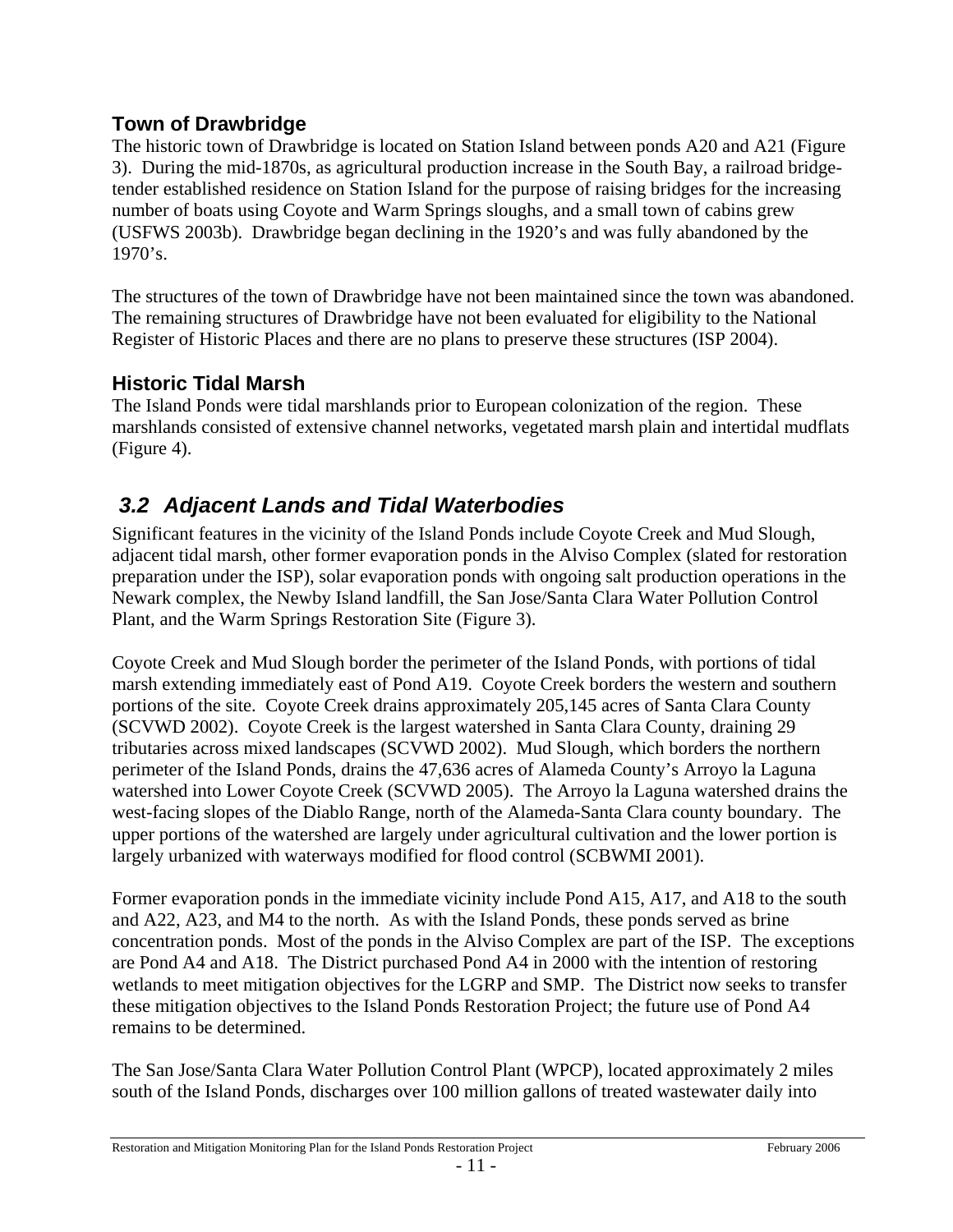### Town of Drawbridge

The historic town of Drawbridge is located on Station Island between ponds A20 and A21 (Figure 3). During the mid-1870s, as agricultural production increase in the South Bay, a railroad bridge-tender established residence on Station Island for the purpose of raising bridges for the increasing number of boats using Coyote and Warm Springs sloughs, and a small town of cabins grew (USFWS 2003b). Drawbridge began declining in the 1920's and was fully abandoned by the 1970's.

The structures of the town of Drawbridge have not been maintained since the town was abandoned. The remaining structures of Drawbridge have not been evaluated for eligibility to the National Register of Historic Places and there are no plans to preserve these structures (ISP 2004).

### Historic Tidal Marsh

The Island Ponds were tidal marshlands prior to European colonization of the region. These marshlands consisted of extensive channel networks, vegetated marsh plain and intertidal mudflats (Figure 4).

## *3.2 Adjacent Lands and Tidal Waterbodies*

Significant features in the vicinity of the Island Ponds include Coyote Creek and Mud Slough, adjacent tidal marsh, other former evaporation ponds in the Alviso Complex (slated for restoration preparation under the ISP), solar evaporation ponds with ongoing salt production operations in the Newark complex, the Newby Island landfill, the San Jose/Santa Clara Water Pollution Control Plant, and the Warm Springs Restoration Site (Figure 3).

Coyote Creek and Mud Slough border the perimeter of the Island Ponds, with portions of tidal marsh extending immediately east of Pond A19. Coyote Creek borders the western and southern portions of the site. Coyote Creek drains approximately 205,145 acres of Santa Clara County (SCVWD 2002). Coyote Creek is the largest watershed in Santa Clara County, draining 29 tributaries across mixed landscapes (SCVWD 2002). Mud Slough, which borders the northern perimeter of the Island Ponds, drains the 47,636 acres of Alameda County's Arroyo la Laguna watershed into Lower Coyote Creek (SCVWD 2005). The Arroyo la Laguna watershed drains the west-facing slopes of the Diablo Range, north of the Alameda-Santa Clara county boundary. The upper portions of the watershed are largely under agricultural cultivation and the lower portion is largely urbanized with waterways modified for flood control (SCBWMI 2001).

Former evaporation ponds in the immediate vicinity include Pond A15, A17, and A18 to the south and A22, A23, and M4 to the north. As with the Island Ponds, these ponds served as brine concentration ponds. Most of the ponds in the Alviso Complex are part of the ISP. The exceptions are Pond A4 and A18. The District purchased Pond A4 in 2000 with the intention of restoring wetlands to meet mitigation objectives for the LGRP and SMP. The District now seeks to transfer these mitigation objectives to the Island Ponds Restoration Project; the future use of Pond A4 remains to be determined.

The San Jose/Santa Clara Water Pollution Control Plant (WPCP), located approximately 2 miles south of the Island Ponds, discharges over 100 million gallons of treated wastewater daily into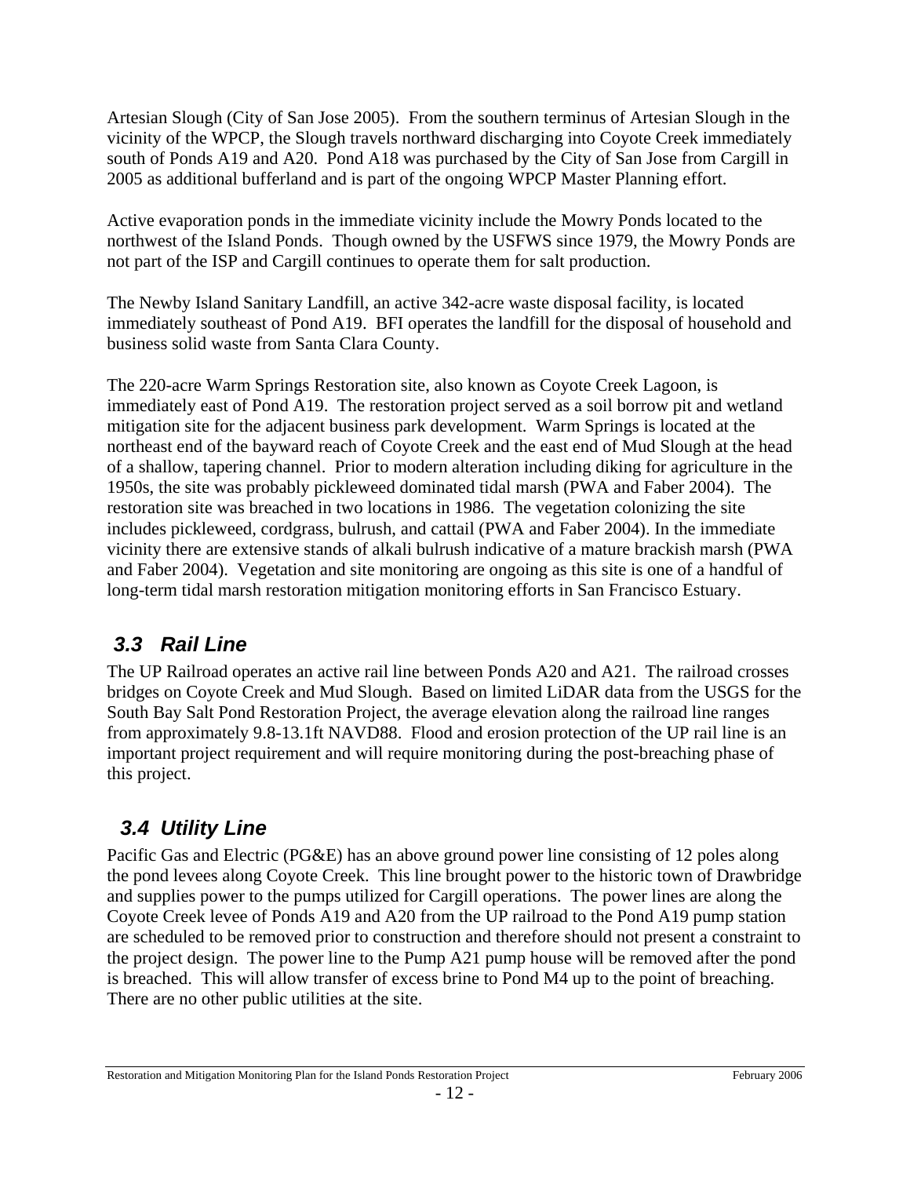Artesian Slough (City of San Jose 2005). From the southern terminus of Artesian Slough in the vicinity of the WPCP, the Slough travels northward discharging into Coyote Creek immediately south of Ponds A19 and A20. Pond A18 was purchased by the City of San Jose from Cargill in 2005 as additional bufferland and is part of the ongoing WPCP Master Planning effort.

Active evaporation ponds in the immediate vicinity include the Mowry Ponds located to the northwest of the Island Ponds. Though owned by the USFWS since 1979, the Mowry Ponds are not part of the ISP and Cargill continues to operate them for salt production.

The Newby Island Sanitary Landfill, an active 342-acre waste disposal facility, is located immediately southeast of Pond A19. BFI operates the landfill for the disposal of household and business solid waste from Santa Clara County.

The 220-acre Warm Springs Restoration site, also known as Coyote Creek Lagoon, is immediately east of Pond A19. The restoration project served as a soil borrow pit and wetland mitigation site for the adjacent business park development. Warm Springs is located at the northeast end of the bayward reach of Coyote Creek and the east end of Mud Slough at the head of a shallow, tapering channel. Prior to modern alteration including diking for agriculture in the 1950s, the site was probably pickleweed dominated tidal marsh (PWA and Faber 2004). The restoration site was breached in two locations in 1986. The vegetation colonizing the site includes pickleweed, cordgrass, bulrush, and cattail (PWA and Faber 2004). In the immediate vicinity there are extensive stands of alkali bulrush indicative of a mature brackish marsh (PWA and Faber 2004). Vegetation and site monitoring are ongoing as this site is one of a handful of long-term tidal marsh restoration mitigation monitoring efforts in San Francisco Estuary.

## 3.3 Rail Line

The UP Railroad operates an active rail line between Ponds A20 and A21. The railroad crosses bridges on Coyote Creek and Mud Slough. Based on limited LiDAR data from the USGS for the South Bay Salt Pond Restoration Project, the average elevation along the railroad line ranges from approximately 9.8-13.1ft NAVD88. Flood and erosion protection of the UP rail line is an important project requirement and will require monitoring during the post-breaching phase of this project.

## 3.4 Utility Line

Pacific Gas and Electric (PG&E) has an above ground power line consisting of 12 poles along the pond levees along Coyote Creek. This line brought power to the historic town of Drawbridge and supplies power to the pumps utilized for Cargill operations. The power lines are along the Coyote Creek levee of Ponds A19 and A20 from the UP railroad to the Pond A19 pump station are scheduled to be removed prior to construction and therefore should not present a constraint to the project design. The power line to the Pump A21 pump house will be removed after the pond is breached. This will allow transfer of excess brine to Pond M4 up to the point of breaching. There are no other public utilities at the site.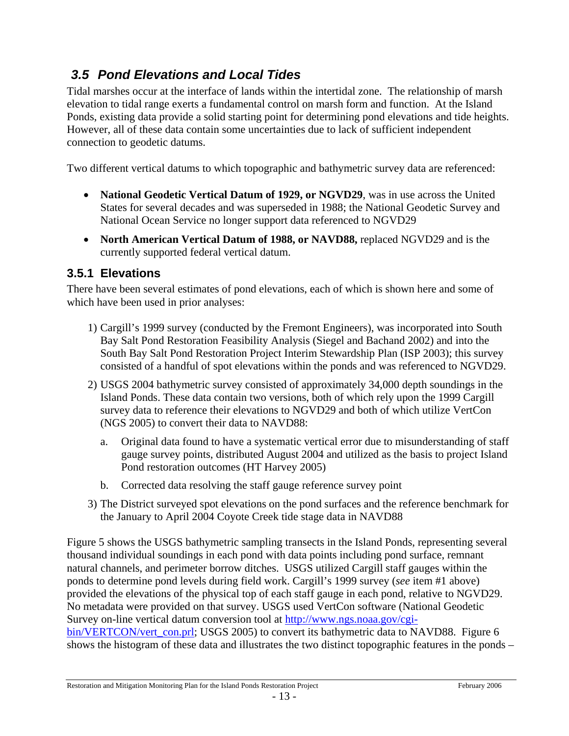## *3.5 Pond Elevations and Local Tides*

Tidal marshes occur at the interface of lands within the intertidal zone. The relationship of marsh elevation to tidal range exerts a fundamental control on marsh form and function. At the Island Ponds, existing data provide a solid starting point for determining pond elevations and tide heights. However, all of these data contain some uncertainties due to lack of sufficient independent connection to geodetic datums.

Two different vertical datums to which topographic and bathymetric survey data are referenced:

- **National Geodetic Vertical Datum of 1929, or NGVD29**, was in use across the United States for several decades and was superseded in 1988; the National Geodetic Survey and National Ocean Service no longer support data referenced to NGVD29
- **North American Vertical Datum of 1988, or NAVD88,** replaced NGVD29 and is the currently supported federal vertical datum.

### 3.5.1 Elevations

There have been several estimates of pond elevations, each of which is shown here and some of which have been used in prior analyses:

1) Cargill's 1999 survey (conducted by the Fremont Engineers), was incorporated into South Bay Salt Pond Restoration Feasibility Analysis (Siegel and Bachand 2002) and into the South Bay Salt Pond Restoration Project Interim Stewardship Plan (ISP 2003); this survey consisted of a handful of spot elevations within the ponds and was referenced to NGVD29.
2) USGS 2004 bathymetric survey consisted of approximately 34,000 depth soundings in the Island Ponds. These data contain two versions, both of which rely upon the 1999 Cargill survey data to reference their elevations to NGVD29 and both of which utilize VertCon (NGS 2005) to convert their data to NAVD88:
   a. Original data found to have a systematic vertical error due to misunderstanding of staff gauge survey points, distributed August 2004 and utilized as the basis to project Island Pond restoration outcomes (HT Harvey 2005)
   b. Corrected data resolving the staff gauge reference survey point
3) The District surveyed spot elevations on the pond surfaces and the reference benchmark for the January to April 2004 Coyote Creek tide stage data in NAVD88

Figure 5 shows the USGS bathymetric sampling transects in the Island Ponds, representing several thousand individual soundings in each pond with data points including pond surface, remnant natural channels, and perimeter borrow ditches. USGS utilized Cargill staff gauges within the ponds to determine pond levels during field work. Cargill's 1999 survey (*see* item #1 above) provided the elevations of the physical top of each staff gauge in each pond, relative to NGVD29. No metadata were provided on that survey. USGS used VertCon software (National Geodetic Survey on-line vertical datum conversion tool at http://www.ngs.noaa.gov/cgi-bin/VERTCON/vert_con.prl; USGS 2005) to convert its bathymetric data to NAVD88. Figure 6 shows the histogram of these data and illustrates the two distinct topographic features in the ponds –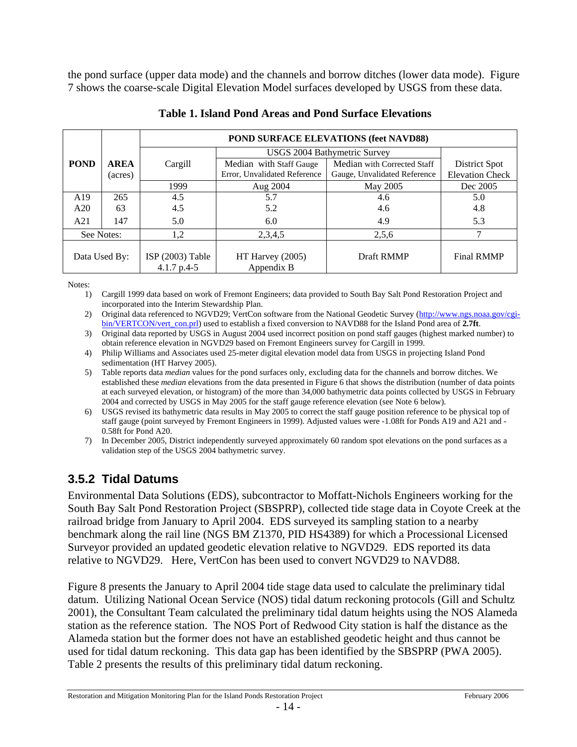the pond surface (upper data mode) and the channels and borrow ditches (lower data mode). Figure 7 shows the coarse-scale Digital Elevation Model surfaces developed by USGS from these data.

**Table 1. Island Pond Areas and Pond Surface Elevations**

| POND | AREA (acres) | POND SURFACE ELEVATIONS (feet NAVD88) | | | |
|---|---|---|---|---|---|
| | | Cargill | USGS 2004 Bathymetric Survey | | District Spot Elevation Check |
| | | | Median with Staff Gauge Error, Unvalidated Reference | Median with Corrected Staff Gauge, Unvalidated Reference | |
| | | 1999 | Aug 2004 | May 2005 | Dec 2005 |
| A19 | 265 | 4.5 | 5.7 | 4.6 | 5.0 |
| A20 | 63 | 4.5 | 5.2 | 4.6 | 4.8 |
| A21 | 147 | 5.0 | 6.0 | 4.9 | 5.3 |
| See Notes: | | 1,2 | 2,3,4,5 | 2,5,6 | 7 |
| Data Used By: | | ISP (2003) Table 4.1.7 p.4-5 | HT Harvey (2005) Appendix B | Draft RMMP | Final RMMP |

Notes:

1) Cargill 1999 data based on work of Fremont Engineers; data provided to South Bay Salt Pond Restoration Project and incorporated into the Interim Stewardship Plan.
2) Original data referenced to NGVD29; VertCon software from the National Geodetic Survey (http://www.ngs.noaa.gov/cgi-bin/VERTCON/vert_con.prl) used to establish a fixed conversion to NAVD88 for the Island Pond area of **2.7ft**.
3) Original data reported by USGS in August 2004 used incorrect position on pond staff gauges (highest marked number) to obtain reference elevation in NGVD29 based on Fremont Engineers survey for Cargill in 1999.
4) Philip Williams and Associates used 25-meter digital elevation model data from USGS in projecting Island Pond sedimentation (HT Harvey 2005).
5) Table reports data *median* values for the pond surfaces only, excluding data for the channels and borrow ditches. We established these *median* elevations from the data presented in Figure 6 that shows the distribution (number of data points at each surveyed elevation, or histogram) of the more than 34,000 bathymetric data points collected by USGS in February 2004 and corrected by USGS in May 2005 for the staff gauge reference elevation (see Note 6 below).
6) USGS revised its bathymetric data results in May 2005 to correct the staff gauge position reference to be physical top of staff gauge (point surveyed by Fremont Engineers in 1999). Adjusted values were -1.08ft for Ponds A19 and A21 and -0.58ft for Pond A20.
7) In December 2005, District independently surveyed approximately 60 random spot elevations on the pond surfaces as a validation step of the USGS 2004 bathymetric survey.

### 3.5.2 Tidal Datums

Environmental Data Solutions (EDS), subcontractor to Moffatt-Nichols Engineers working for the South Bay Salt Pond Restoration Project (SBSPRP), collected tide stage data in Coyote Creek at the railroad bridge from January to April 2004. EDS surveyed its sampling station to a nearby benchmark along the rail line (NGS BM Z1370, PID HS4389) for which a Processional Licensed Surveyor provided an updated geodetic elevation relative to NGVD29. EDS reported its data relative to NGVD29. Here, VertCon has been used to convert NGVD29 to NAVD88.

Figure 8 presents the January to April 2004 tide stage data used to calculate the preliminary tidal datum. Utilizing National Ocean Service (NOS) tidal datum reckoning protocols (Gill and Schultz 2001), the Consultant Team calculated the preliminary tidal datum heights using the NOS Alameda station as the reference station. The NOS Port of Redwood City station is half the distance as the Alameda station but the former does not have an established geodetic height and thus cannot be used for tidal datum reckoning. This data gap has been identified by the SBSPRP (PWA 2005). Table 2 presents the results of this preliminary tidal datum reckoning.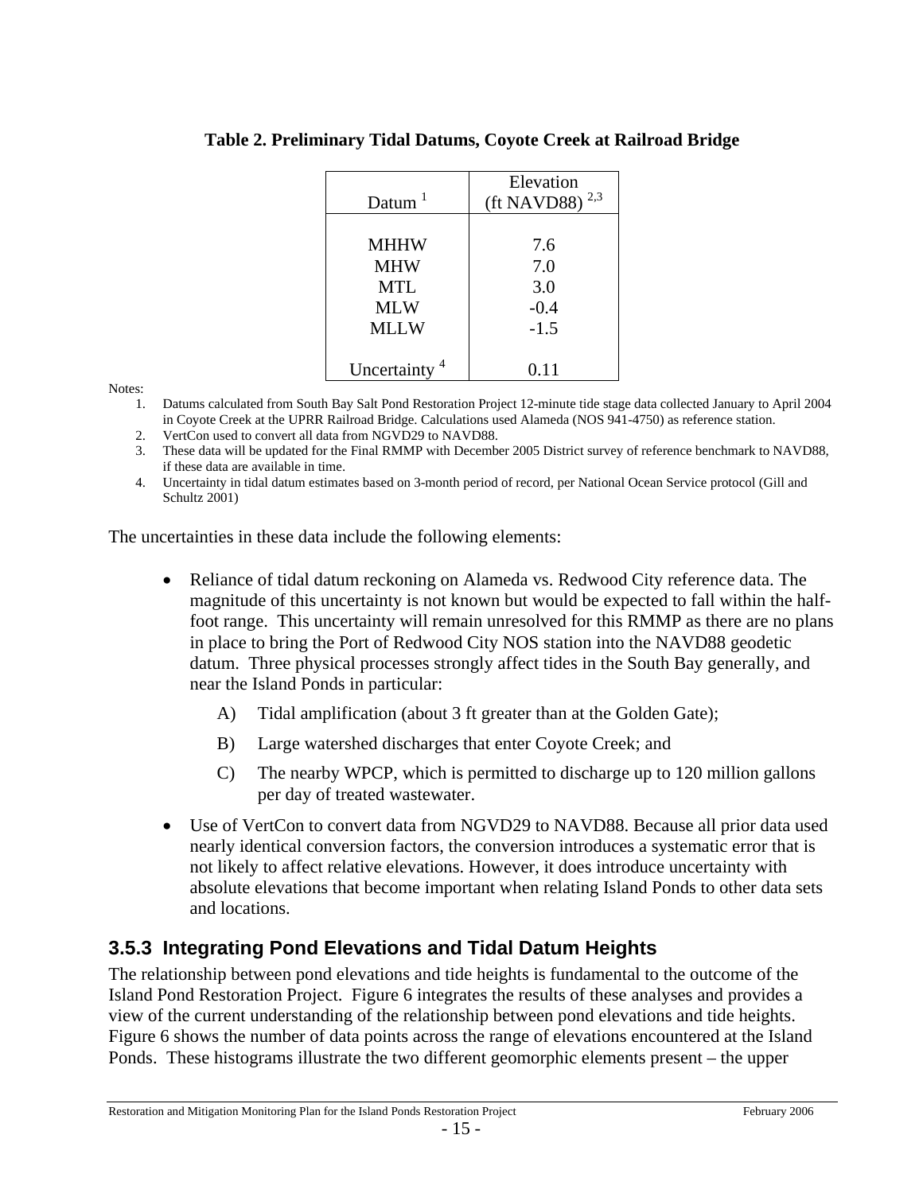**Table 2. Preliminary Tidal Datums, Coyote Creek at Railroad Bridge**

| Datum [1] | Elevation (ft NAVD88) [2,3] |
|---|---|
| MHHW | 7.6 |
| MHW | 7.0 |
| MTL | 3.0 |
| MLW | -0.4 |
| MLLW | -1.5 |
| Uncertainty [4] | 0.11 |

Notes:

1. Datums calculated from South Bay Salt Pond Restoration Project 12-minute tide stage data collected January to April 2004 in Coyote Creek at the UPRR Railroad Bridge. Calculations used Alameda (NOS 941-4750) as reference station.
2. VertCon used to convert all data from NGVD29 to NAVD88.
3. These data will be updated for the Final RMMP with December 2005 District survey of reference benchmark to NAVD88, if these data are available in time.
4. Uncertainty in tidal datum estimates based on 3-month period of record, per National Ocean Service protocol (Gill and Schultz 2001)

The uncertainties in these data include the following elements:

- Reliance of tidal datum reckoning on Alameda vs. Redwood City reference data. The magnitude of this uncertainty is not known but would be expected to fall within the half-foot range. This uncertainty will remain unresolved for this RMMP as there are no plans in place to bring the Port of Redwood City NOS station into the NAVD88 geodetic datum. Three physical processes strongly affect tides in the South Bay generally, and near the Island Ponds in particular:
  - A) Tidal amplification (about 3 ft greater than at the Golden Gate);
  - B) Large watershed discharges that enter Coyote Creek; and
  - C) The nearby WPCP, which is permitted to discharge up to 120 million gallons per day of treated wastewater.
- Use of VertCon to convert data from NGVD29 to NAVD88. Because all prior data used nearly identical conversion factors, the conversion introduces a systematic error that is not likely to affect relative elevations. However, it does introduce uncertainty with absolute elevations that become important when relating Island Ponds to other data sets and locations.

### 3.5.3 Integrating Pond Elevations and Tidal Datum Heights

The relationship between pond elevations and tide heights is fundamental to the outcome of the Island Pond Restoration Project. Figure 6 integrates the results of these analyses and provides a view of the current understanding of the relationship between pond elevations and tide heights. Figure 6 shows the number of data points across the range of elevations encountered at the Island Ponds. These histograms illustrate the two different geomorphic elements present – the upper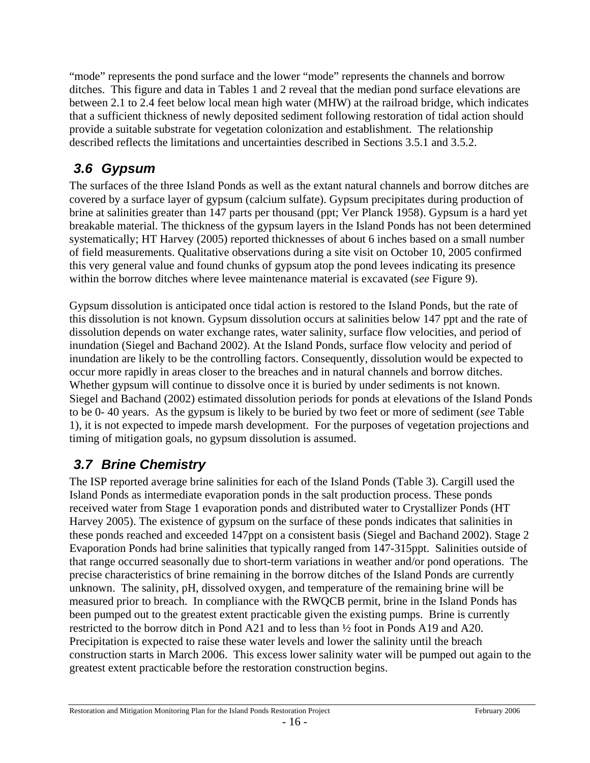"mode" represents the pond surface and the lower "mode" represents the channels and borrow ditches. This figure and data in Tables 1 and 2 reveal that the median pond surface elevations are between 2.1 to 2.4 feet below local mean high water (MHW) at the railroad bridge, which indicates that a sufficient thickness of newly deposited sediment following restoration of tidal action should provide a suitable substrate for vegetation colonization and establishment. The relationship described reflects the limitations and uncertainties described in Sections 3.5.1 and 3.5.2.

## *3.6 Gypsum*

The surfaces of the three Island Ponds as well as the extant natural channels and borrow ditches are covered by a surface layer of gypsum (calcium sulfate). Gypsum precipitates during production of brine at salinities greater than 147 parts per thousand (ppt; Ver Planck 1958). Gypsum is a hard yet breakable material. The thickness of the gypsum layers in the Island Ponds has not been determined systematically; HT Harvey (2005) reported thicknesses of about 6 inches based on a small number of field measurements. Qualitative observations during a site visit on October 10, 2005 confirmed this very general value and found chunks of gypsum atop the pond levees indicating its presence within the borrow ditches where levee maintenance material is excavated (*see* Figure 9).

Gypsum dissolution is anticipated once tidal action is restored to the Island Ponds, but the rate of this dissolution is not known. Gypsum dissolution occurs at salinities below 147 ppt and the rate of dissolution depends on water exchange rates, water salinity, surface flow velocities, and period of inundation (Siegel and Bachand 2002). At the Island Ponds, surface flow velocity and period of inundation are likely to be the controlling factors. Consequently, dissolution would be expected to occur more rapidly in areas closer to the breaches and in natural channels and borrow ditches. Whether gypsum will continue to dissolve once it is buried by under sediments is not known. Siegel and Bachand (2002) estimated dissolution periods for ponds at elevations of the Island Ponds to be 0- 40 years. As the gypsum is likely to be buried by two feet or more of sediment (*see* Table 1), it is not expected to impede marsh development. For the purposes of vegetation projections and timing of mitigation goals, no gypsum dissolution is assumed.

## *3.7 Brine Chemistry*

The ISP reported average brine salinities for each of the Island Ponds (Table 3). Cargill used the Island Ponds as intermediate evaporation ponds in the salt production process. These ponds received water from Stage 1 evaporation ponds and distributed water to Crystallizer Ponds (HT Harvey 2005). The existence of gypsum on the surface of these ponds indicates that salinities in these ponds reached and exceeded 147ppt on a consistent basis (Siegel and Bachand 2002). Stage 2 Evaporation Ponds had brine salinities that typically ranged from 147-315ppt. Salinities outside of that range occurred seasonally due to short-term variations in weather and/or pond operations. The precise characteristics of brine remaining in the borrow ditches of the Island Ponds are currently unknown. The salinity, pH, dissolved oxygen, and temperature of the remaining brine will be measured prior to breach. In compliance with the RWQCB permit, brine in the Island Ponds has been pumped out to the greatest extent practicable given the existing pumps. Brine is currently restricted to the borrow ditch in Pond A21 and to less than ½ foot in Ponds A19 and A20. Precipitation is expected to raise these water levels and lower the salinity until the breach construction starts in March 2006. This excess lower salinity water will be pumped out again to the greatest extent practicable before the restoration construction begins.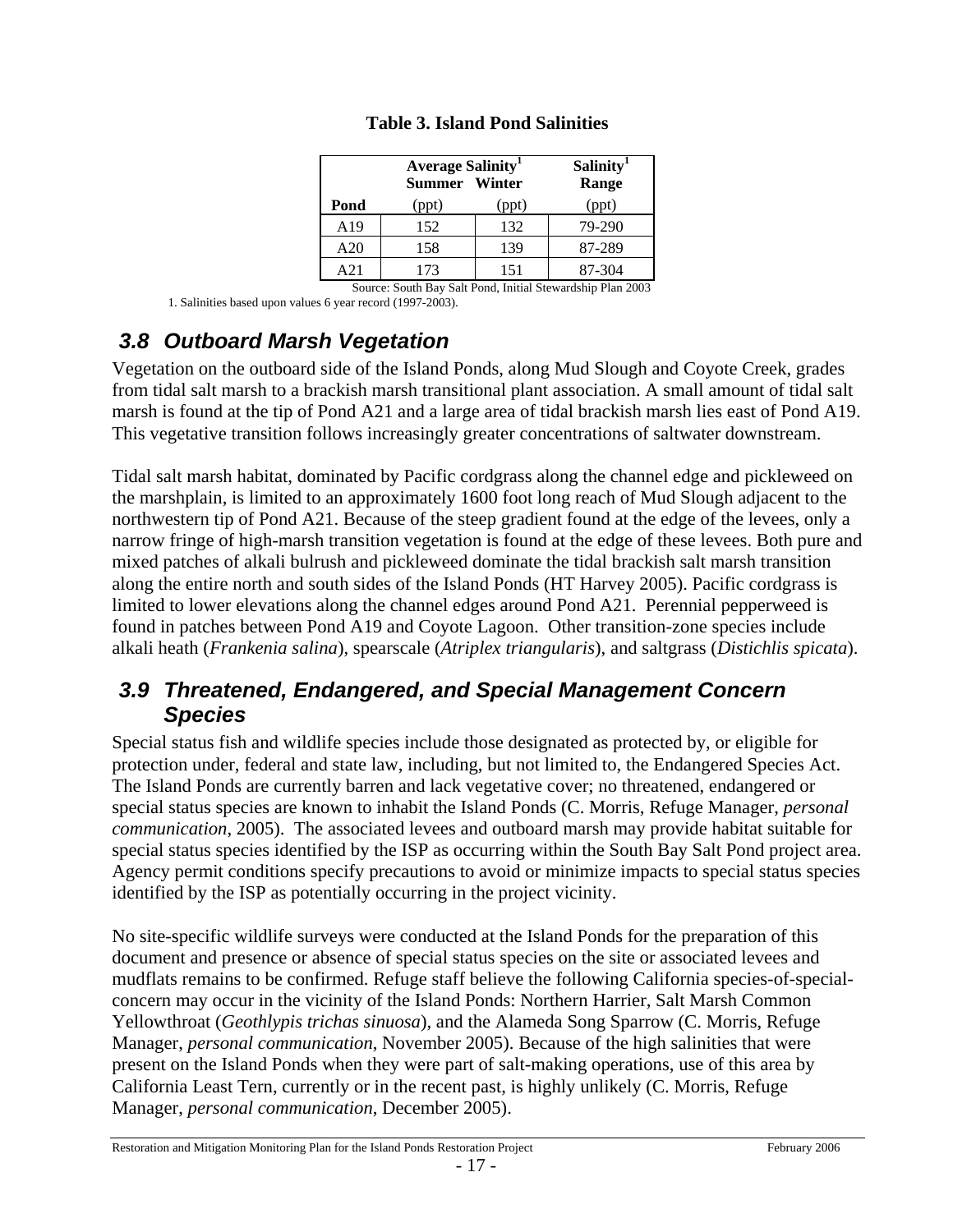**Table 3. Island Pond Salinities**

| Pond | Average Salinity[1] Summer (ppt) | Average Salinity[1] Winter (ppt) | Salinity[1] Range (ppt) |
|---|---|---|---|
| A19 | 152 | 132 | 79-290 |
| A20 | 158 | 139 | 87-289 |
| A21 | 173 | 151 | 87-304 |

Source: South Bay Salt Pond, Initial Stewardship Plan 2003

1. Salinities based upon values 6 year record (1997-2003).

## *3.8 Outboard Marsh Vegetation*

Vegetation on the outboard side of the Island Ponds, along Mud Slough and Coyote Creek, grades from tidal salt marsh to a brackish marsh transitional plant association. A small amount of tidal salt marsh is found at the tip of Pond A21 and a large area of tidal brackish marsh lies east of Pond A19. This vegetative transition follows increasingly greater concentrations of saltwater downstream.

Tidal salt marsh habitat, dominated by Pacific cordgrass along the channel edge and pickleweed on the marshplain, is limited to an approximately 1600 foot long reach of Mud Slough adjacent to the northwestern tip of Pond A21. Because of the steep gradient found at the edge of the levees, only a narrow fringe of high-marsh transition vegetation is found at the edge of these levees. Both pure and mixed patches of alkali bulrush and pickleweed dominate the tidal brackish salt marsh transition along the entire north and south sides of the Island Ponds (HT Harvey 2005). Pacific cordgrass is limited to lower elevations along the channel edges around Pond A21. Perennial pepperweed is found in patches between Pond A19 and Coyote Lagoon. Other transition-zone species include alkali heath (*Frankenia salina*), spearscale (*Atriplex triangularis*), and saltgrass (*Distichlis spicata*).

## *3.9 Threatened, Endangered, and Special Management Concern Species*

Special status fish and wildlife species include those designated as protected by, or eligible for protection under, federal and state law, including, but not limited to, the Endangered Species Act. The Island Ponds are currently barren and lack vegetative cover; no threatened, endangered or special status species are known to inhabit the Island Ponds (C. Morris, Refuge Manager, *personal communication*, 2005). The associated levees and outboard marsh may provide habitat suitable for special status species identified by the ISP as occurring within the South Bay Salt Pond project area. Agency permit conditions specify precautions to avoid or minimize impacts to special status species identified by the ISP as potentially occurring in the project vicinity.

No site-specific wildlife surveys were conducted at the Island Ponds for the preparation of this document and presence or absence of special status species on the site or associated levees and mudflats remains to be confirmed. Refuge staff believe the following California species-of-special-concern may occur in the vicinity of the Island Ponds: Northern Harrier, Salt Marsh Common Yellowthroat (*Geothlypis trichas sinuosa*), and the Alameda Song Sparrow (C. Morris, Refuge Manager, *personal communication*, November 2005). Because of the high salinities that were present on the Island Ponds when they were part of salt-making operations, use of this area by California Least Tern, currently or in the recent past, is highly unlikely (C. Morris, Refuge Manager, *personal communication*, December 2005).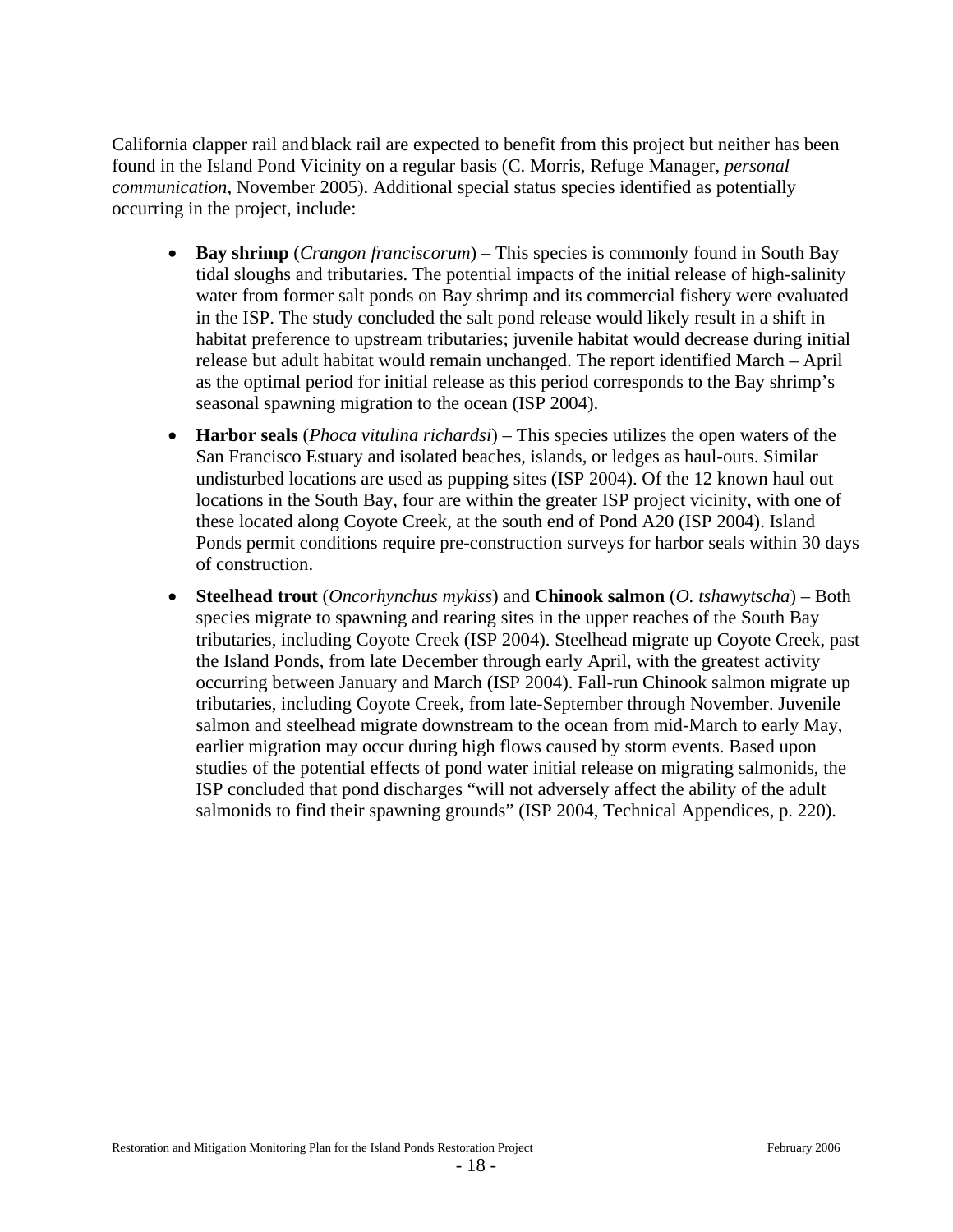California clapper rail and black rail are expected to benefit from this project but neither has been found in the Island Pond Vicinity on a regular basis (C. Morris, Refuge Manager, *personal communication*, November 2005). Additional special status species identified as potentially occurring in the project, include:

- **Bay shrimp** (*Crangon franciscorum*) – This species is commonly found in South Bay tidal sloughs and tributaries. The potential impacts of the initial release of high-salinity water from former salt ponds on Bay shrimp and its commercial fishery were evaluated in the ISP. The study concluded the salt pond release would likely result in a shift in habitat preference to upstream tributaries; juvenile habitat would decrease during initial release but adult habitat would remain unchanged. The report identified March – April as the optimal period for initial release as this period corresponds to the Bay shrimp's seasonal spawning migration to the ocean (ISP 2004).
- **Harbor seals** (*Phoca vitulina richardsi*) – This species utilizes the open waters of the San Francisco Estuary and isolated beaches, islands, or ledges as haul-outs. Similar undisturbed locations are used as pupping sites (ISP 2004). Of the 12 known haul out locations in the South Bay, four are within the greater ISP project vicinity, with one of these located along Coyote Creek, at the south end of Pond A20 (ISP 2004). Island Ponds permit conditions require pre-construction surveys for harbor seals within 30 days of construction.
- **Steelhead trout** (*Oncorhynchus mykiss*) and **Chinook salmon** (*O. tshawytscha*) – Both species migrate to spawning and rearing sites in the upper reaches of the South Bay tributaries, including Coyote Creek (ISP 2004). Steelhead migrate up Coyote Creek, past the Island Ponds, from late December through early April, with the greatest activity occurring between January and March (ISP 2004). Fall-run Chinook salmon migrate up tributaries, including Coyote Creek, from late-September through November. Juvenile salmon and steelhead migrate downstream to the ocean from mid-March to early May, earlier migration may occur during high flows caused by storm events. Based upon studies of the potential effects of pond water initial release on migrating salmonids, the ISP concluded that pond discharges "will not adversely affect the ability of the adult salmonids to find their spawning grounds" (ISP 2004, Technical Appendices, p. 220).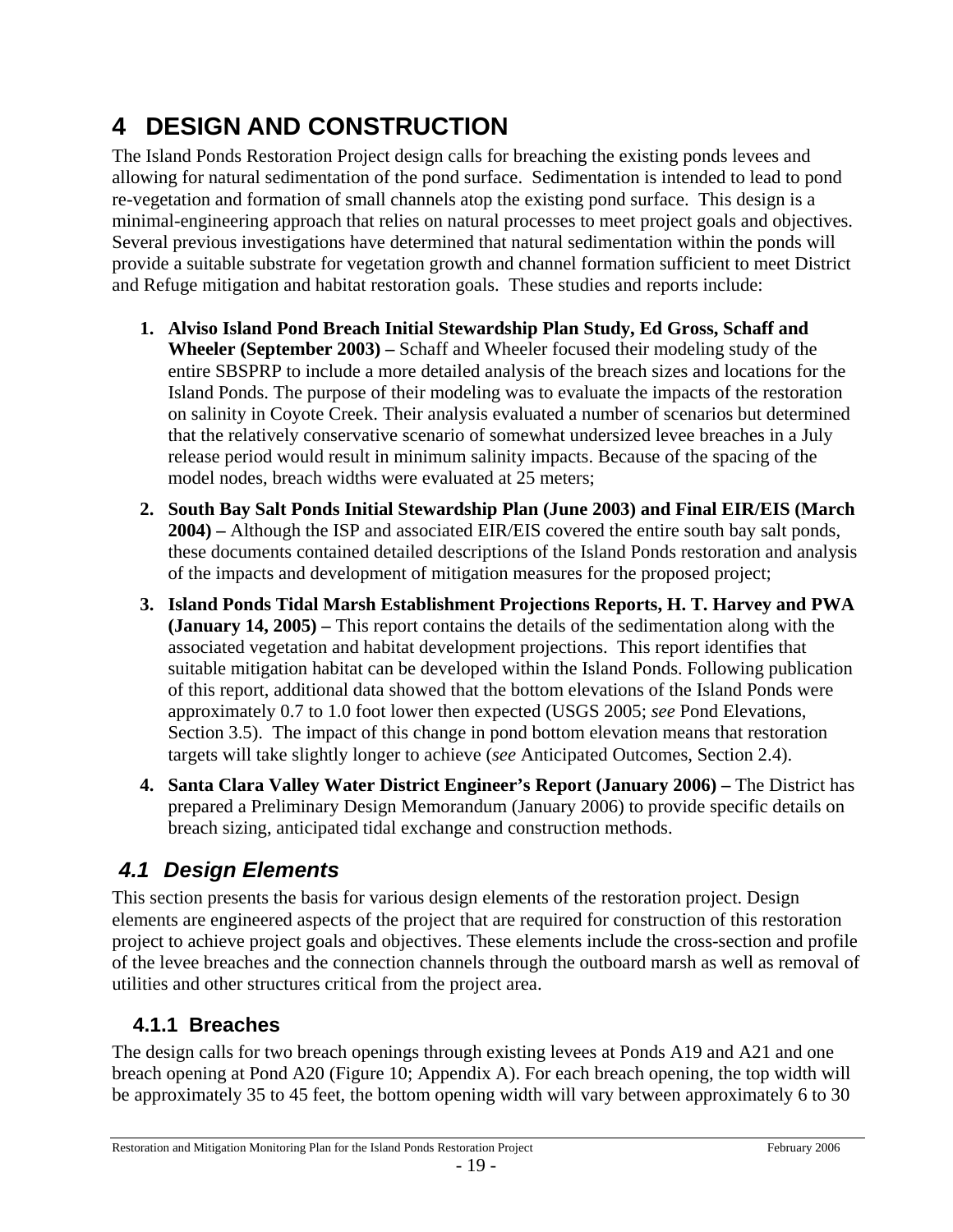# 4 DESIGN AND CONSTRUCTION

The Island Ponds Restoration Project design calls for breaching the existing ponds levees and allowing for natural sedimentation of the pond surface. Sedimentation is intended to lead to pond re-vegetation and formation of small channels atop the existing pond surface. This design is a minimal-engineering approach that relies on natural processes to meet project goals and objectives. Several previous investigations have determined that natural sedimentation within the ponds will provide a suitable substrate for vegetation growth and channel formation sufficient to meet District and Refuge mitigation and habitat restoration goals. These studies and reports include:

1. **Alviso Island Pond Breach Initial Stewardship Plan Study, Ed Gross, Schaff and Wheeler (September 2003) –** Schaff and Wheeler focused their modeling study of the entire SBSPRP to include a more detailed analysis of the breach sizes and locations for the Island Ponds. The purpose of their modeling was to evaluate the impacts of the restoration on salinity in Coyote Creek. Their analysis evaluated a number of scenarios but determined that the relatively conservative scenario of somewhat undersized levee breaches in a July release period would result in minimum salinity impacts. Because of the spacing of the model nodes, breach widths were evaluated at 25 meters;
2. **South Bay Salt Ponds Initial Stewardship Plan (June 2003) and Final EIR/EIS (March 2004) –** Although the ISP and associated EIR/EIS covered the entire south bay salt ponds, these documents contained detailed descriptions of the Island Ponds restoration and analysis of the impacts and development of mitigation measures for the proposed project;
3. **Island Ponds Tidal Marsh Establishment Projections Reports, H. T. Harvey and PWA (January 14, 2005) –** This report contains the details of the sedimentation along with the associated vegetation and habitat development projections. This report identifies that suitable mitigation habitat can be developed within the Island Ponds. Following publication of this report, additional data showed that the bottom elevations of the Island Ponds were approximately 0.7 to 1.0 foot lower then expected (USGS 2005; *see* Pond Elevations, Section 3.5). The impact of this change in pond bottom elevation means that restoration targets will take slightly longer to achieve (*see* Anticipated Outcomes, Section 2.4).
4. **Santa Clara Valley Water District Engineer's Report (January 2006) –** The District has prepared a Preliminary Design Memorandum (January 2006) to provide specific details on breach sizing, anticipated tidal exchange and construction methods.

## *4.1 Design Elements*

This section presents the basis for various design elements of the restoration project. Design elements are engineered aspects of the project that are required for construction of this restoration project to achieve project goals and objectives. These elements include the cross-section and profile of the levee breaches and the connection channels through the outboard marsh as well as removal of utilities and other structures critical from the project area.

### 4.1.1 Breaches

The design calls for two breach openings through existing levees at Ponds A19 and A21 and one breach opening at Pond A20 (Figure 10; Appendix A). For each breach opening, the top width will be approximately 35 to 45 feet, the bottom opening width will vary between approximately 6 to 30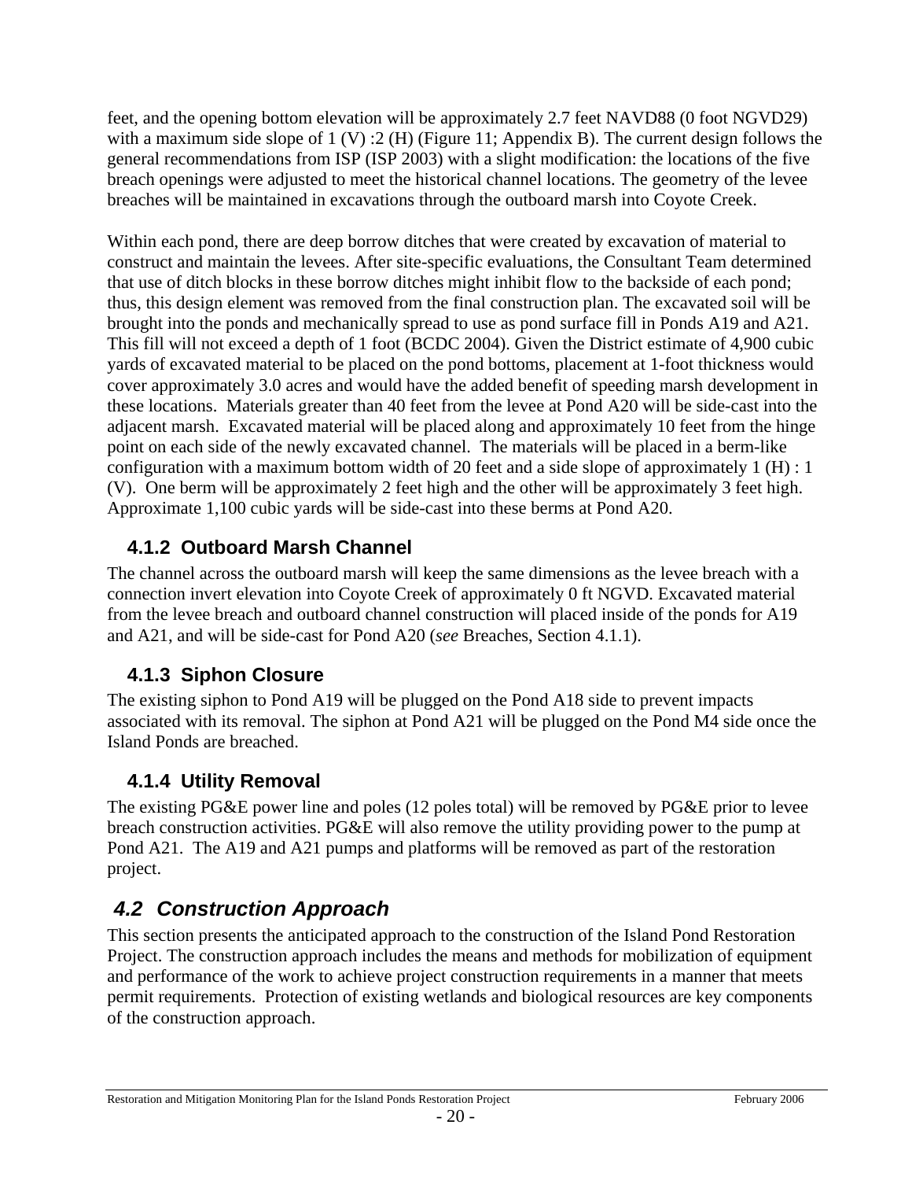feet, and the opening bottom elevation will be approximately 2.7 feet NAVD88 (0 foot NGVD29) with a maximum side slope of 1 (V) :2 (H) (Figure 11; Appendix B). The current design follows the general recommendations from ISP (ISP 2003) with a slight modification: the locations of the five breach openings were adjusted to meet the historical channel locations. The geometry of the levee breaches will be maintained in excavations through the outboard marsh into Coyote Creek.

Within each pond, there are deep borrow ditches that were created by excavation of material to construct and maintain the levees. After site-specific evaluations, the Consultant Team determined that use of ditch blocks in these borrow ditches might inhibit flow to the backside of each pond; thus, this design element was removed from the final construction plan. The excavated soil will be brought into the ponds and mechanically spread to use as pond surface fill in Ponds A19 and A21. This fill will not exceed a depth of 1 foot (BCDC 2004). Given the District estimate of 4,900 cubic yards of excavated material to be placed on the pond bottoms, placement at 1-foot thickness would cover approximately 3.0 acres and would have the added benefit of speeding marsh development in these locations. Materials greater than 40 feet from the levee at Pond A20 will be side-cast into the adjacent marsh. Excavated material will be placed along and approximately 10 feet from the hinge point on each side of the newly excavated channel. The materials will be placed in a berm-like configuration with a maximum bottom width of 20 feet and a side slope of approximately 1 (H) : 1 (V). One berm will be approximately 2 feet high and the other will be approximately 3 feet high. Approximate 1,100 cubic yards will be side-cast into these berms at Pond A20.

### 4.1.2 Outboard Marsh Channel

The channel across the outboard marsh will keep the same dimensions as the levee breach with a connection invert elevation into Coyote Creek of approximately 0 ft NGVD. Excavated material from the levee breach and outboard channel construction will placed inside of the ponds for A19 and A21, and will be side-cast for Pond A20 (*see* Breaches, Section 4.1.1).

### 4.1.3 Siphon Closure

The existing siphon to Pond A19 will be plugged on the Pond A18 side to prevent impacts associated with its removal. The siphon at Pond A21 will be plugged on the Pond M4 side once the Island Ponds are breached.

### 4.1.4 Utility Removal

The existing PG&E power line and poles (12 poles total) will be removed by PG&E prior to levee breach construction activities. PG&E will also remove the utility providing power to the pump at Pond A21. The A19 and A21 pumps and platforms will be removed as part of the restoration project.

## *4.2 Construction Approach*

This section presents the anticipated approach to the construction of the Island Pond Restoration Project. The construction approach includes the means and methods for mobilization of equipment and performance of the work to achieve project construction requirements in a manner that meets permit requirements. Protection of existing wetlands and biological resources are key components of the construction approach.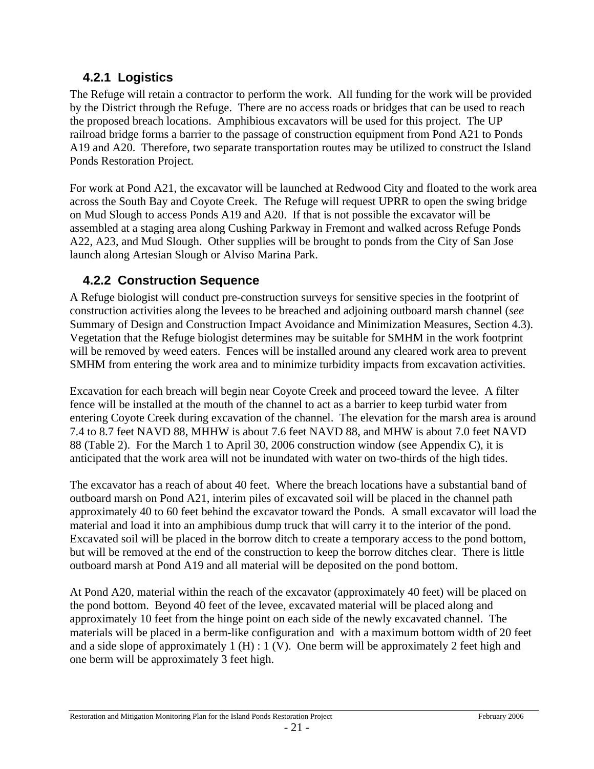### 4.2.1 Logistics

The Refuge will retain a contractor to perform the work. All funding for the work will be provided by the District through the Refuge. There are no access roads or bridges that can be used to reach the proposed breach locations. Amphibious excavators will be used for this project. The UP railroad bridge forms a barrier to the passage of construction equipment from Pond A21 to Ponds A19 and A20. Therefore, two separate transportation routes may be utilized to construct the Island Ponds Restoration Project.

For work at Pond A21, the excavator will be launched at Redwood City and floated to the work area across the South Bay and Coyote Creek. The Refuge will request UPRR to open the swing bridge on Mud Slough to access Ponds A19 and A20. If that is not possible the excavator will be assembled at a staging area along Cushing Parkway in Fremont and walked across Refuge Ponds A22, A23, and Mud Slough. Other supplies will be brought to ponds from the City of San Jose launch along Artesian Slough or Alviso Marina Park.

### 4.2.2 Construction Sequence

A Refuge biologist will conduct pre-construction surveys for sensitive species in the footprint of construction activities along the levees to be breached and adjoining outboard marsh channel (*see* Summary of Design and Construction Impact Avoidance and Minimization Measures, Section 4.3). Vegetation that the Refuge biologist determines may be suitable for SMHM in the work footprint will be removed by weed eaters. Fences will be installed around any cleared work area to prevent SMHM from entering the work area and to minimize turbidity impacts from excavation activities.

Excavation for each breach will begin near Coyote Creek and proceed toward the levee. A filter fence will be installed at the mouth of the channel to act as a barrier to keep turbid water from entering Coyote Creek during excavation of the channel. The elevation for the marsh area is around 7.4 to 8.7 feet NAVD 88, MHHW is about 7.6 feet NAVD 88, and MHW is about 7.0 feet NAVD 88 (Table 2). For the March 1 to April 30, 2006 construction window (see Appendix C), it is anticipated that the work area will not be inundated with water on two-thirds of the high tides.

The excavator has a reach of about 40 feet. Where the breach locations have a substantial band of outboard marsh on Pond A21, interim piles of excavated soil will be placed in the channel path approximately 40 to 60 feet behind the excavator toward the Ponds. A small excavator will load the material and load it into an amphibious dump truck that will carry it to the interior of the pond. Excavated soil will be placed in the borrow ditch to create a temporary access to the pond bottom, but will be removed at the end of the construction to keep the borrow ditches clear. There is little outboard marsh at Pond A19 and all material will be deposited on the pond bottom.

At Pond A20, material within the reach of the excavator (approximately 40 feet) will be placed on the pond bottom. Beyond 40 feet of the levee, excavated material will be placed along and approximately 10 feet from the hinge point on each side of the newly excavated channel. The materials will be placed in a berm-like configuration and with a maximum bottom width of 20 feet and a side slope of approximately 1 (H) : 1 (V). One berm will be approximately 2 feet high and one berm will be approximately 3 feet high.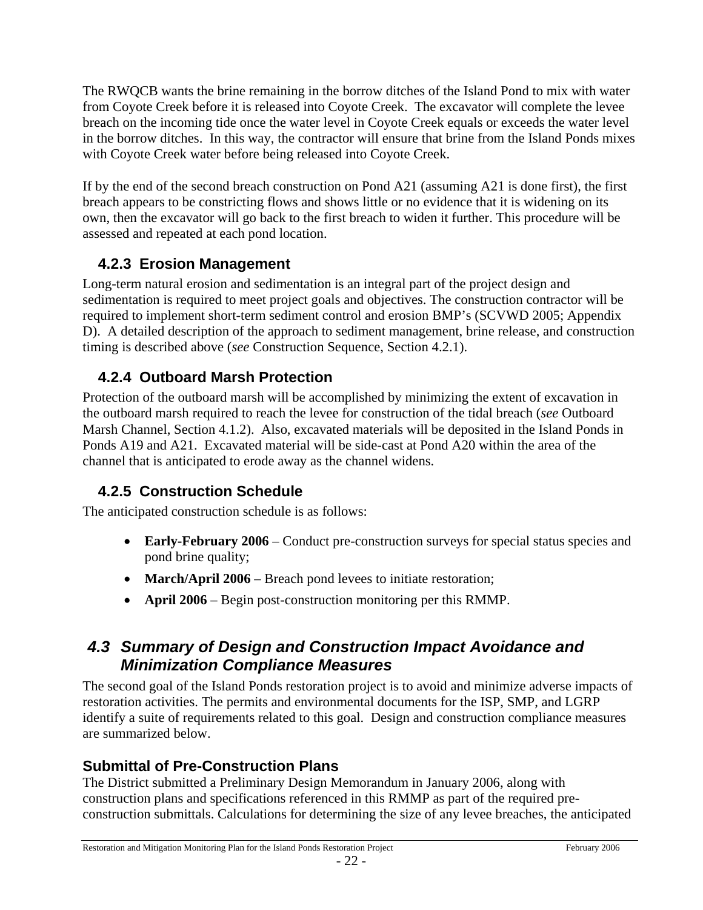The RWQCB wants the brine remaining in the borrow ditches of the Island Pond to mix with water from Coyote Creek before it is released into Coyote Creek. The excavator will complete the levee breach on the incoming tide once the water level in Coyote Creek equals or exceeds the water level in the borrow ditches. In this way, the contractor will ensure that brine from the Island Ponds mixes with Coyote Creek water before being released into Coyote Creek.

If by the end of the second breach construction on Pond A21 (assuming A21 is done first), the first breach appears to be constricting flows and shows little or no evidence that it is widening on its own, then the excavator will go back to the first breach to widen it further. This procedure will be assessed and repeated at each pond location.

### 4.2.3 Erosion Management

Long-term natural erosion and sedimentation is an integral part of the project design and sedimentation is required to meet project goals and objectives. The construction contractor will be required to implement short-term sediment control and erosion BMP's (SCVWD 2005; Appendix D). A detailed description of the approach to sediment management, brine release, and construction timing is described above (*see* Construction Sequence, Section 4.2.1).

### 4.2.4 Outboard Marsh Protection

Protection of the outboard marsh will be accomplished by minimizing the extent of excavation in the outboard marsh required to reach the levee for construction of the tidal breach (*see* Outboard Marsh Channel, Section 4.1.2). Also, excavated materials will be deposited in the Island Ponds in Ponds A19 and A21. Excavated material will be side-cast at Pond A20 within the area of the channel that is anticipated to erode away as the channel widens.

### 4.2.5 Construction Schedule

The anticipated construction schedule is as follows:

- **Early-February 2006** – Conduct pre-construction surveys for special status species and pond brine quality;
- **March/April 2006** – Breach pond levees to initiate restoration;
- **April 2006** – Begin post-construction monitoring per this RMMP.

## *4.3 Summary of Design and Construction Impact Avoidance and Minimization Compliance Measures*

The second goal of the Island Ponds restoration project is to avoid and minimize adverse impacts of restoration activities. The permits and environmental documents for the ISP, SMP, and LGRP identify a suite of requirements related to this goal. Design and construction compliance measures are summarized below.

### Submittal of Pre-Construction Plans

The District submitted a Preliminary Design Memorandum in January 2006, along with construction plans and specifications referenced in this RMMP as part of the required pre-construction submittals. Calculations for determining the size of any levee breaches, the anticipated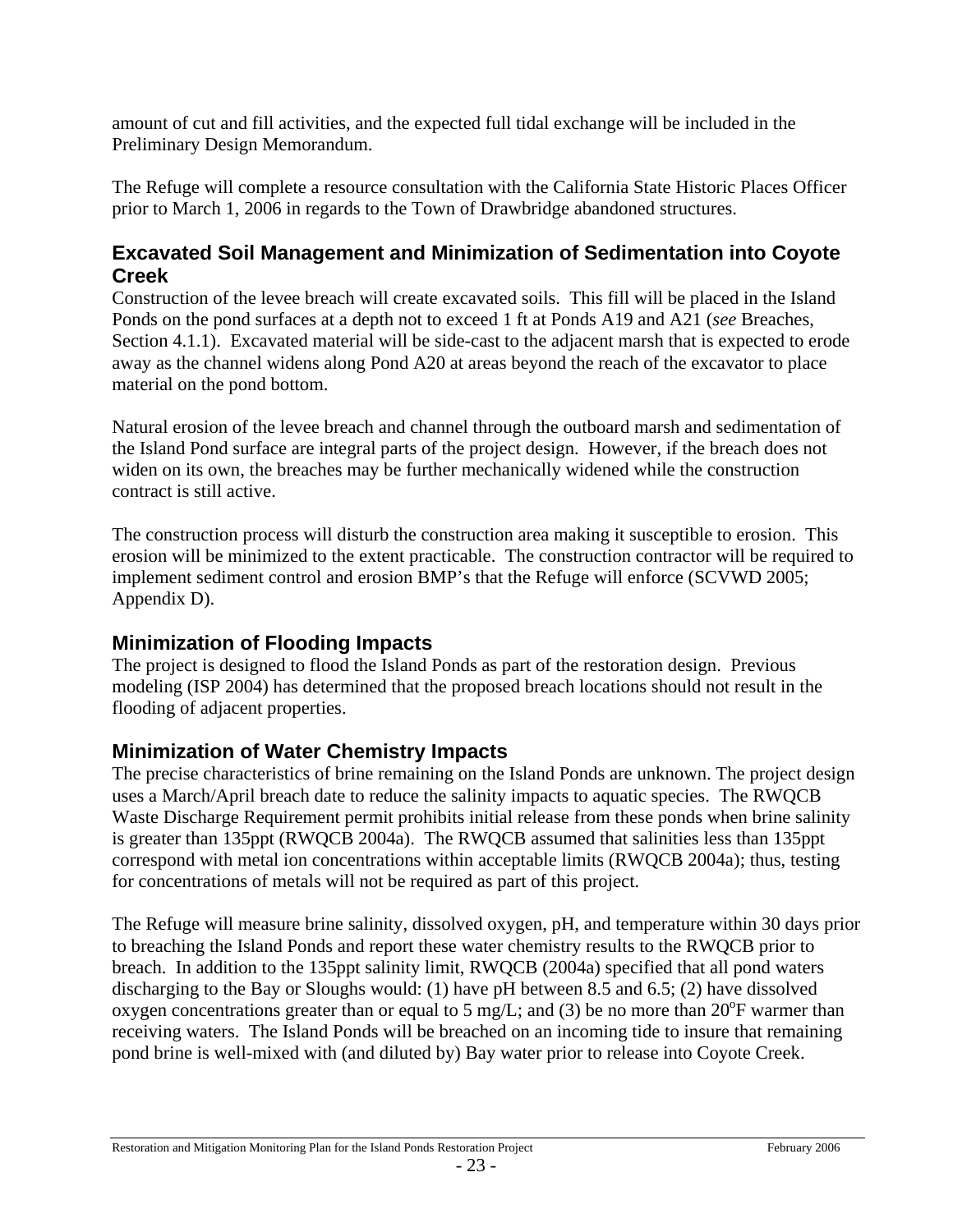amount of cut and fill activities, and the expected full tidal exchange will be included in the Preliminary Design Memorandum.

The Refuge will complete a resource consultation with the California State Historic Places Officer prior to March 1, 2006 in regards to the Town of Drawbridge abandoned structures.

### Excavated Soil Management and Minimization of Sedimentation into Coyote Creek

Construction of the levee breach will create excavated soils. This fill will be placed in the Island Ponds on the pond surfaces at a depth not to exceed 1 ft at Ponds A19 and A21 (*see* Breaches, Section 4.1.1). Excavated material will be side-cast to the adjacent marsh that is expected to erode away as the channel widens along Pond A20 at areas beyond the reach of the excavator to place material on the pond bottom.

Natural erosion of the levee breach and channel through the outboard marsh and sedimentation of the Island Pond surface are integral parts of the project design. However, if the breach does not widen on its own, the breaches may be further mechanically widened while the construction contract is still active.

The construction process will disturb the construction area making it susceptible to erosion. This erosion will be minimized to the extent practicable. The construction contractor will be required to implement sediment control and erosion BMP's that the Refuge will enforce (SCVWD 2005; Appendix D).

### Minimization of Flooding Impacts

The project is designed to flood the Island Ponds as part of the restoration design. Previous modeling (ISP 2004) has determined that the proposed breach locations should not result in the flooding of adjacent properties.

### Minimization of Water Chemistry Impacts

The precise characteristics of brine remaining on the Island Ponds are unknown. The project design uses a March/April breach date to reduce the salinity impacts to aquatic species. The RWQCB Waste Discharge Requirement permit prohibits initial release from these ponds when brine salinity is greater than 135ppt (RWQCB 2004a). The RWQCB assumed that salinities less than 135ppt correspond with metal ion concentrations within acceptable limits (RWQCB 2004a); thus, testing for concentrations of metals will not be required as part of this project.

The Refuge will measure brine salinity, dissolved oxygen, pH, and temperature within 30 days prior to breaching the Island Ponds and report these water chemistry results to the RWQCB prior to breach. In addition to the 135ppt salinity limit, RWQCB (2004a) specified that all pond waters discharging to the Bay or Sloughs would: (1) have pH between 8.5 and 6.5; (2) have dissolved oxygen concentrations greater than or equal to 5 mg/L; and (3) be no more than 20$^{o}$F warmer than receiving waters. The Island Ponds will be breached on an incoming tide to insure that remaining pond brine is well-mixed with (and diluted by) Bay water prior to release into Coyote Creek.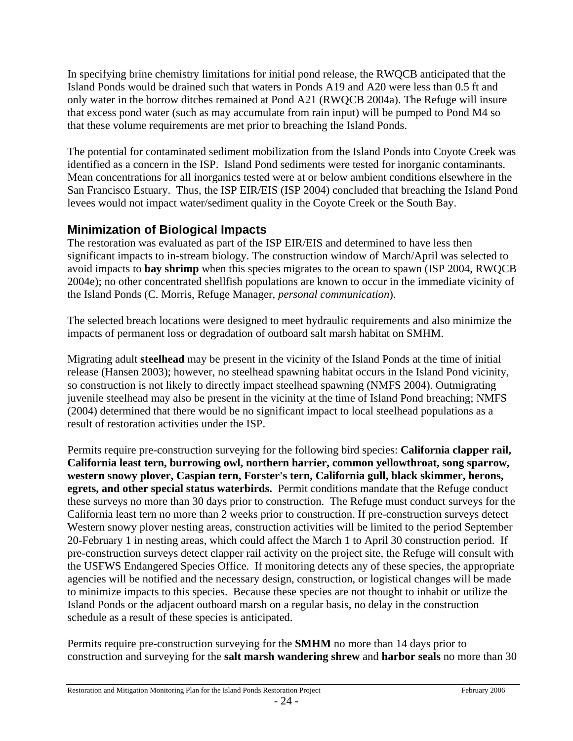In specifying brine chemistry limitations for initial pond release, the RWQCB anticipated that the Island Ponds would be drained such that waters in Ponds A19 and A20 were less than 0.5 ft and only water in the borrow ditches remained at Pond A21 (RWQCB 2004a). The Refuge will insure that excess pond water (such as may accumulate from rain input) will be pumped to Pond M4 so that these volume requirements are met prior to breaching the Island Ponds.

The potential for contaminated sediment mobilization from the Island Ponds into Coyote Creek was identified as a concern in the ISP. Island Pond sediments were tested for inorganic contaminants. Mean concentrations for all inorganics tested were at or below ambient conditions elsewhere in the San Francisco Estuary. Thus, the ISP EIR/EIS (ISP 2004) concluded that breaching the Island Pond levees would not impact water/sediment quality in the Coyote Creek or the South Bay.

## Minimization of Biological Impacts

The restoration was evaluated as part of the ISP EIR/EIS and determined to have less then significant impacts to in-stream biology. The construction window of March/April was selected to avoid impacts to **bay shrimp** when this species migrates to the ocean to spawn (ISP 2004, RWQCB 2004e); no other concentrated shellfish populations are known to occur in the immediate vicinity of the Island Ponds (C. Morris, Refuge Manager, *personal communication*).

The selected breach locations were designed to meet hydraulic requirements and also minimize the impacts of permanent loss or degradation of outboard salt marsh habitat on SMHM.

Migrating adult **steelhead** may be present in the vicinity of the Island Ponds at the time of initial release (Hansen 2003); however, no steelhead spawning habitat occurs in the Island Pond vicinity, so construction is not likely to directly impact steelhead spawning (NMFS 2004). Outmigrating juvenile steelhead may also be present in the vicinity at the time of Island Pond breaching; NMFS (2004) determined that there would be no significant impact to local steelhead populations as a result of restoration activities under the ISP.

Permits require pre-construction surveying for the following bird species: **California clapper rail, California least tern, burrowing owl, northern harrier, common yellowthroat, song sparrow, western snowy plover, Caspian tern, Forster's tern, California gull, black skimmer, herons, egrets, and other special status waterbirds.** Permit conditions mandate that the Refuge conduct these surveys no more than 30 days prior to construction. The Refuge must conduct surveys for the California least tern no more than 2 weeks prior to construction. If pre-construction surveys detect Western snowy plover nesting areas, construction activities will be limited to the period September 20-February 1 in nesting areas, which could affect the March 1 to April 30 construction period. If pre-construction surveys detect clapper rail activity on the project site, the Refuge will consult with the USFWS Endangered Species Office. If monitoring detects any of these species, the appropriate agencies will be notified and the necessary design, construction, or logistical changes will be made to minimize impacts to this species. Because these species are not thought to inhabit or utilize the Island Ponds or the adjacent outboard marsh on a regular basis, no delay in the construction schedule as a result of these species is anticipated.

Permits require pre-construction surveying for the **SMHM** no more than 14 days prior to construction and surveying for the **salt marsh wandering shrew** and **harbor seals** no more than 30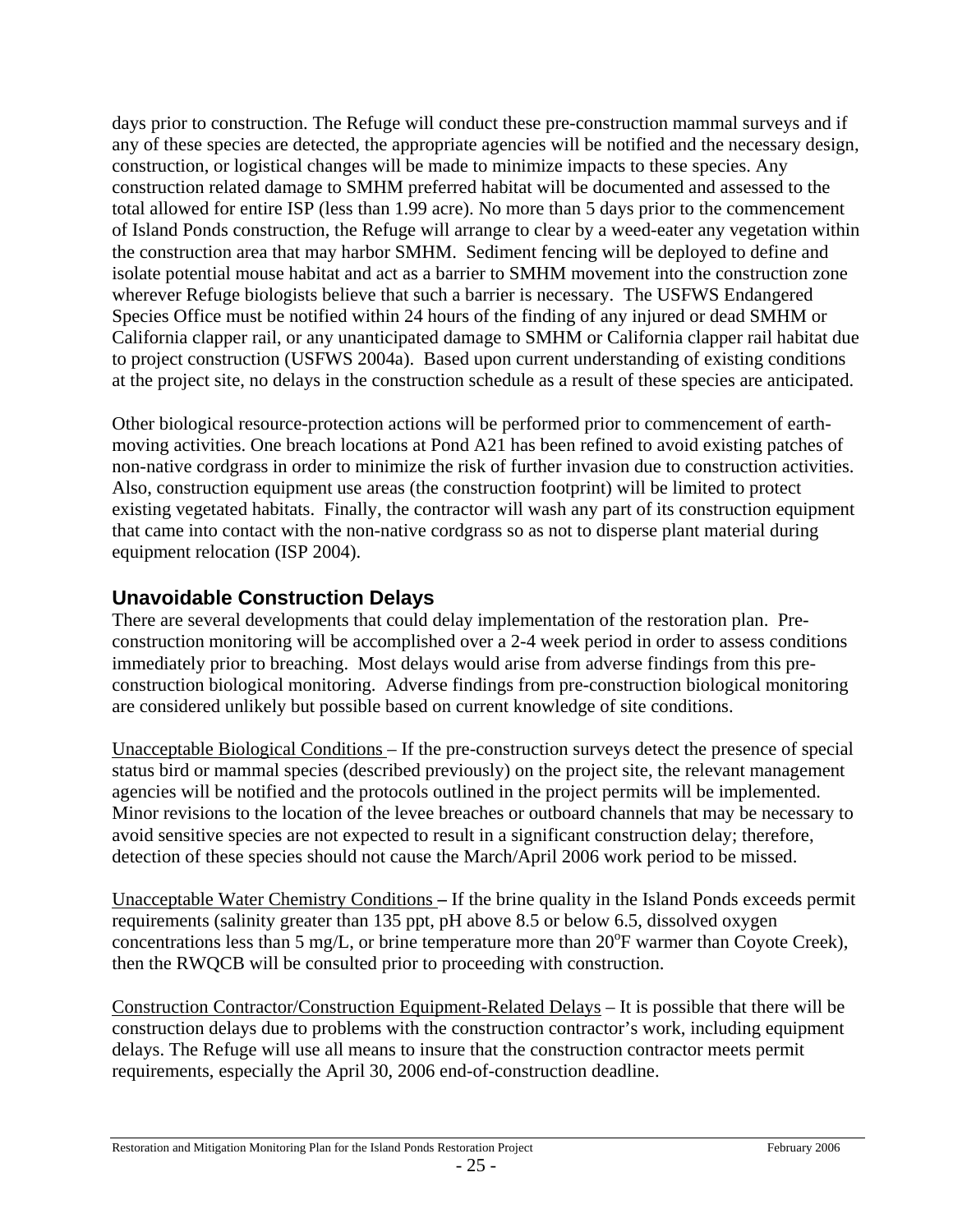days prior to construction. The Refuge will conduct these pre-construction mammal surveys and if any of these species are detected, the appropriate agencies will be notified and the necessary design, construction, or logistical changes will be made to minimize impacts to these species. Any construction related damage to SMHM preferred habitat will be documented and assessed to the total allowed for entire ISP (less than 1.99 acre). No more than 5 days prior to the commencement of Island Ponds construction, the Refuge will arrange to clear by a weed-eater any vegetation within the construction area that may harbor SMHM. Sediment fencing will be deployed to define and isolate potential mouse habitat and act as a barrier to SMHM movement into the construction zone wherever Refuge biologists believe that such a barrier is necessary. The USFWS Endangered Species Office must be notified within 24 hours of the finding of any injured or dead SMHM or California clapper rail, or any unanticipated damage to SMHM or California clapper rail habitat due to project construction (USFWS 2004a). Based upon current understanding of existing conditions at the project site, no delays in the construction schedule as a result of these species are anticipated.

Other biological resource-protection actions will be performed prior to commencement of earth-moving activities. One breach locations at Pond A21 has been refined to avoid existing patches of non-native cordgrass in order to minimize the risk of further invasion due to construction activities. Also, construction equipment use areas (the construction footprint) will be limited to protect existing vegetated habitats. Finally, the contractor will wash any part of its construction equipment that came into contact with the non-native cordgrass so as not to disperse plant material during equipment relocation (ISP 2004).

## Unavoidable Construction Delays

There are several developments that could delay implementation of the restoration plan. Pre-construction monitoring will be accomplished over a 2-4 week period in order to assess conditions immediately prior to breaching. Most delays would arise from adverse findings from this pre-construction biological monitoring. Adverse findings from pre-construction biological monitoring are considered unlikely but possible based on current knowledge of site conditions.

Unacceptable Biological Conditions – If the pre-construction surveys detect the presence of special status bird or mammal species (described previously) on the project site, the relevant management agencies will be notified and the protocols outlined in the project permits will be implemented. Minor revisions to the location of the levee breaches or outboard channels that may be necessary to avoid sensitive species are not expected to result in a significant construction delay; therefore, detection of these species should not cause the March/April 2006 work period to be missed.

Unacceptable Water Chemistry Conditions **–** If the brine quality in the Island Ponds exceeds permit requirements (salinity greater than 135 ppt, pH above 8.5 or below 6.5, dissolved oxygen concentrations less than 5 mg/L, or brine temperature more than 20°F warmer than Coyote Creek), then the RWQCB will be consulted prior to proceeding with construction.

Construction Contractor/Construction Equipment-Related Delays – It is possible that there will be construction delays due to problems with the construction contractor's work, including equipment delays. The Refuge will use all means to insure that the construction contractor meets permit requirements, especially the April 30, 2006 end-of-construction deadline.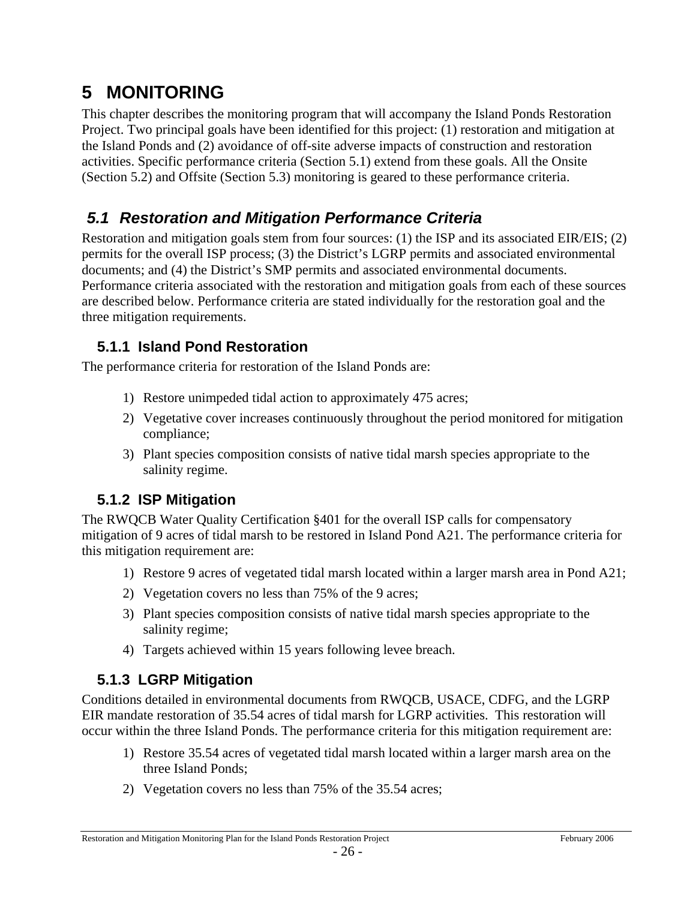# 5 MONITORING

This chapter describes the monitoring program that will accompany the Island Ponds Restoration Project. Two principal goals have been identified for this project: (1) restoration and mitigation at the Island Ponds and (2) avoidance of off-site adverse impacts of construction and restoration activities. Specific performance criteria (Section 5.1) extend from these goals. All the Onsite (Section 5.2) and Offsite (Section 5.3) monitoring is geared to these performance criteria.

## *5.1 Restoration and Mitigation Performance Criteria*

Restoration and mitigation goals stem from four sources: (1) the ISP and its associated EIR/EIS; (2) permits for the overall ISP process; (3) the District's LGRP permits and associated environmental documents; and (4) the District's SMP permits and associated environmental documents. Performance criteria associated with the restoration and mitigation goals from each of these sources are described below. Performance criteria are stated individually for the restoration goal and the three mitigation requirements.

### 5.1.1 Island Pond Restoration

The performance criteria for restoration of the Island Ponds are:

1) Restore unimpeded tidal action to approximately 475 acres;
2) Vegetative cover increases continuously throughout the period monitored for mitigation compliance;
3) Plant species composition consists of native tidal marsh species appropriate to the salinity regime.

### 5.1.2 ISP Mitigation

The RWQCB Water Quality Certification §401 for the overall ISP calls for compensatory mitigation of 9 acres of tidal marsh to be restored in Island Pond A21. The performance criteria for this mitigation requirement are:

1) Restore 9 acres of vegetated tidal marsh located within a larger marsh area in Pond A21;
2) Vegetation covers no less than 75% of the 9 acres;
3) Plant species composition consists of native tidal marsh species appropriate to the salinity regime;
4) Targets achieved within 15 years following levee breach.

### 5.1.3 LGRP Mitigation

Conditions detailed in environmental documents from RWQCB, USACE, CDFG, and the LGRP EIR mandate restoration of 35.54 acres of tidal marsh for LGRP activities. This restoration will occur within the three Island Ponds. The performance criteria for this mitigation requirement are:

1) Restore 35.54 acres of vegetated tidal marsh located within a larger marsh area on the three Island Ponds;
2) Vegetation covers no less than 75% of the 35.54 acres;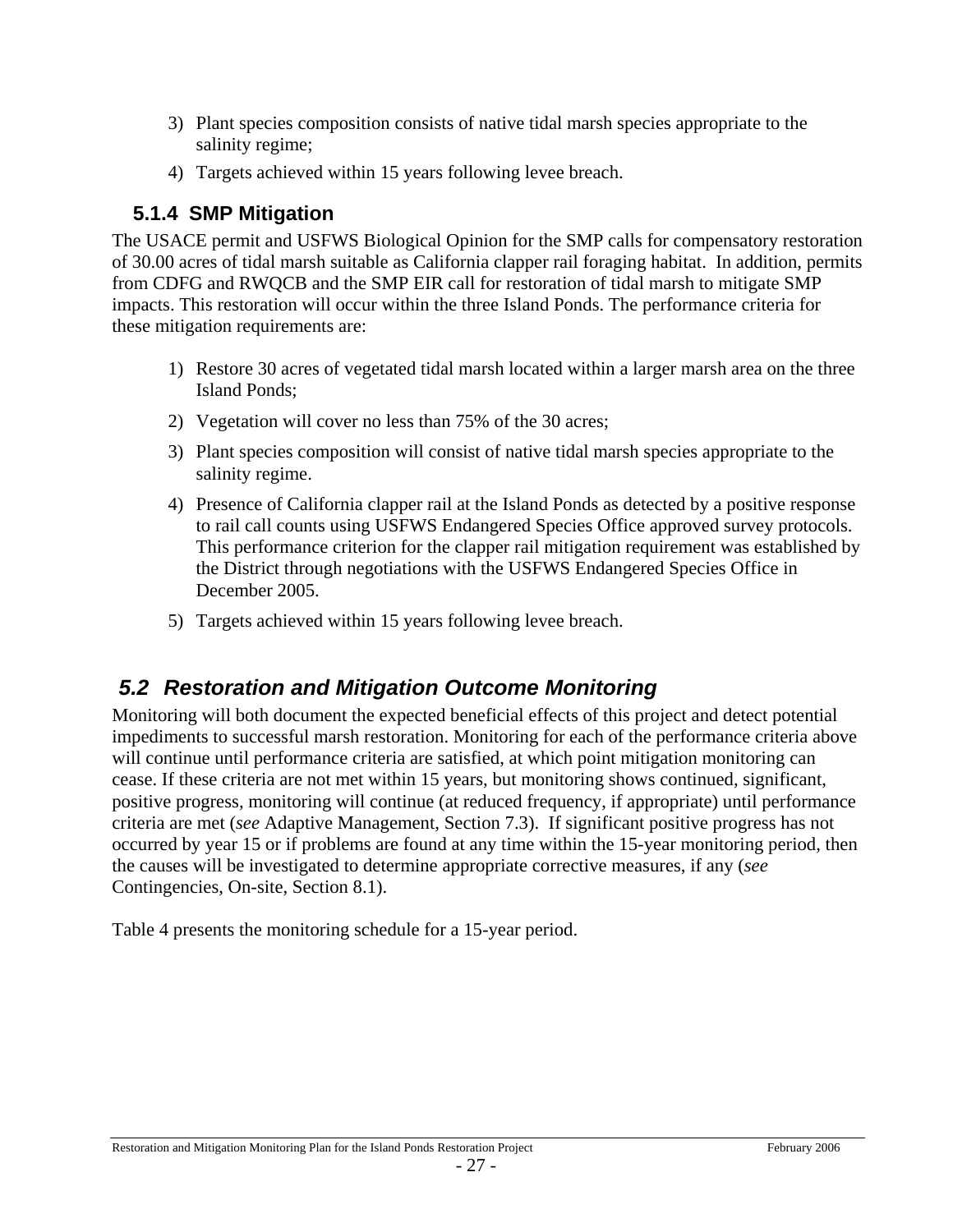3) Plant species composition consists of native tidal marsh species appropriate to the salinity regime;
4) Targets achieved within 15 years following levee breach.

### 5.1.4 SMP Mitigation

The USACE permit and USFWS Biological Opinion for the SMP calls for compensatory restoration of 30.00 acres of tidal marsh suitable as California clapper rail foraging habitat. In addition, permits from CDFG and RWQCB and the SMP EIR call for restoration of tidal marsh to mitigate SMP impacts. This restoration will occur within the three Island Ponds. The performance criteria for these mitigation requirements are:

1) Restore 30 acres of vegetated tidal marsh located within a larger marsh area on the three Island Ponds;
2) Vegetation will cover no less than 75% of the 30 acres;
3) Plant species composition will consist of native tidal marsh species appropriate to the salinity regime.
4) Presence of California clapper rail at the Island Ponds as detected by a positive response to rail call counts using USFWS Endangered Species Office approved survey protocols. This performance criterion for the clapper rail mitigation requirement was established by the District through negotiations with the USFWS Endangered Species Office in December 2005.
5) Targets achieved within 15 years following levee breach.

## *5.2 Restoration and Mitigation Outcome Monitoring*

Monitoring will both document the expected beneficial effects of this project and detect potential impediments to successful marsh restoration. Monitoring for each of the performance criteria above will continue until performance criteria are satisfied, at which point mitigation monitoring can cease. If these criteria are not met within 15 years, but monitoring shows continued, significant, positive progress, monitoring will continue (at reduced frequency, if appropriate) until performance criteria are met (*see* Adaptive Management, Section 7.3). If significant positive progress has not occurred by year 15 or if problems are found at any time within the 15-year monitoring period, then the causes will be investigated to determine appropriate corrective measures, if any (*see* Contingencies, On-site, Section 8.1).

Table 4 presents the monitoring schedule for a 15-year period.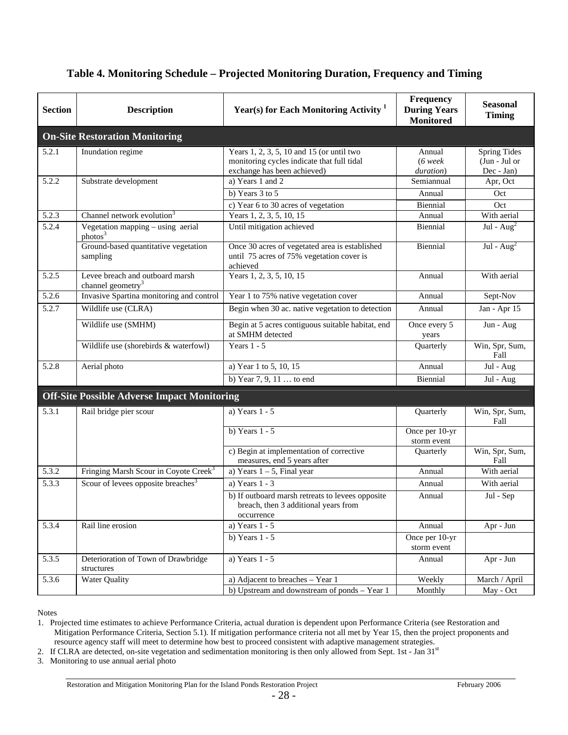## Table 4. Monitoring Schedule – Projected Monitoring Duration, Frequency and Timing

| Section | Description | Year(s) for Each Monitoring Activity [1] | Frequency During Years Monitored | Seasonal Timing |
|---|---|---|---|---|
| **On-Site Restoration Monitoring** | | | | |
| 5.2.1 | Inundation regime | Years 1, 2, 3, 5, 10 and 15 (or until two monitoring cycles indicate that full tidal exchange has been achieved) | Annual (*6 week duration*) | Spring Tides (Jun - Jul or Dec - Jan) |
| 5.2.2 | Substrate development | a) Years 1 and 2 | Semiannual | Apr, Oct |
| | | b) Years 3 to 5 | Annual | Oct |
| | | c) Year 6 to 30 acres of vegetation | Biennial | Oct |
| 5.2.3 | Channel network evolution[3] | Years 1, 2, 3, 5, 10, 15 | Annual | With aerial |
| 5.2.4 | Vegetation mapping – using aerial photos[3] | Until mitigation achieved | Biennial | Jul - Aug[2] |
| | Ground-based quantitative vegetation sampling | Once 30 acres of vegetated area is established until 75 acres of 75% vegetation cover is achieved | Biennial | Jul - Aug[2] |
| 5.2.5 | Levee breach and outboard marsh channel geometry[3] | Years 1, 2, 3, 5, 10, 15 | Annual | With aerial |
| 5.2.6 | Invasive Spartina monitoring and control | Year 1 to 75% native vegetation cover | Annual | Sept-Nov |
| 5.2.7 | Wildlife use (CLRA) | Begin when 30 ac. native vegetation to detection | Annual | Jan - Apr 15 |
| | Wildlife use (SMHM) | Begin at 5 acres contiguous suitable habitat, end at SMHM detected | Once every 5 years | Jun - Aug |
| | Wildlife use (shorebirds & waterfowl) | Years 1 - 5 | Quarterly | Win, Spr, Sum, Fall |
| 5.2.8 | Aerial photo | a) Year 1 to 5, 10, 15 | Annual | Jul - Aug |
| | | b) Year 7, 9, 11 … to end | Biennial | Jul - Aug |
| **Off-Site Possible Adverse Impact Monitoring** | | | | |
| 5.3.1 | Rail bridge pier scour | a) Years 1 - 5 | Quarterly | Win, Spr, Sum, Fall |
| | | b) Years 1 - 5 | Once per 10-yr storm event | |
| | | c) Begin at implementation of corrective measures, end 5 years after | Quarterly | Win, Spr, Sum, Fall |
| 5.3.2 | Fringing Marsh Scour in Coyote Creek[3] | a) Years 1 – 5, Final year | Annual | With aerial |
| 5.3.3 | Scour of levees opposite breaches[3] | a) Years 1 - 3 | Annual | With aerial |
| | | b) If outboard marsh retreats to levees opposite breach, then 3 additional years from occurrence | Annual | Jul - Sep |
| 5.3.4 | Rail line erosion | a) Years 1 - 5 | Annual | Apr - Jun |
| | | b) Years 1 - 5 | Once per 10-yr storm event | |
| 5.3.5 | Deterioration of Town of Drawbridge structures | a) Years 1 - 5 | Annual | Apr - Jun |
| 5.3.6 | Water Quality | a) Adjacent to breaches – Year 1 | Weekly | March / April |
| | | b) Upstream and downstream of ponds – Year 1 | Monthly | May - Oct |

Notes

1. Projected time estimates to achieve Performance Criteria, actual duration is dependent upon Performance Criteria (see Restoration and Mitigation Performance Criteria, Section 5.1). If mitigation performance criteria not all met by Year 15, then the project proponents and resource agency staff will meet to determine how best to proceed consistent with adaptive management strategies.
2. If CLRA are detected, on-site vegetation and sedimentation monitoring is then only allowed from Sept. 1st - Jan 31st
3. Monitoring to use annual aerial photo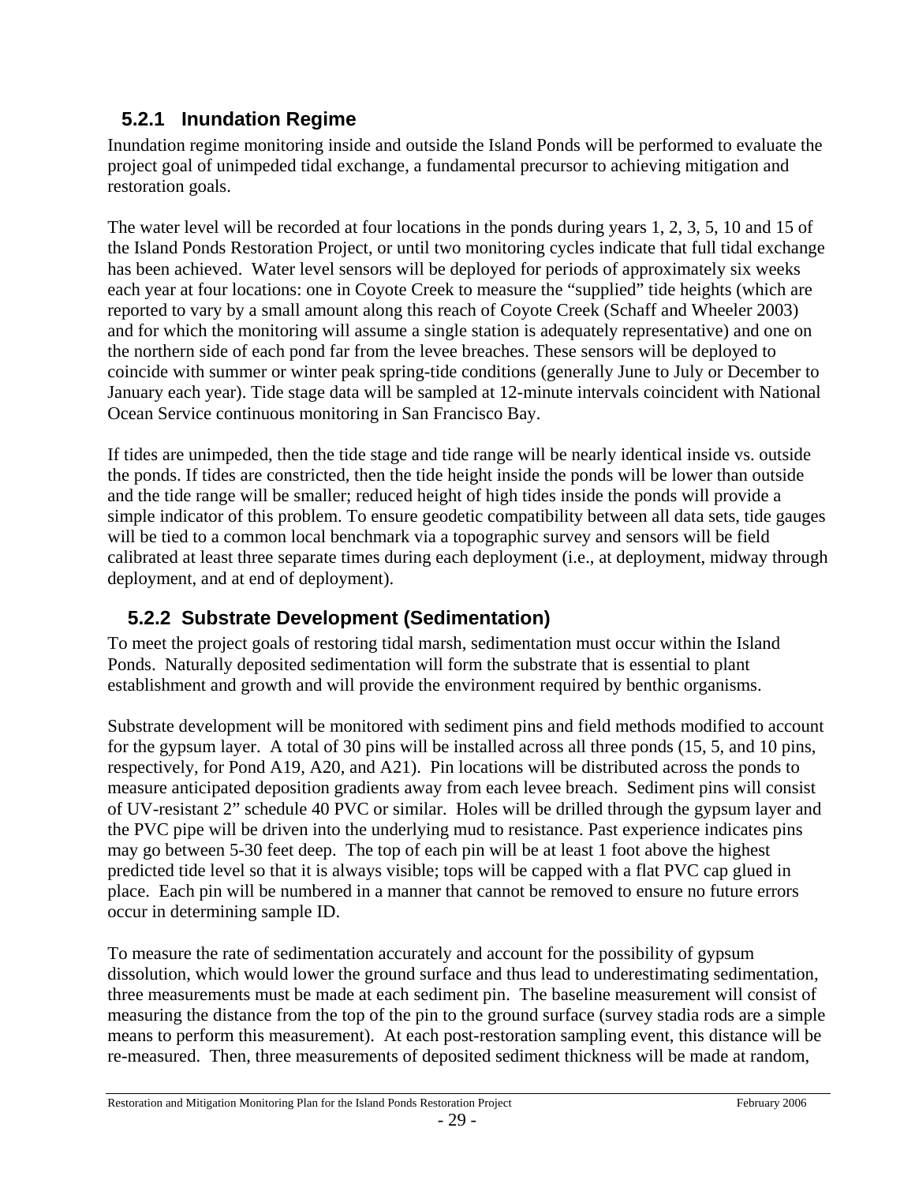### 5.2.1 Inundation Regime

Inundation regime monitoring inside and outside the Island Ponds will be performed to evaluate the project goal of unimpeded tidal exchange, a fundamental precursor to achieving mitigation and restoration goals.

The water level will be recorded at four locations in the ponds during years 1, 2, 3, 5, 10 and 15 of the Island Ponds Restoration Project, or until two monitoring cycles indicate that full tidal exchange has been achieved. Water level sensors will be deployed for periods of approximately six weeks each year at four locations: one in Coyote Creek to measure the "supplied" tide heights (which are reported to vary by a small amount along this reach of Coyote Creek (Schaff and Wheeler 2003) and for which the monitoring will assume a single station is adequately representative) and one on the northern side of each pond far from the levee breaches. These sensors will be deployed to coincide with summer or winter peak spring-tide conditions (generally June to July or December to January each year). Tide stage data will be sampled at 12-minute intervals coincident with National Ocean Service continuous monitoring in San Francisco Bay.

If tides are unimpeded, then the tide stage and tide range will be nearly identical inside vs. outside the ponds. If tides are constricted, then the tide height inside the ponds will be lower than outside and the tide range will be smaller; reduced height of high tides inside the ponds will provide a simple indicator of this problem. To ensure geodetic compatibility between all data sets, tide gauges will be tied to a common local benchmark via a topographic survey and sensors will be field calibrated at least three separate times during each deployment (i.e., at deployment, midway through deployment, and at end of deployment).

### 5.2.2 Substrate Development (Sedimentation)

To meet the project goals of restoring tidal marsh, sedimentation must occur within the Island Ponds. Naturally deposited sedimentation will form the substrate that is essential to plant establishment and growth and will provide the environment required by benthic organisms.

Substrate development will be monitored with sediment pins and field methods modified to account for the gypsum layer. A total of 30 pins will be installed across all three ponds (15, 5, and 10 pins, respectively, for Pond A19, A20, and A21). Pin locations will be distributed across the ponds to measure anticipated deposition gradients away from each levee breach. Sediment pins will consist of UV-resistant 2" schedule 40 PVC or similar. Holes will be drilled through the gypsum layer and the PVC pipe will be driven into the underlying mud to resistance. Past experience indicates pins may go between 5-30 feet deep. The top of each pin will be at least 1 foot above the highest predicted tide level so that it is always visible; tops will be capped with a flat PVC cap glued in place. Each pin will be numbered in a manner that cannot be removed to ensure no future errors occur in determining sample ID.

To measure the rate of sedimentation accurately and account for the possibility of gypsum dissolution, which would lower the ground surface and thus lead to underestimating sedimentation, three measurements must be made at each sediment pin. The baseline measurement will consist of measuring the distance from the top of the pin to the ground surface (survey stadia rods are a simple means to perform this measurement). At each post-restoration sampling event, this distance will be re-measured. Then, three measurements of deposited sediment thickness will be made at random,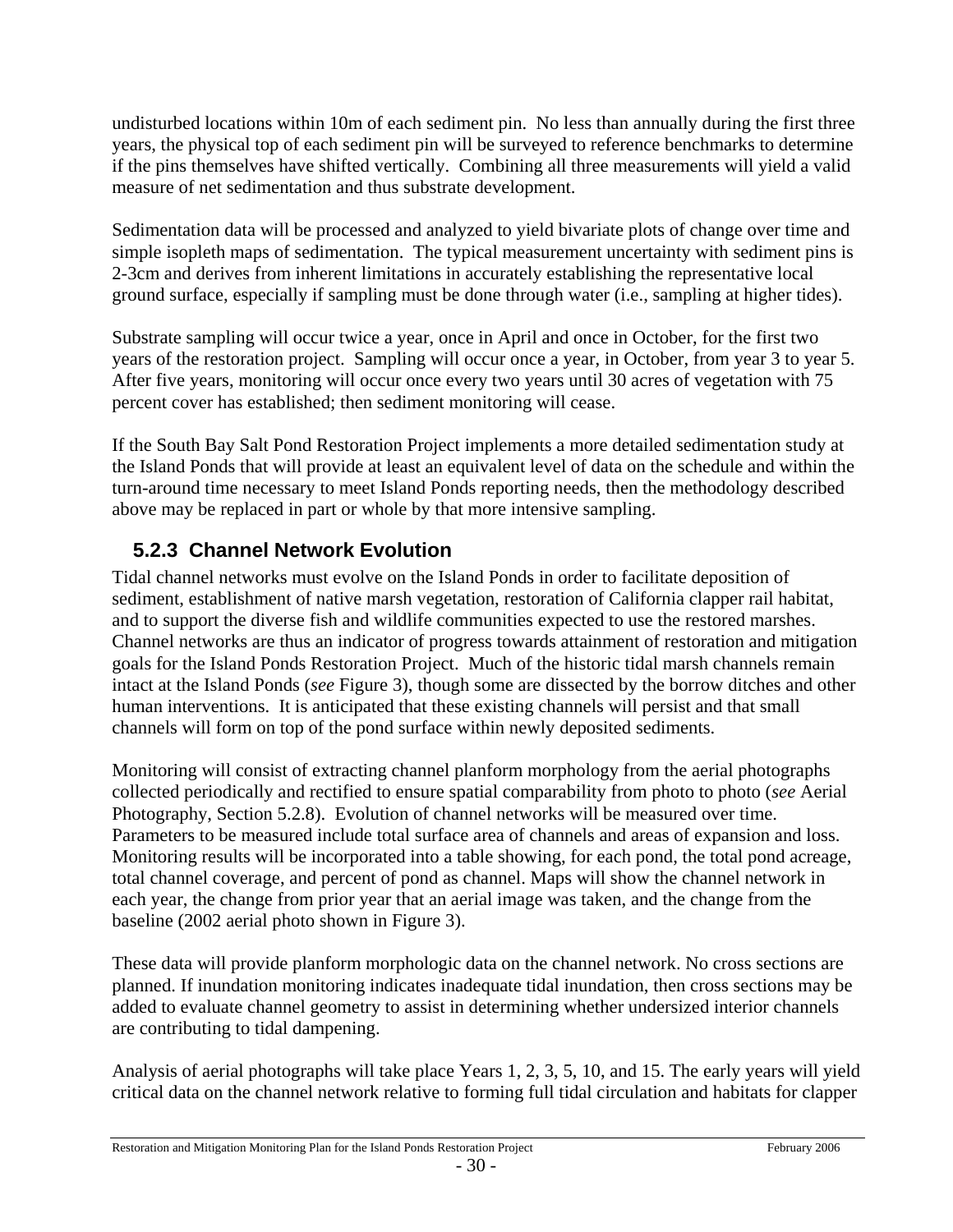undisturbed locations within 10m of each sediment pin. No less than annually during the first three years, the physical top of each sediment pin will be surveyed to reference benchmarks to determine if the pins themselves have shifted vertically. Combining all three measurements will yield a valid measure of net sedimentation and thus substrate development.

Sedimentation data will be processed and analyzed to yield bivariate plots of change over time and simple isopleth maps of sedimentation. The typical measurement uncertainty with sediment pins is 2-3cm and derives from inherent limitations in accurately establishing the representative local ground surface, especially if sampling must be done through water (i.e., sampling at higher tides).

Substrate sampling will occur twice a year, once in April and once in October, for the first two years of the restoration project. Sampling will occur once a year, in October, from year 3 to year 5. After five years, monitoring will occur once every two years until 30 acres of vegetation with 75 percent cover has established; then sediment monitoring will cease.

If the South Bay Salt Pond Restoration Project implements a more detailed sedimentation study at the Island Ponds that will provide at least an equivalent level of data on the schedule and within the turn-around time necessary to meet Island Ponds reporting needs, then the methodology described above may be replaced in part or whole by that more intensive sampling.

### 5.2.3 Channel Network Evolution

Tidal channel networks must evolve on the Island Ponds in order to facilitate deposition of sediment, establishment of native marsh vegetation, restoration of California clapper rail habitat, and to support the diverse fish and wildlife communities expected to use the restored marshes. Channel networks are thus an indicator of progress towards attainment of restoration and mitigation goals for the Island Ponds Restoration Project. Much of the historic tidal marsh channels remain intact at the Island Ponds (*see* Figure 3), though some are dissected by the borrow ditches and other human interventions. It is anticipated that these existing channels will persist and that small channels will form on top of the pond surface within newly deposited sediments.

Monitoring will consist of extracting channel planform morphology from the aerial photographs collected periodically and rectified to ensure spatial comparability from photo to photo (*see* Aerial Photography, Section 5.2.8). Evolution of channel networks will be measured over time. Parameters to be measured include total surface area of channels and areas of expansion and loss. Monitoring results will be incorporated into a table showing, for each pond, the total pond acreage, total channel coverage, and percent of pond as channel. Maps will show the channel network in each year, the change from prior year that an aerial image was taken, and the change from the baseline (2002 aerial photo shown in Figure 3).

These data will provide planform morphologic data on the channel network. No cross sections are planned. If inundation monitoring indicates inadequate tidal inundation, then cross sections may be added to evaluate channel geometry to assist in determining whether undersized interior channels are contributing to tidal dampening.

Analysis of aerial photographs will take place Years 1, 2, 3, 5, 10, and 15. The early years will yield critical data on the channel network relative to forming full tidal circulation and habitats for clapper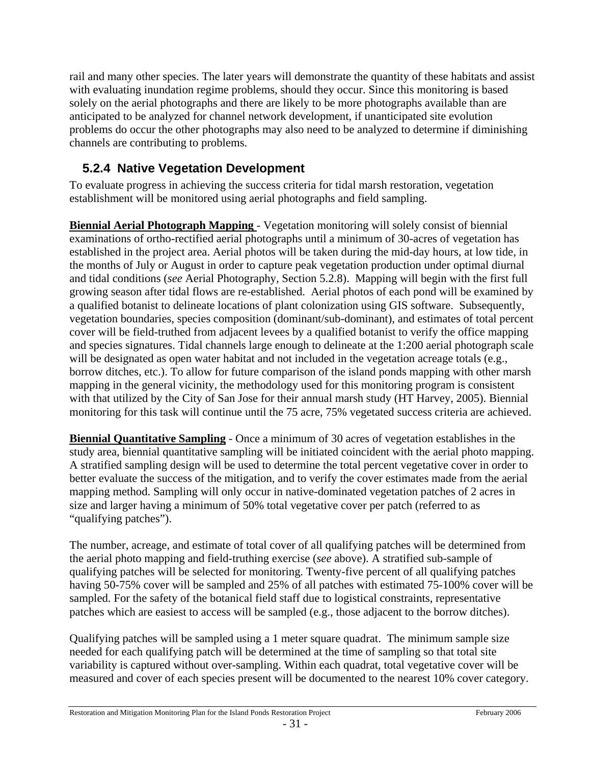rail and many other species. The later years will demonstrate the quantity of these habitats and assist with evaluating inundation regime problems, should they occur. Since this monitoring is based solely on the aerial photographs and there are likely to be more photographs available than are anticipated to be analyzed for channel network development, if unanticipated site evolution problems do occur the other photographs may also need to be analyzed to determine if diminishing channels are contributing to problems.

### 5.2.4 Native Vegetation Development

To evaluate progress in achieving the success criteria for tidal marsh restoration, vegetation establishment will be monitored using aerial photographs and field sampling.

**Biennial Aerial Photograph Mapping** - Vegetation monitoring will solely consist of biennial examinations of ortho-rectified aerial photographs until a minimum of 30-acres of vegetation has established in the project area. Aerial photos will be taken during the mid-day hours, at low tide, in the months of July or August in order to capture peak vegetation production under optimal diurnal and tidal conditions (*see* Aerial Photography, Section 5.2.8). Mapping will begin with the first full growing season after tidal flows are re-established. Aerial photos of each pond will be examined by a qualified botanist to delineate locations of plant colonization using GIS software. Subsequently, vegetation boundaries, species composition (dominant/sub-dominant), and estimates of total percent cover will be field-truthed from adjacent levees by a qualified botanist to verify the office mapping and species signatures. Tidal channels large enough to delineate at the 1:200 aerial photograph scale will be designated as open water habitat and not included in the vegetation acreage totals (e.g., borrow ditches, etc.). To allow for future comparison of the island ponds mapping with other marsh mapping in the general vicinity, the methodology used for this monitoring program is consistent with that utilized by the City of San Jose for their annual marsh study (HT Harvey, 2005). Biennial monitoring for this task will continue until the 75 acre, 75% vegetated success criteria are achieved.

**Biennial Quantitative Sampling** - Once a minimum of 30 acres of vegetation establishes in the study area, biennial quantitative sampling will be initiated coincident with the aerial photo mapping. A stratified sampling design will be used to determine the total percent vegetative cover in order to better evaluate the success of the mitigation, and to verify the cover estimates made from the aerial mapping method. Sampling will only occur in native-dominated vegetation patches of 2 acres in size and larger having a minimum of 50% total vegetative cover per patch (referred to as "qualifying patches").

The number, acreage, and estimate of total cover of all qualifying patches will be determined from the aerial photo mapping and field-truthing exercise (*see* above). A stratified sub-sample of qualifying patches will be selected for monitoring. Twenty-five percent of all qualifying patches having 50-75% cover will be sampled and 25% of all patches with estimated 75-100% cover will be sampled. For the safety of the botanical field staff due to logistical constraints, representative patches which are easiest to access will be sampled (e.g., those adjacent to the borrow ditches).

Qualifying patches will be sampled using a 1 meter square quadrat. The minimum sample size needed for each qualifying patch will be determined at the time of sampling so that total site variability is captured without over-sampling. Within each quadrat, total vegetative cover will be measured and cover of each species present will be documented to the nearest 10% cover category.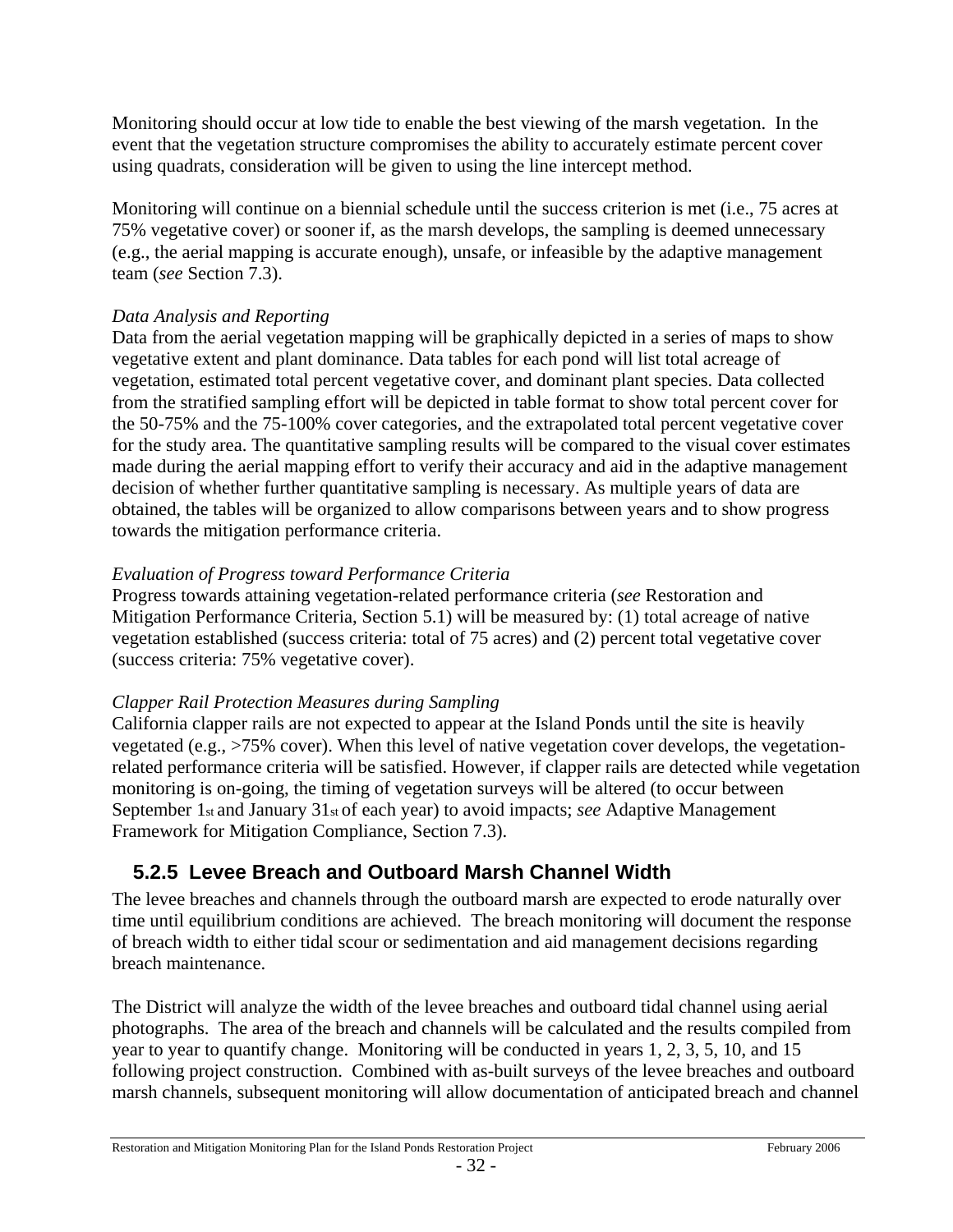Monitoring should occur at low tide to enable the best viewing of the marsh vegetation. In the event that the vegetation structure compromises the ability to accurately estimate percent cover using quadrats, consideration will be given to using the line intercept method.

Monitoring will continue on a biennial schedule until the success criterion is met (i.e., 75 acres at 75% vegetative cover) or sooner if, as the marsh develops, the sampling is deemed unnecessary (e.g., the aerial mapping is accurate enough), unsafe, or infeasible by the adaptive management team (*see* Section 7.3).

*Data Analysis and Reporting*
Data from the aerial vegetation mapping will be graphically depicted in a series of maps to show vegetative extent and plant dominance. Data tables for each pond will list total acreage of vegetation, estimated total percent vegetative cover, and dominant plant species. Data collected from the stratified sampling effort will be depicted in table format to show total percent cover for the 50-75% and the 75-100% cover categories, and the extrapolated total percent vegetative cover for the study area. The quantitative sampling results will be compared to the visual cover estimates made during the aerial mapping effort to verify their accuracy and aid in the adaptive management decision of whether further quantitative sampling is necessary. As multiple years of data are obtained, the tables will be organized to allow comparisons between years and to show progress towards the mitigation performance criteria.

*Evaluation of Progress toward Performance Criteria*
Progress towards attaining vegetation-related performance criteria (*see* Restoration and Mitigation Performance Criteria, Section 5.1) will be measured by: (1) total acreage of native vegetation established (success criteria: total of 75 acres) and (2) percent total vegetative cover (success criteria: 75% vegetative cover).

*Clapper Rail Protection Measures during Sampling*
California clapper rails are not expected to appear at the Island Ponds until the site is heavily vegetated (e.g., >75% cover). When this level of native vegetation cover develops, the vegetation-related performance criteria will be satisfied. However, if clapper rails are detected while vegetation monitoring is on-going, the timing of vegetation surveys will be altered (to occur between September 1st and January 31st of each year) to avoid impacts; *see* Adaptive Management Framework for Mitigation Compliance, Section 7.3).

### 5.2.5 Levee Breach and Outboard Marsh Channel Width

The levee breaches and channels through the outboard marsh are expected to erode naturally over time until equilibrium conditions are achieved. The breach monitoring will document the response of breach width to either tidal scour or sedimentation and aid management decisions regarding breach maintenance.

The District will analyze the width of the levee breaches and outboard tidal channel using aerial photographs. The area of the breach and channels will be calculated and the results compiled from year to year to quantify change. Monitoring will be conducted in years 1, 2, 3, 5, 10, and 15 following project construction. Combined with as-built surveys of the levee breaches and outboard marsh channels, subsequent monitoring will allow documentation of anticipated breach and channel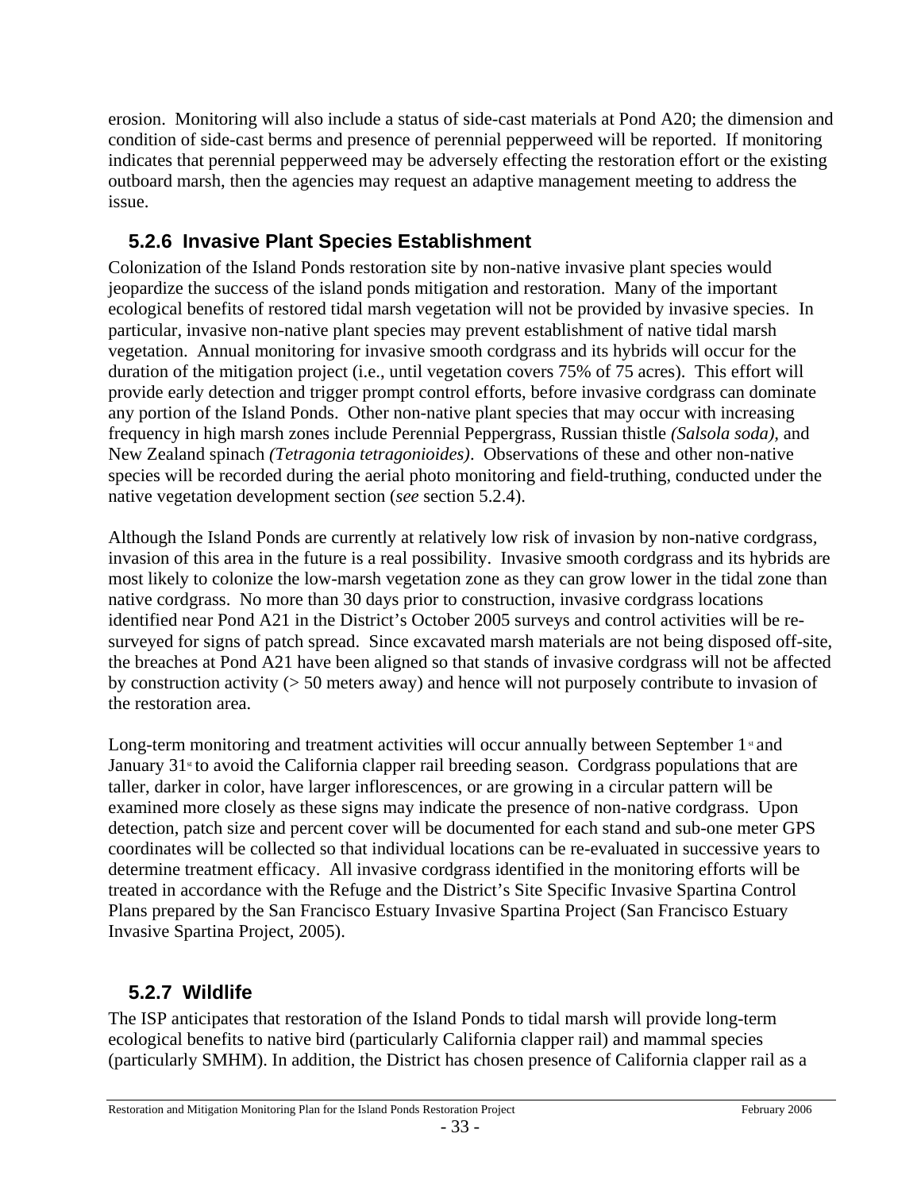erosion. Monitoring will also include a status of side-cast materials at Pond A20; the dimension and condition of side-cast berms and presence of perennial pepperweed will be reported. If monitoring indicates that perennial pepperweed may be adversely effecting the restoration effort or the existing outboard marsh, then the agencies may request an adaptive management meeting to address the issue.

### 5.2.6 Invasive Plant Species Establishment

Colonization of the Island Ponds restoration site by non-native invasive plant species would jeopardize the success of the island ponds mitigation and restoration. Many of the important ecological benefits of restored tidal marsh vegetation will not be provided by invasive species. In particular, invasive non-native plant species may prevent establishment of native tidal marsh vegetation. Annual monitoring for invasive smooth cordgrass and its hybrids will occur for the duration of the mitigation project (i.e., until vegetation covers 75% of 75 acres). This effort will provide early detection and trigger prompt control efforts, before invasive cordgrass can dominate any portion of the Island Ponds. Other non-native plant species that may occur with increasing frequency in high marsh zones include Perennial Peppergrass, Russian thistle *(Salsola soda)*, and New Zealand spinach *(Tetragonia tetragonioides)*. Observations of these and other non-native species will be recorded during the aerial photo monitoring and field-truthing, conducted under the native vegetation development section (*see* section 5.2.4).

Although the Island Ponds are currently at relatively low risk of invasion by non-native cordgrass, invasion of this area in the future is a real possibility. Invasive smooth cordgrass and its hybrids are most likely to colonize the low-marsh vegetation zone as they can grow lower in the tidal zone than native cordgrass. No more than 30 days prior to construction, invasive cordgrass locations identified near Pond A21 in the District's October 2005 surveys and control activities will be re-surveyed for signs of patch spread. Since excavated marsh materials are not being disposed off-site, the breaches at Pond A21 have been aligned so that stands of invasive cordgrass will not be affected by construction activity (> 50 meters away) and hence will not purposely contribute to invasion of the restoration area.

Long-term monitoring and treatment activities will occur annually between September 1st and January 31st to avoid the California clapper rail breeding season. Cordgrass populations that are taller, darker in color, have larger inflorescences, or are growing in a circular pattern will be examined more closely as these signs may indicate the presence of non-native cordgrass. Upon detection, patch size and percent cover will be documented for each stand and sub-one meter GPS coordinates will be collected so that individual locations can be re-evaluated in successive years to determine treatment efficacy. All invasive cordgrass identified in the monitoring efforts will be treated in accordance with the Refuge and the District's Site Specific Invasive Spartina Control Plans prepared by the San Francisco Estuary Invasive Spartina Project (San Francisco Estuary Invasive Spartina Project, 2005).

### 5.2.7 Wildlife

The ISP anticipates that restoration of the Island Ponds to tidal marsh will provide long-term ecological benefits to native bird (particularly California clapper rail) and mammal species (particularly SMHM). In addition, the District has chosen presence of California clapper rail as a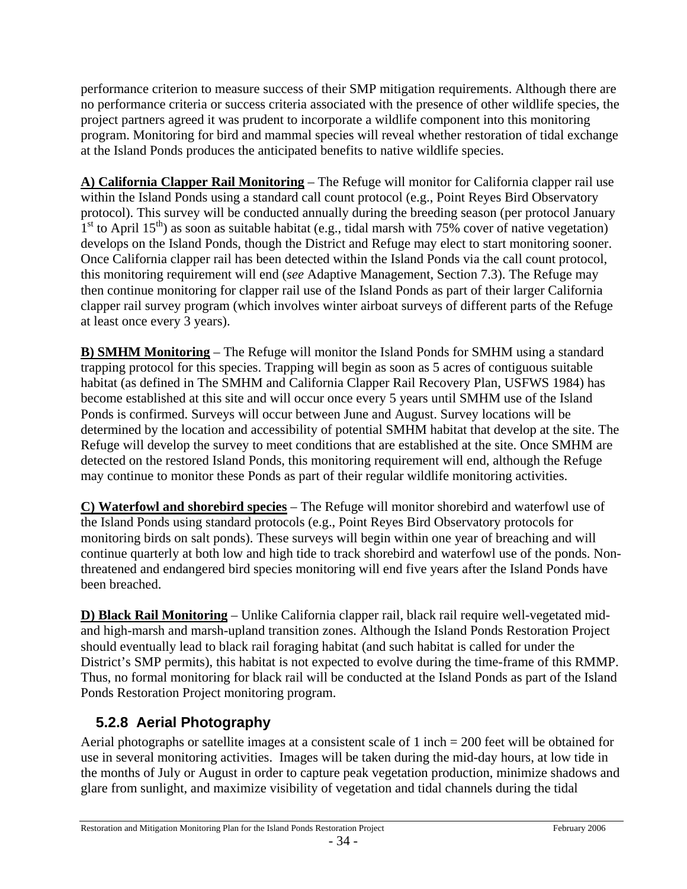performance criterion to measure success of their SMP mitigation requirements. Although there are no performance criteria or success criteria associated with the presence of other wildlife species, the project partners agreed it was prudent to incorporate a wildlife component into this monitoring program. Monitoring for bird and mammal species will reveal whether restoration of tidal exchange at the Island Ponds produces the anticipated benefits to native wildlife species.

**A) California Clapper Rail Monitoring** – The Refuge will monitor for California clapper rail use within the Island Ponds using a standard call count protocol (e.g., Point Reyes Bird Observatory protocol). This survey will be conducted annually during the breeding season (per protocol January 1st to April 15th) as soon as suitable habitat (e.g., tidal marsh with 75% cover of native vegetation) develops on the Island Ponds, though the District and Refuge may elect to start monitoring sooner. Once California clapper rail has been detected within the Island Ponds via the call count protocol, this monitoring requirement will end (*see* Adaptive Management, Section 7.3). The Refuge may then continue monitoring for clapper rail use of the Island Ponds as part of their larger California clapper rail survey program (which involves winter airboat surveys of different parts of the Refuge at least once every 3 years).

**B) SMHM Monitoring** – The Refuge will monitor the Island Ponds for SMHM using a standard trapping protocol for this species. Trapping will begin as soon as 5 acres of contiguous suitable habitat (as defined in The SMHM and California Clapper Rail Recovery Plan, USFWS 1984) has become established at this site and will occur once every 5 years until SMHM use of the Island Ponds is confirmed. Surveys will occur between June and August. Survey locations will be determined by the location and accessibility of potential SMHM habitat that develop at the site. The Refuge will develop the survey to meet conditions that are established at the site. Once SMHM are detected on the restored Island Ponds, this monitoring requirement will end, although the Refuge may continue to monitor these Ponds as part of their regular wildlife monitoring activities.

**C) Waterfowl and shorebird species** – The Refuge will monitor shorebird and waterfowl use of the Island Ponds using standard protocols (e.g., Point Reyes Bird Observatory protocols for monitoring birds on salt ponds). These surveys will begin within one year of breaching and will continue quarterly at both low and high tide to track shorebird and waterfowl use of the ponds. Non-threatened and endangered bird species monitoring will end five years after the Island Ponds have been breached.

**D) Black Rail Monitoring** – Unlike California clapper rail, black rail require well-vegetated mid- and high-marsh and marsh-upland transition zones. Although the Island Ponds Restoration Project should eventually lead to black rail foraging habitat (and such habitat is called for under the District's SMP permits), this habitat is not expected to evolve during the time-frame of this RMMP. Thus, no formal monitoring for black rail will be conducted at the Island Ponds as part of the Island Ponds Restoration Project monitoring program.

### 5.2.8 Aerial Photography

Aerial photographs or satellite images at a consistent scale of 1 inch = 200 feet will be obtained for use in several monitoring activities. Images will be taken during the mid-day hours, at low tide in the months of July or August in order to capture peak vegetation production, minimize shadows and glare from sunlight, and maximize visibility of vegetation and tidal channels during the tidal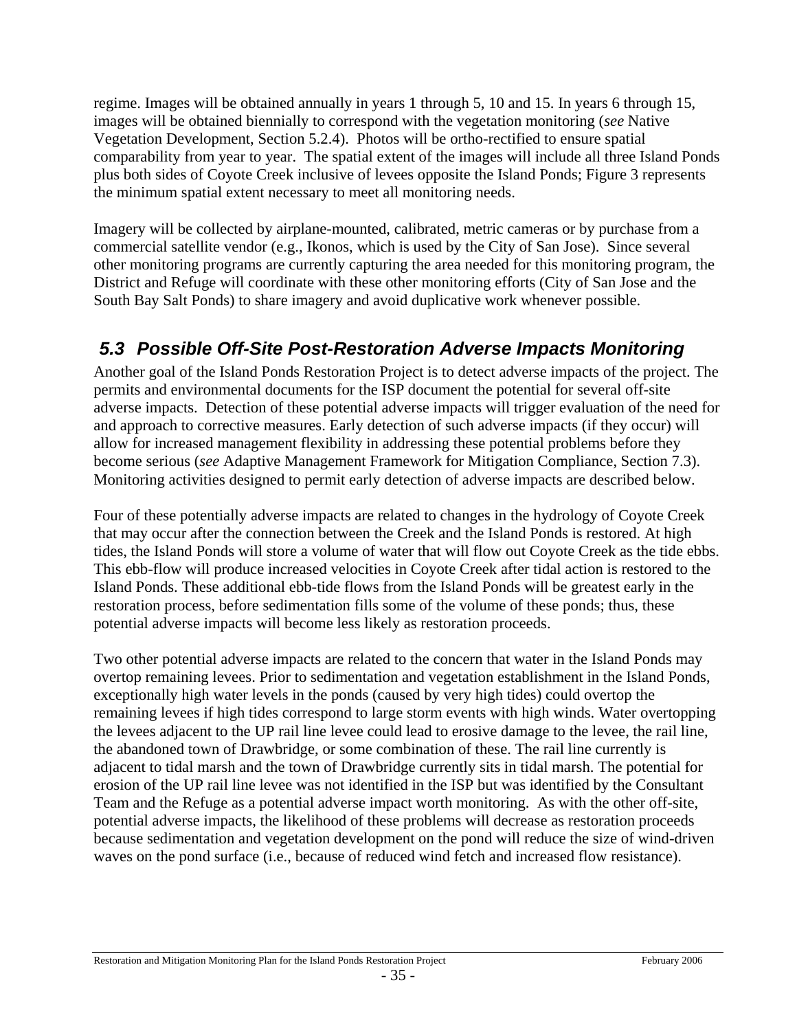regime. Images will be obtained annually in years 1 through 5, 10 and 15. In years 6 through 15, images will be obtained biennially to correspond with the vegetation monitoring (*see* Native Vegetation Development, Section 5.2.4). Photos will be ortho-rectified to ensure spatial comparability from year to year. The spatial extent of the images will include all three Island Ponds plus both sides of Coyote Creek inclusive of levees opposite the Island Ponds; Figure 3 represents the minimum spatial extent necessary to meet all monitoring needs.

Imagery will be collected by airplane-mounted, calibrated, metric cameras or by purchase from a commercial satellite vendor (e.g., Ikonos, which is used by the City of San Jose). Since several other monitoring programs are currently capturing the area needed for this monitoring program, the District and Refuge will coordinate with these other monitoring efforts (City of San Jose and the South Bay Salt Ponds) to share imagery and avoid duplicative work whenever possible.

## 5.3 Possible Off-Site Post-Restoration Adverse Impacts Monitoring

Another goal of the Island Ponds Restoration Project is to detect adverse impacts of the project. The permits and environmental documents for the ISP document the potential for several off-site adverse impacts. Detection of these potential adverse impacts will trigger evaluation of the need for and approach to corrective measures. Early detection of such adverse impacts (if they occur) will allow for increased management flexibility in addressing these potential problems before they become serious (*see* Adaptive Management Framework for Mitigation Compliance, Section 7.3). Monitoring activities designed to permit early detection of adverse impacts are described below.

Four of these potentially adverse impacts are related to changes in the hydrology of Coyote Creek that may occur after the connection between the Creek and the Island Ponds is restored. At high tides, the Island Ponds will store a volume of water that will flow out Coyote Creek as the tide ebbs. This ebb-flow will produce increased velocities in Coyote Creek after tidal action is restored to the Island Ponds. These additional ebb-tide flows from the Island Ponds will be greatest early in the restoration process, before sedimentation fills some of the volume of these ponds; thus, these potential adverse impacts will become less likely as restoration proceeds.

Two other potential adverse impacts are related to the concern that water in the Island Ponds may overtop remaining levees. Prior to sedimentation and vegetation establishment in the Island Ponds, exceptionally high water levels in the ponds (caused by very high tides) could overtop the remaining levees if high tides correspond to large storm events with high winds. Water overtopping the levees adjacent to the UP rail line levee could lead to erosive damage to the levee, the rail line, the abandoned town of Drawbridge, or some combination of these. The rail line currently is adjacent to tidal marsh and the town of Drawbridge currently sits in tidal marsh. The potential for erosion of the UP rail line levee was not identified in the ISP but was identified by the Consultant Team and the Refuge as a potential adverse impact worth monitoring. As with the other off-site, potential adverse impacts, the likelihood of these problems will decrease as restoration proceeds because sedimentation and vegetation development on the pond will reduce the size of wind-driven waves on the pond surface (i.e., because of reduced wind fetch and increased flow resistance).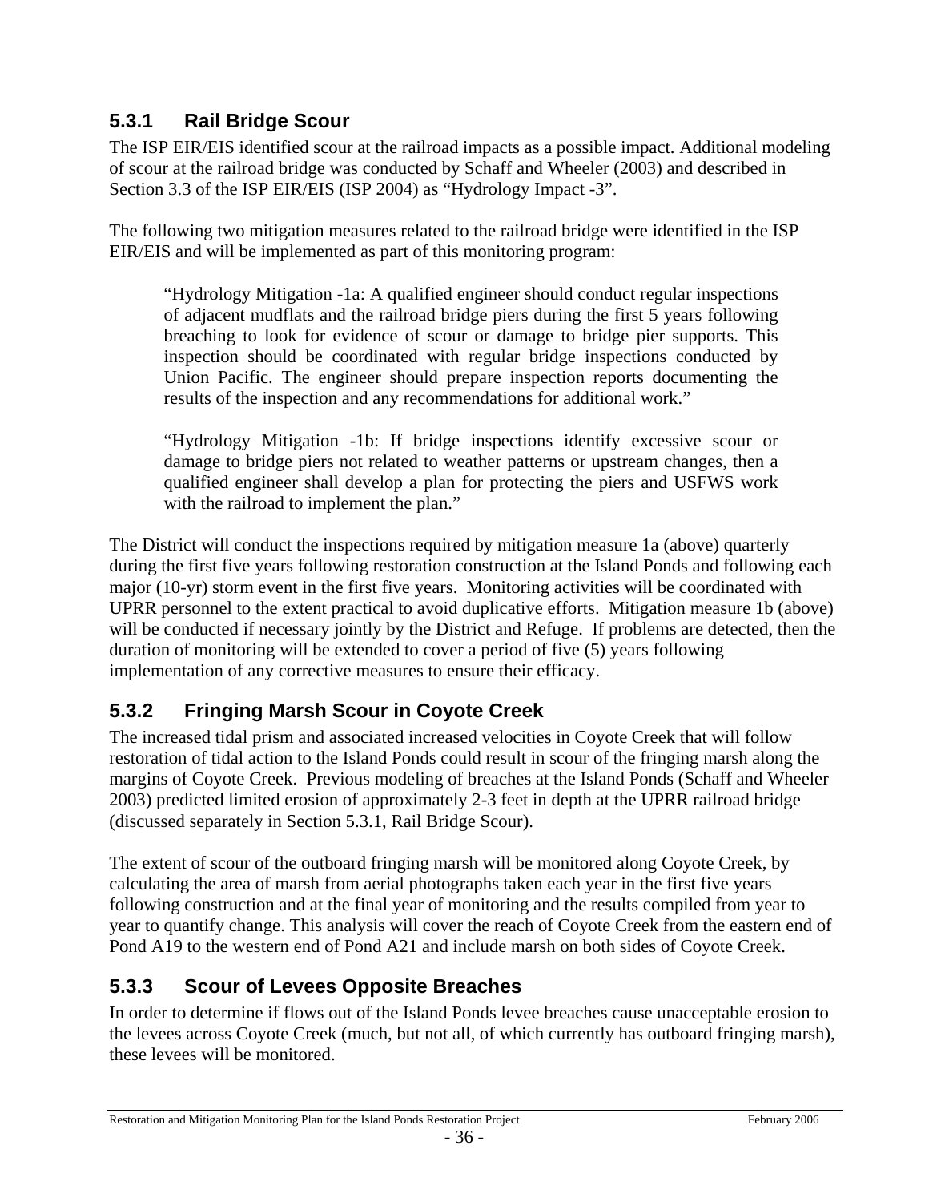### 5.3.1 Rail Bridge Scour

The ISP EIR/EIS identified scour at the railroad impacts as a possible impact. Additional modeling of scour at the railroad bridge was conducted by Schaff and Wheeler (2003) and described in Section 3.3 of the ISP EIR/EIS (ISP 2004) as "Hydrology Impact -3".

The following two mitigation measures related to the railroad bridge were identified in the ISP EIR/EIS and will be implemented as part of this monitoring program:

> "Hydrology Mitigation -1a: A qualified engineer should conduct regular inspections of adjacent mudflats and the railroad bridge piers during the first 5 years following breaching to look for evidence of scour or damage to bridge pier supports. This inspection should be coordinated with regular bridge inspections conducted by Union Pacific. The engineer should prepare inspection reports documenting the results of the inspection and any recommendations for additional work."
>
> "Hydrology Mitigation -1b: If bridge inspections identify excessive scour or damage to bridge piers not related to weather patterns or upstream changes, then a qualified engineer shall develop a plan for protecting the piers and USFWS work with the railroad to implement the plan."

The District will conduct the inspections required by mitigation measure 1a (above) quarterly during the first five years following restoration construction at the Island Ponds and following each major (10-yr) storm event in the first five years. Monitoring activities will be coordinated with UPRR personnel to the extent practical to avoid duplicative efforts. Mitigation measure 1b (above) will be conducted if necessary jointly by the District and Refuge. If problems are detected, then the duration of monitoring will be extended to cover a period of five (5) years following implementation of any corrective measures to ensure their efficacy.

### 5.3.2 Fringing Marsh Scour in Coyote Creek

The increased tidal prism and associated increased velocities in Coyote Creek that will follow restoration of tidal action to the Island Ponds could result in scour of the fringing marsh along the margins of Coyote Creek. Previous modeling of breaches at the Island Ponds (Schaff and Wheeler 2003) predicted limited erosion of approximately 2-3 feet in depth at the UPRR railroad bridge (discussed separately in Section 5.3.1, Rail Bridge Scour).

The extent of scour of the outboard fringing marsh will be monitored along Coyote Creek, by calculating the area of marsh from aerial photographs taken each year in the first five years following construction and at the final year of monitoring and the results compiled from year to year to quantify change. This analysis will cover the reach of Coyote Creek from the eastern end of Pond A19 to the western end of Pond A21 and include marsh on both sides of Coyote Creek.

### 5.3.3 Scour of Levees Opposite Breaches

In order to determine if flows out of the Island Ponds levee breaches cause unacceptable erosion to the levees across Coyote Creek (much, but not all, of which currently has outboard fringing marsh), these levees will be monitored.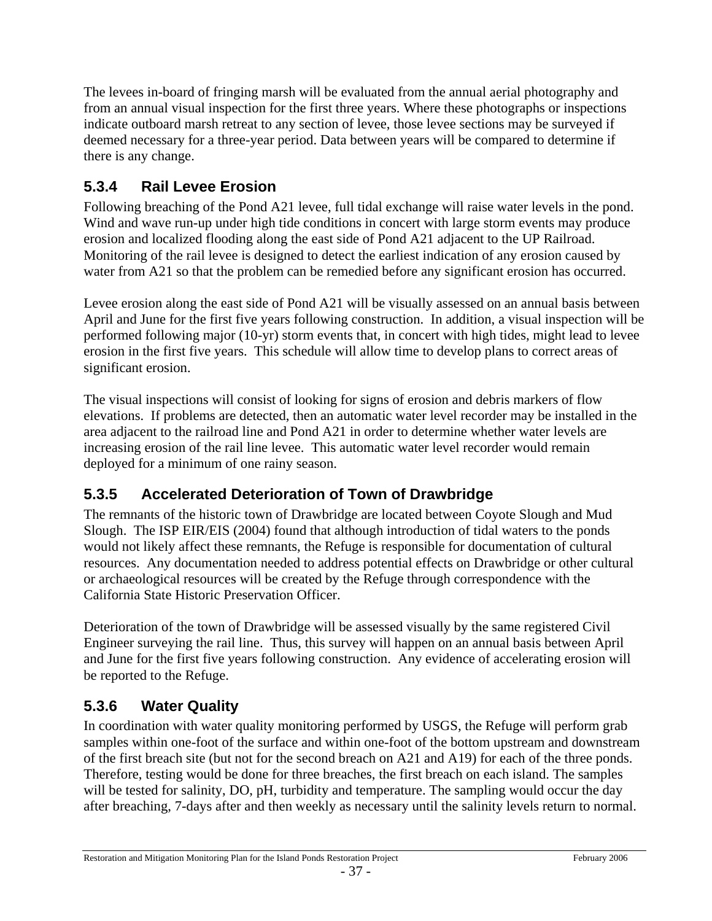The levees in-board of fringing marsh will be evaluated from the annual aerial photography and from an annual visual inspection for the first three years. Where these photographs or inspections indicate outboard marsh retreat to any section of levee, those levee sections may be surveyed if deemed necessary for a three-year period. Data between years will be compared to determine if there is any change.

### 5.3.4 Rail Levee Erosion

Following breaching of the Pond A21 levee, full tidal exchange will raise water levels in the pond. Wind and wave run-up under high tide conditions in concert with large storm events may produce erosion and localized flooding along the east side of Pond A21 adjacent to the UP Railroad. Monitoring of the rail levee is designed to detect the earliest indication of any erosion caused by water from A21 so that the problem can be remedied before any significant erosion has occurred.

Levee erosion along the east side of Pond A21 will be visually assessed on an annual basis between April and June for the first five years following construction. In addition, a visual inspection will be performed following major (10-yr) storm events that, in concert with high tides, might lead to levee erosion in the first five years. This schedule will allow time to develop plans to correct areas of significant erosion.

The visual inspections will consist of looking for signs of erosion and debris markers of flow elevations. If problems are detected, then an automatic water level recorder may be installed in the area adjacent to the railroad line and Pond A21 in order to determine whether water levels are increasing erosion of the rail line levee. This automatic water level recorder would remain deployed for a minimum of one rainy season.

### 5.3.5 Accelerated Deterioration of Town of Drawbridge

The remnants of the historic town of Drawbridge are located between Coyote Slough and Mud Slough. The ISP EIR/EIS (2004) found that although introduction of tidal waters to the ponds would not likely affect these remnants, the Refuge is responsible for documentation of cultural resources. Any documentation needed to address potential effects on Drawbridge or other cultural or archaeological resources will be created by the Refuge through correspondence with the California State Historic Preservation Officer.

Deterioration of the town of Drawbridge will be assessed visually by the same registered Civil Engineer surveying the rail line. Thus, this survey will happen on an annual basis between April and June for the first five years following construction. Any evidence of accelerating erosion will be reported to the Refuge.

### 5.3.6 Water Quality

In coordination with water quality monitoring performed by USGS, the Refuge will perform grab samples within one-foot of the surface and within one-foot of the bottom upstream and downstream of the first breach site (but not for the second breach on A21 and A19) for each of the three ponds. Therefore, testing would be done for three breaches, the first breach on each island. The samples will be tested for salinity, DO, pH, turbidity and temperature. The sampling would occur the day after breaching, 7-days after and then weekly as necessary until the salinity levels return to normal.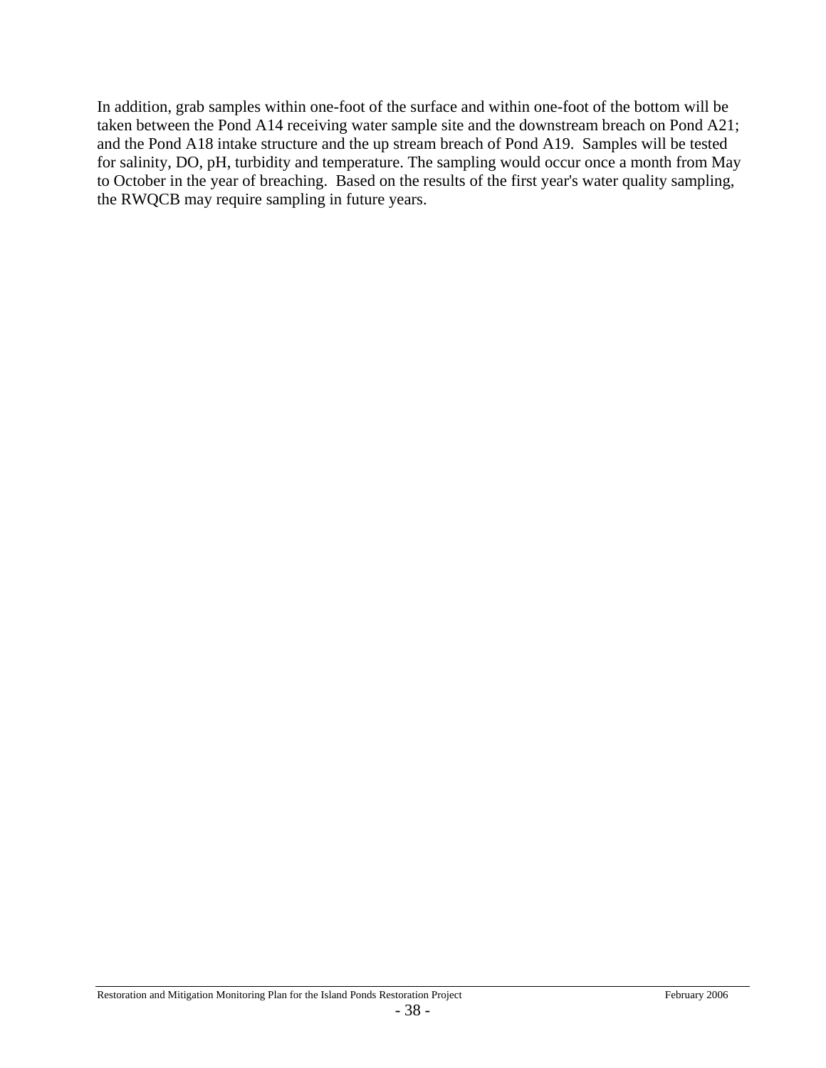In addition, grab samples within one-foot of the surface and within one-foot of the bottom will be taken between the Pond A14 receiving water sample site and the downstream breach on Pond A21; and the Pond A18 intake structure and the up stream breach of Pond A19. Samples will be tested for salinity, DO, pH, turbidity and temperature. The sampling would occur once a month from May to October in the year of breaching. Based on the results of the first year's water quality sampling, the RWQCB may require sampling in future years.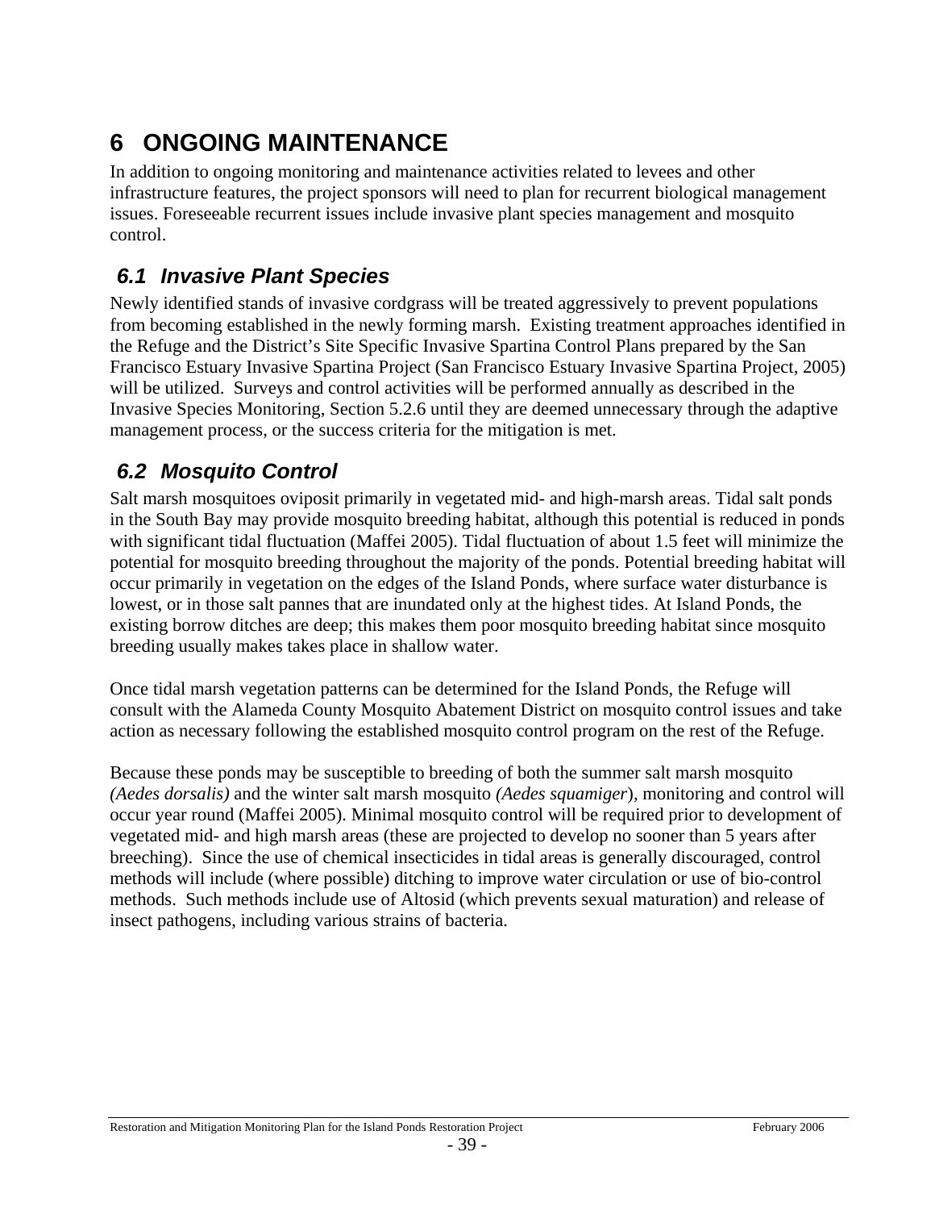# 6 ONGOING MAINTENANCE

In addition to ongoing monitoring and maintenance activities related to levees and other infrastructure features, the project sponsors will need to plan for recurrent biological management issues. Foreseeable recurrent issues include invasive plant species management and mosquito control.

## *6.1 Invasive Plant Species*

Newly identified stands of invasive cordgrass will be treated aggressively to prevent populations from becoming established in the newly forming marsh. Existing treatment approaches identified in the Refuge and the District's Site Specific Invasive Spartina Control Plans prepared by the San Francisco Estuary Invasive Spartina Project (San Francisco Estuary Invasive Spartina Project, 2005) will be utilized. Surveys and control activities will be performed annually as described in the Invasive Species Monitoring, Section 5.2.6 until they are deemed unnecessary through the adaptive management process, or the success criteria for the mitigation is met.

## *6.2 Mosquito Control*

Salt marsh mosquitoes oviposit primarily in vegetated mid- and high-marsh areas. Tidal salt ponds in the South Bay may provide mosquito breeding habitat, although this potential is reduced in ponds with significant tidal fluctuation (Maffei 2005). Tidal fluctuation of about 1.5 feet will minimize the potential for mosquito breeding throughout the majority of the ponds. Potential breeding habitat will occur primarily in vegetation on the edges of the Island Ponds, where surface water disturbance is lowest, or in those salt pannes that are inundated only at the highest tides. At Island Ponds, the existing borrow ditches are deep; this makes them poor mosquito breeding habitat since mosquito breeding usually makes takes place in shallow water.

Once tidal marsh vegetation patterns can be determined for the Island Ponds, the Refuge will consult with the Alameda County Mosquito Abatement District on mosquito control issues and take action as necessary following the established mosquito control program on the rest of the Refuge.

Because these ponds may be susceptible to breeding of both the summer salt marsh mosquito *(Aedes dorsalis)* and the winter salt marsh mosquito *(Aedes squamiger*), monitoring and control will occur year round (Maffei 2005). Minimal mosquito control will be required prior to development of vegetated mid- and high marsh areas (these are projected to develop no sooner than 5 years after breeching). Since the use of chemical insecticides in tidal areas is generally discouraged, control methods will include (where possible) ditching to improve water circulation or use of bio-control methods. Such methods include use of Altosid (which prevents sexual maturation) and release of insect pathogens, including various strains of bacteria.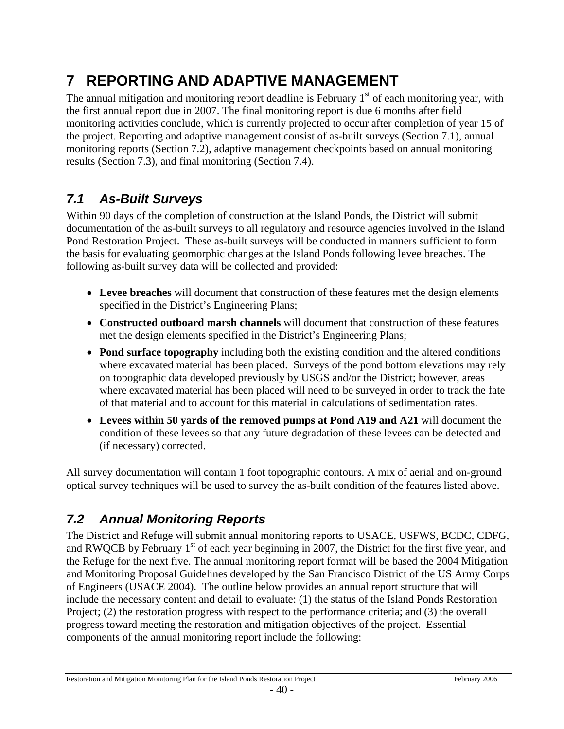# 7 REPORTING AND ADAPTIVE MANAGEMENT

The annual mitigation and monitoring report deadline is February 1st of each monitoring year, with the first annual report due in 2007. The final monitoring report is due 6 months after field monitoring activities conclude, which is currently projected to occur after completion of year 15 of the project. Reporting and adaptive management consist of as-built surveys (Section 7.1), annual monitoring reports (Section 7.2), adaptive management checkpoints based on annual monitoring results (Section 7.3), and final monitoring (Section 7.4).

## *7.1 As-Built Surveys*

Within 90 days of the completion of construction at the Island Ponds, the District will submit documentation of the as-built surveys to all regulatory and resource agencies involved in the Island Pond Restoration Project. These as-built surveys will be conducted in manners sufficient to form the basis for evaluating geomorphic changes at the Island Ponds following levee breaches. The following as-built survey data will be collected and provided:

- **Levee breaches** will document that construction of these features met the design elements specified in the District's Engineering Plans;
- **Constructed outboard marsh channels** will document that construction of these features met the design elements specified in the District's Engineering Plans;
- **Pond surface topography** including both the existing condition and the altered conditions where excavated material has been placed. Surveys of the pond bottom elevations may rely on topographic data developed previously by USGS and/or the District; however, areas where excavated material has been placed will need to be surveyed in order to track the fate of that material and to account for this material in calculations of sedimentation rates.
- **Levees within 50 yards of the removed pumps at Pond A19 and A21** will document the condition of these levees so that any future degradation of these levees can be detected and (if necessary) corrected.

All survey documentation will contain 1 foot topographic contours. A mix of aerial and on-ground optical survey techniques will be used to survey the as-built condition of the features listed above.

## *7.2 Annual Monitoring Reports*

The District and Refuge will submit annual monitoring reports to USACE, USFWS, BCDC, CDFG, and RWQCB by February 1st of each year beginning in 2007, the District for the first five year, and the Refuge for the next five. The annual monitoring report format will be based the 2004 Mitigation and Monitoring Proposal Guidelines developed by the San Francisco District of the US Army Corps of Engineers (USACE 2004). The outline below provides an annual report structure that will include the necessary content and detail to evaluate: (1) the status of the Island Ponds Restoration Project; (2) the restoration progress with respect to the performance criteria; and (3) the overall progress toward meeting the restoration and mitigation objectives of the project. Essential components of the annual monitoring report include the following: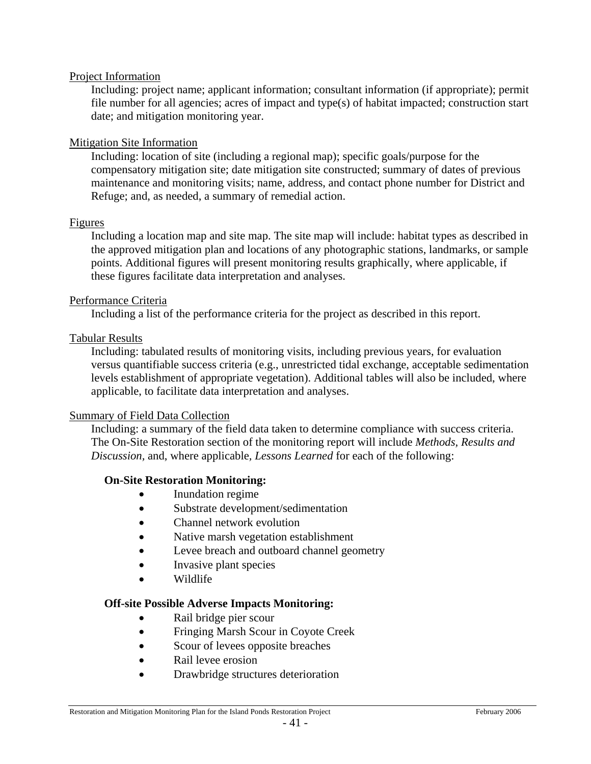Project Information

Including: project name; applicant information; consultant information (if appropriate); permit file number for all agencies; acres of impact and type(s) of habitat impacted; construction start date; and mitigation monitoring year.

Mitigation Site Information

Including: location of site (including a regional map); specific goals/purpose for the compensatory mitigation site; date mitigation site constructed; summary of dates of previous maintenance and monitoring visits; name, address, and contact phone number for District and Refuge; and, as needed, a summary of remedial action.

Figures

Including a location map and site map. The site map will include: habitat types as described in the approved mitigation plan and locations of any photographic stations, landmarks, or sample points. Additional figures will present monitoring results graphically, where applicable, if these figures facilitate data interpretation and analyses.

Performance Criteria

Including a list of the performance criteria for the project as described in this report.

Tabular Results

Including: tabulated results of monitoring visits, including previous years, for evaluation versus quantifiable success criteria (e.g., unrestricted tidal exchange, acceptable sedimentation levels establishment of appropriate vegetation). Additional tables will also be included, where applicable, to facilitate data interpretation and analyses.

Summary of Field Data Collection

Including: a summary of the field data taken to determine compliance with success criteria. The On-Site Restoration section of the monitoring report will include *Methods, Results and Discussion,* and, where applicable, *Lessons Learned* for each of the following:

**On-Site Restoration Monitoring:**

- Inundation regime
- Substrate development/sedimentation
- Channel network evolution
- Native marsh vegetation establishment
- Levee breach and outboard channel geometry
- Invasive plant species
- Wildlife

**Off-site Possible Adverse Impacts Monitoring:**

- Rail bridge pier scour
- Fringing Marsh Scour in Coyote Creek
- Scour of levees opposite breaches
- Rail levee erosion
- Drawbridge structures deterioration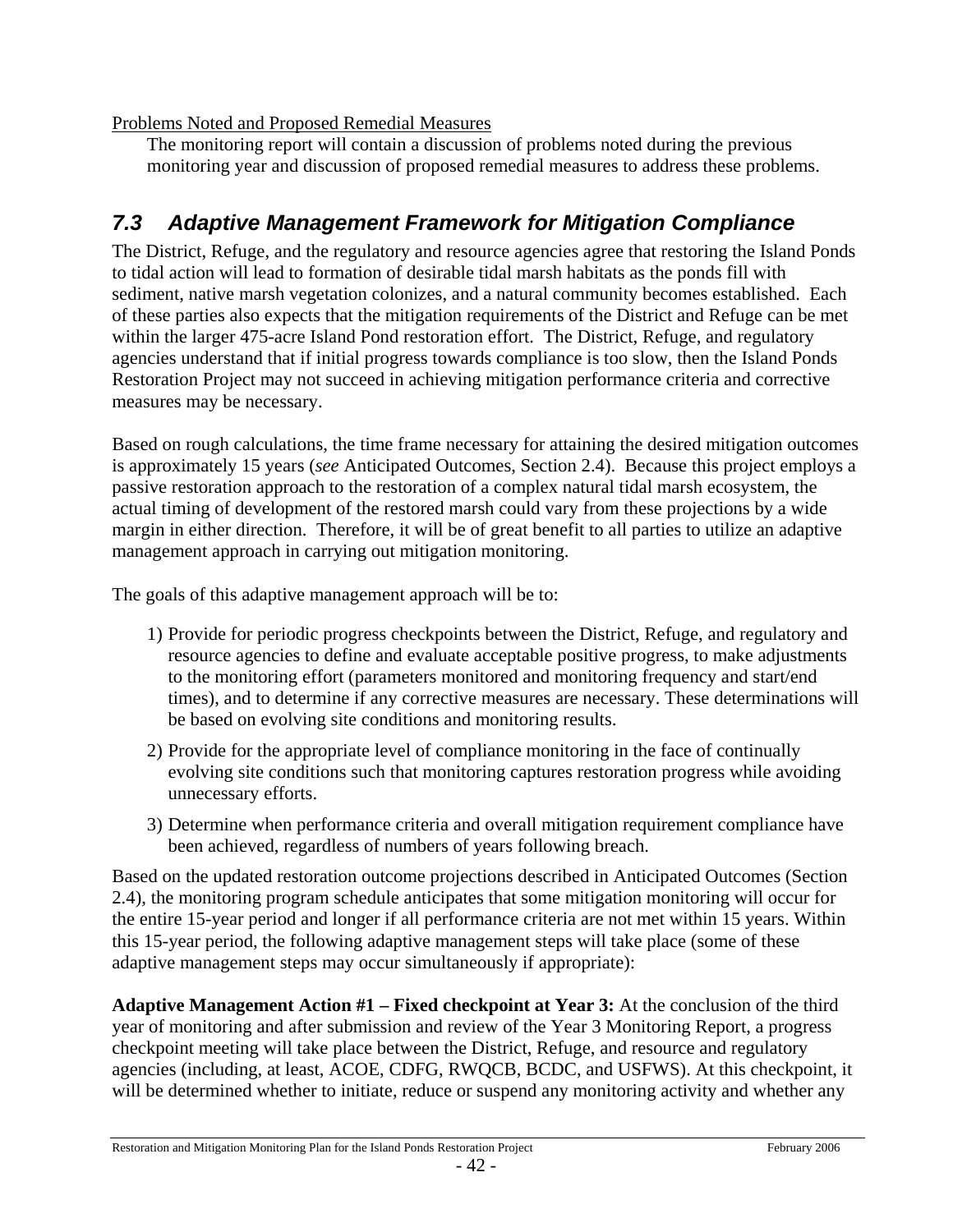Problems Noted and Proposed Remedial Measures

The monitoring report will contain a discussion of problems noted during the previous monitoring year and discussion of proposed remedial measures to address these problems.

## *7.3 Adaptive Management Framework for Mitigation Compliance*

The District, Refuge, and the regulatory and resource agencies agree that restoring the Island Ponds to tidal action will lead to formation of desirable tidal marsh habitats as the ponds fill with sediment, native marsh vegetation colonizes, and a natural community becomes established. Each of these parties also expects that the mitigation requirements of the District and Refuge can be met within the larger 475-acre Island Pond restoration effort. The District, Refuge, and regulatory agencies understand that if initial progress towards compliance is too slow, then the Island Ponds Restoration Project may not succeed in achieving mitigation performance criteria and corrective measures may be necessary.

Based on rough calculations, the time frame necessary for attaining the desired mitigation outcomes is approximately 15 years (*see* Anticipated Outcomes, Section 2.4). Because this project employs a passive restoration approach to the restoration of a complex natural tidal marsh ecosystem, the actual timing of development of the restored marsh could vary from these projections by a wide margin in either direction. Therefore, it will be of great benefit to all parties to utilize an adaptive management approach in carrying out mitigation monitoring.

The goals of this adaptive management approach will be to:

1) Provide for periodic progress checkpoints between the District, Refuge, and regulatory and resource agencies to define and evaluate acceptable positive progress, to make adjustments to the monitoring effort (parameters monitored and monitoring frequency and start/end times), and to determine if any corrective measures are necessary. These determinations will be based on evolving site conditions and monitoring results.
2) Provide for the appropriate level of compliance monitoring in the face of continually evolving site conditions such that monitoring captures restoration progress while avoiding unnecessary efforts.
3) Determine when performance criteria and overall mitigation requirement compliance have been achieved, regardless of numbers of years following breach.

Based on the updated restoration outcome projections described in Anticipated Outcomes (Section 2.4), the monitoring program schedule anticipates that some mitigation monitoring will occur for the entire 15-year period and longer if all performance criteria are not met within 15 years. Within this 15-year period, the following adaptive management steps will take place (some of these adaptive management steps may occur simultaneously if appropriate):

**Adaptive Management Action #1 – Fixed checkpoint at Year 3:** At the conclusion of the third year of monitoring and after submission and review of the Year 3 Monitoring Report, a progress checkpoint meeting will take place between the District, Refuge, and resource and regulatory agencies (including, at least, ACOE, CDFG, RWQCB, BCDC, and USFWS). At this checkpoint, it will be determined whether to initiate, reduce or suspend any monitoring activity and whether any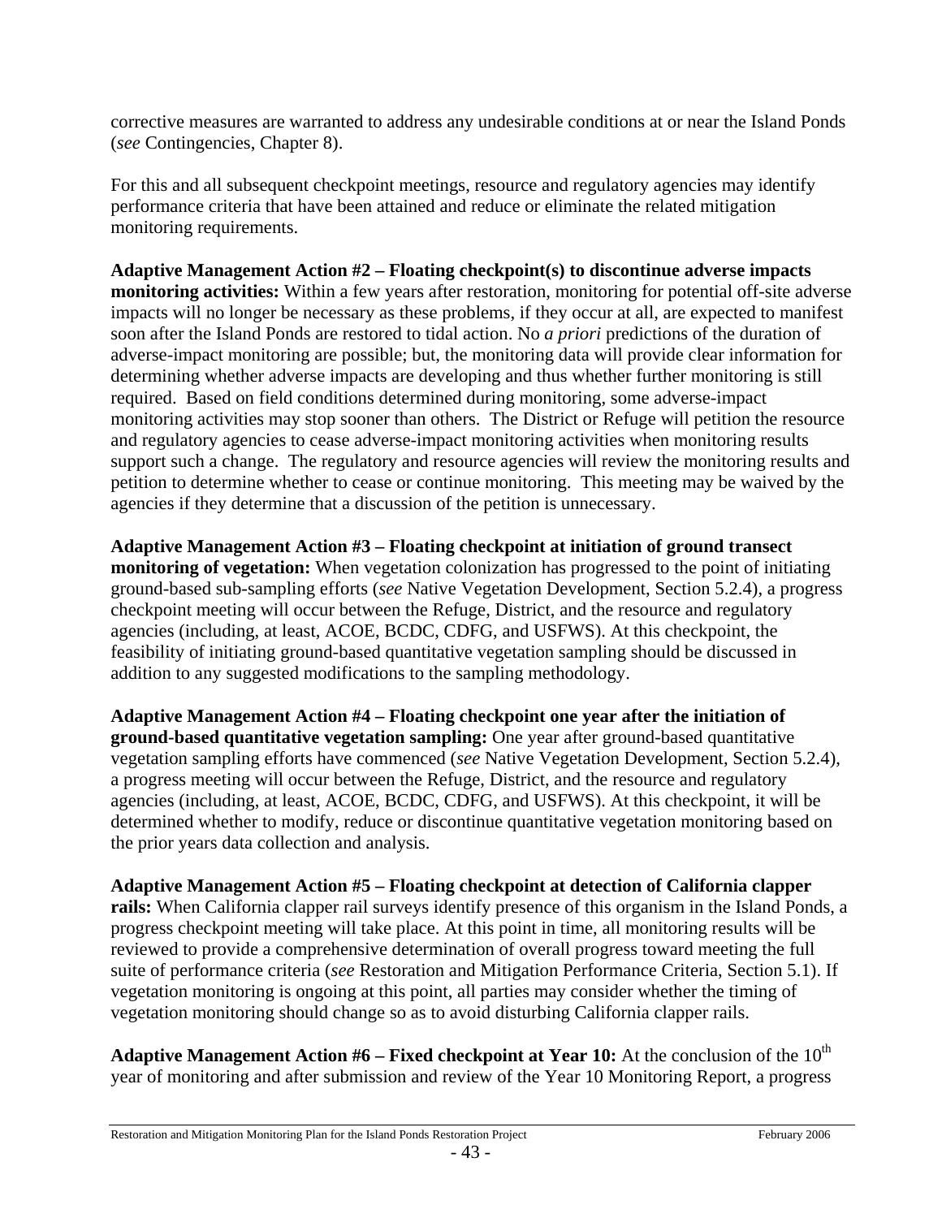corrective measures are warranted to address any undesirable conditions at or near the Island Ponds (*see* Contingencies, Chapter 8).

For this and all subsequent checkpoint meetings, resource and regulatory agencies may identify performance criteria that have been attained and reduce or eliminate the related mitigation monitoring requirements.

**Adaptive Management Action #2 – Floating checkpoint(s) to discontinue adverse impacts monitoring activities:** Within a few years after restoration, monitoring for potential off-site adverse impacts will no longer be necessary as these problems, if they occur at all, are expected to manifest soon after the Island Ponds are restored to tidal action. No *a priori* predictions of the duration of adverse-impact monitoring are possible; but, the monitoring data will provide clear information for determining whether adverse impacts are developing and thus whether further monitoring is still required. Based on field conditions determined during monitoring, some adverse-impact monitoring activities may stop sooner than others. The District or Refuge will petition the resource and regulatory agencies to cease adverse-impact monitoring activities when monitoring results support such a change. The regulatory and resource agencies will review the monitoring results and petition to determine whether to cease or continue monitoring. This meeting may be waived by the agencies if they determine that a discussion of the petition is unnecessary.

**Adaptive Management Action #3 – Floating checkpoint at initiation of ground transect monitoring of vegetation:** When vegetation colonization has progressed to the point of initiating ground-based sub-sampling efforts (*see* Native Vegetation Development, Section 5.2.4), a progress checkpoint meeting will occur between the Refuge, District, and the resource and regulatory agencies (including, at least, ACOE, BCDC, CDFG, and USFWS). At this checkpoint, the feasibility of initiating ground-based quantitative vegetation sampling should be discussed in addition to any suggested modifications to the sampling methodology.

**Adaptive Management Action #4 – Floating checkpoint one year after the initiation of ground-based quantitative vegetation sampling:** One year after ground-based quantitative vegetation sampling efforts have commenced (*see* Native Vegetation Development, Section 5.2.4), a progress meeting will occur between the Refuge, District, and the resource and regulatory agencies (including, at least, ACOE, BCDC, CDFG, and USFWS). At this checkpoint, it will be determined whether to modify, reduce or discontinue quantitative vegetation monitoring based on the prior years data collection and analysis.

**Adaptive Management Action #5 – Floating checkpoint at detection of California clapper rails:** When California clapper rail surveys identify presence of this organism in the Island Ponds, a progress checkpoint meeting will take place. At this point in time, all monitoring results will be reviewed to provide a comprehensive determination of overall progress toward meeting the full suite of performance criteria (*see* Restoration and Mitigation Performance Criteria, Section 5.1). If vegetation monitoring is ongoing at this point, all parties may consider whether the timing of vegetation monitoring should change so as to avoid disturbing California clapper rails.

**Adaptive Management Action #6 – Fixed checkpoint at Year 10:** At the conclusion of the 10th year of monitoring and after submission and review of the Year 10 Monitoring Report, a progress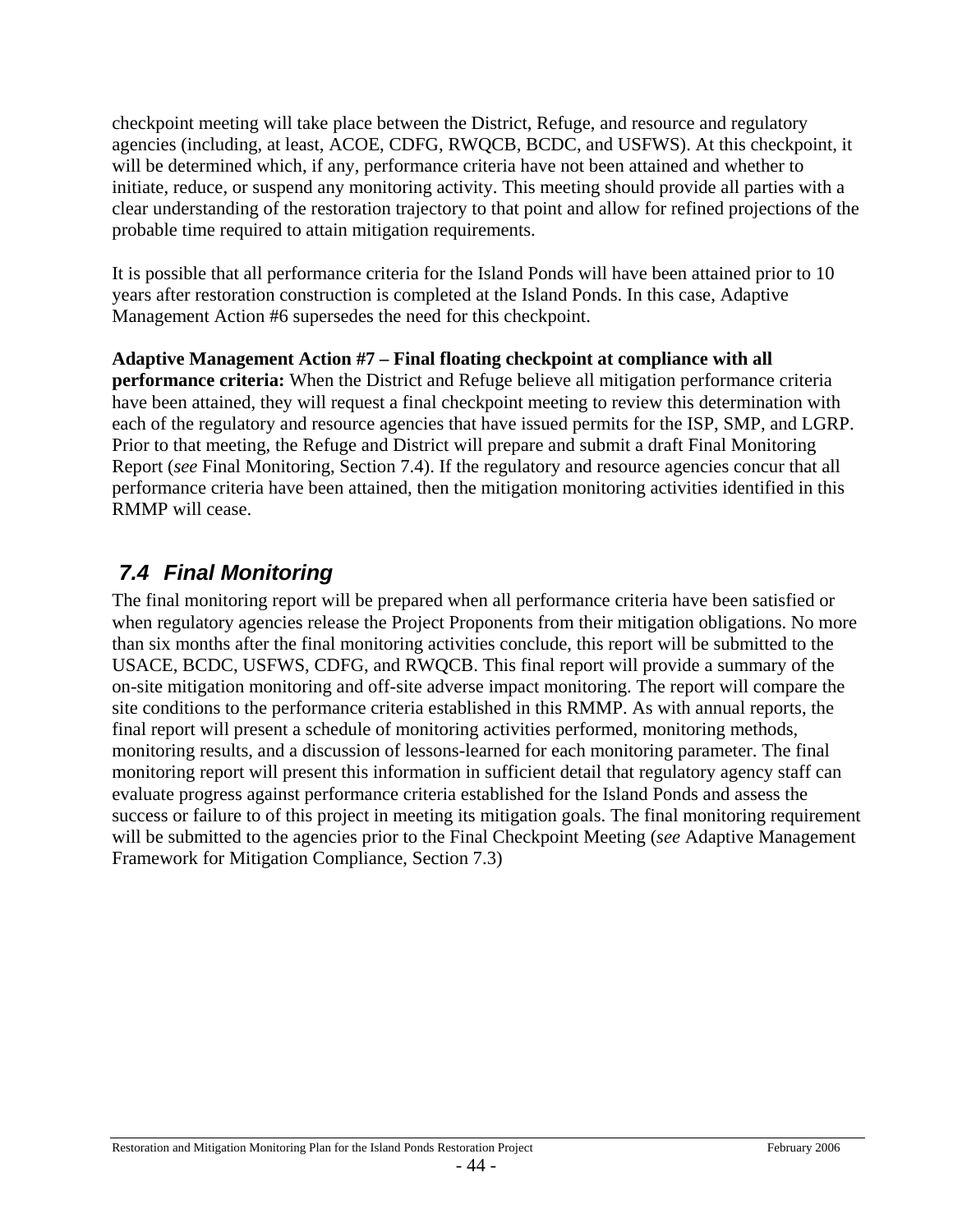checkpoint meeting will take place between the District, Refuge, and resource and regulatory agencies (including, at least, ACOE, CDFG, RWQCB, BCDC, and USFWS). At this checkpoint, it will be determined which, if any, performance criteria have not been attained and whether to initiate, reduce, or suspend any monitoring activity. This meeting should provide all parties with a clear understanding of the restoration trajectory to that point and allow for refined projections of the probable time required to attain mitigation requirements.

It is possible that all performance criteria for the Island Ponds will have been attained prior to 10 years after restoration construction is completed at the Island Ponds. In this case, Adaptive Management Action #6 supersedes the need for this checkpoint.

**Adaptive Management Action #7 – Final floating checkpoint at compliance with all performance criteria:** When the District and Refuge believe all mitigation performance criteria have been attained, they will request a final checkpoint meeting to review this determination with each of the regulatory and resource agencies that have issued permits for the ISP, SMP, and LGRP. Prior to that meeting, the Refuge and District will prepare and submit a draft Final Monitoring Report (*see* Final Monitoring, Section 7.4). If the regulatory and resource agencies concur that all performance criteria have been attained, then the mitigation monitoring activities identified in this RMMP will cease.

## *7.4 Final Monitoring*

The final monitoring report will be prepared when all performance criteria have been satisfied or when regulatory agencies release the Project Proponents from their mitigation obligations. No more than six months after the final monitoring activities conclude, this report will be submitted to the USACE, BCDC, USFWS, CDFG, and RWQCB. This final report will provide a summary of the on-site mitigation monitoring and off-site adverse impact monitoring. The report will compare the site conditions to the performance criteria established in this RMMP. As with annual reports, the final report will present a schedule of monitoring activities performed, monitoring methods, monitoring results, and a discussion of lessons-learned for each monitoring parameter. The final monitoring report will present this information in sufficient detail that regulatory agency staff can evaluate progress against performance criteria established for the Island Ponds and assess the success or failure to of this project in meeting its mitigation goals. The final monitoring requirement will be submitted to the agencies prior to the Final Checkpoint Meeting (*see* Adaptive Management Framework for Mitigation Compliance, Section 7.3)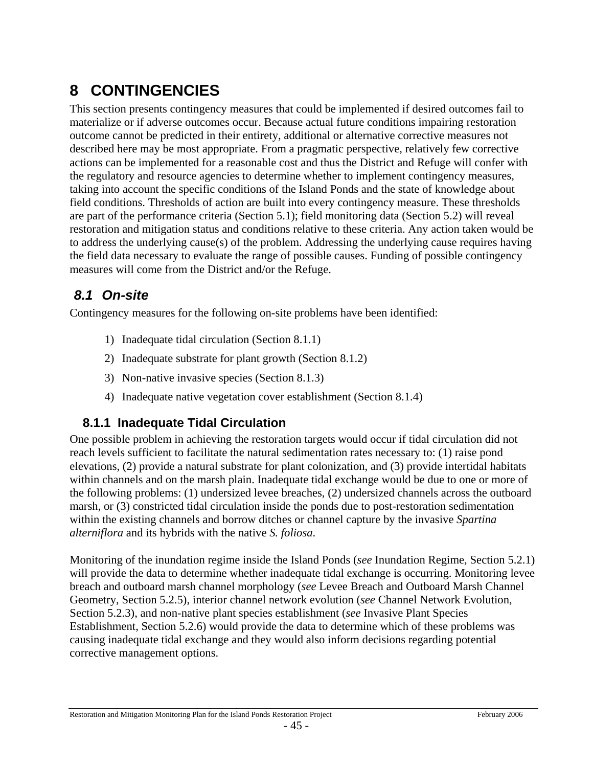# 8 CONTINGENCIES

This section presents contingency measures that could be implemented if desired outcomes fail to materialize or if adverse outcomes occur. Because actual future conditions impairing restoration outcome cannot be predicted in their entirety, additional or alternative corrective measures not described here may be most appropriate. From a pragmatic perspective, relatively few corrective actions can be implemented for a reasonable cost and thus the District and Refuge will confer with the regulatory and resource agencies to determine whether to implement contingency measures, taking into account the specific conditions of the Island Ponds and the state of knowledge about field conditions. Thresholds of action are built into every contingency measure. These thresholds are part of the performance criteria (Section 5.1); field monitoring data (Section 5.2) will reveal restoration and mitigation status and conditions relative to these criteria. Any action taken would be to address the underlying cause(s) of the problem. Addressing the underlying cause requires having the field data necessary to evaluate the range of possible causes. Funding of possible contingency measures will come from the District and/or the Refuge.

## *8.1 On-site*

Contingency measures for the following on-site problems have been identified:

1) Inadequate tidal circulation (Section 8.1.1)
2) Inadequate substrate for plant growth (Section 8.1.2)
3) Non-native invasive species (Section 8.1.3)
4) Inadequate native vegetation cover establishment (Section 8.1.4)

### 8.1.1 Inadequate Tidal Circulation

One possible problem in achieving the restoration targets would occur if tidal circulation did not reach levels sufficient to facilitate the natural sedimentation rates necessary to: (1) raise pond elevations, (2) provide a natural substrate for plant colonization, and (3) provide intertidal habitats within channels and on the marsh plain. Inadequate tidal exchange would be due to one or more of the following problems: (1) undersized levee breaches, (2) undersized channels across the outboard marsh, or (3) constricted tidal circulation inside the ponds due to post-restoration sedimentation within the existing channels and borrow ditches or channel capture by the invasive *Spartina alterniflora* and its hybrids with the native *S. foliosa*.

Monitoring of the inundation regime inside the Island Ponds (*see* Inundation Regime, Section 5.2.1) will provide the data to determine whether inadequate tidal exchange is occurring. Monitoring levee breach and outboard marsh channel morphology (*see* Levee Breach and Outboard Marsh Channel Geometry, Section 5.2.5), interior channel network evolution (*see* Channel Network Evolution, Section 5.2.3), and non-native plant species establishment (*see* Invasive Plant Species Establishment, Section 5.2.6) would provide the data to determine which of these problems was causing inadequate tidal exchange and they would also inform decisions regarding potential corrective management options.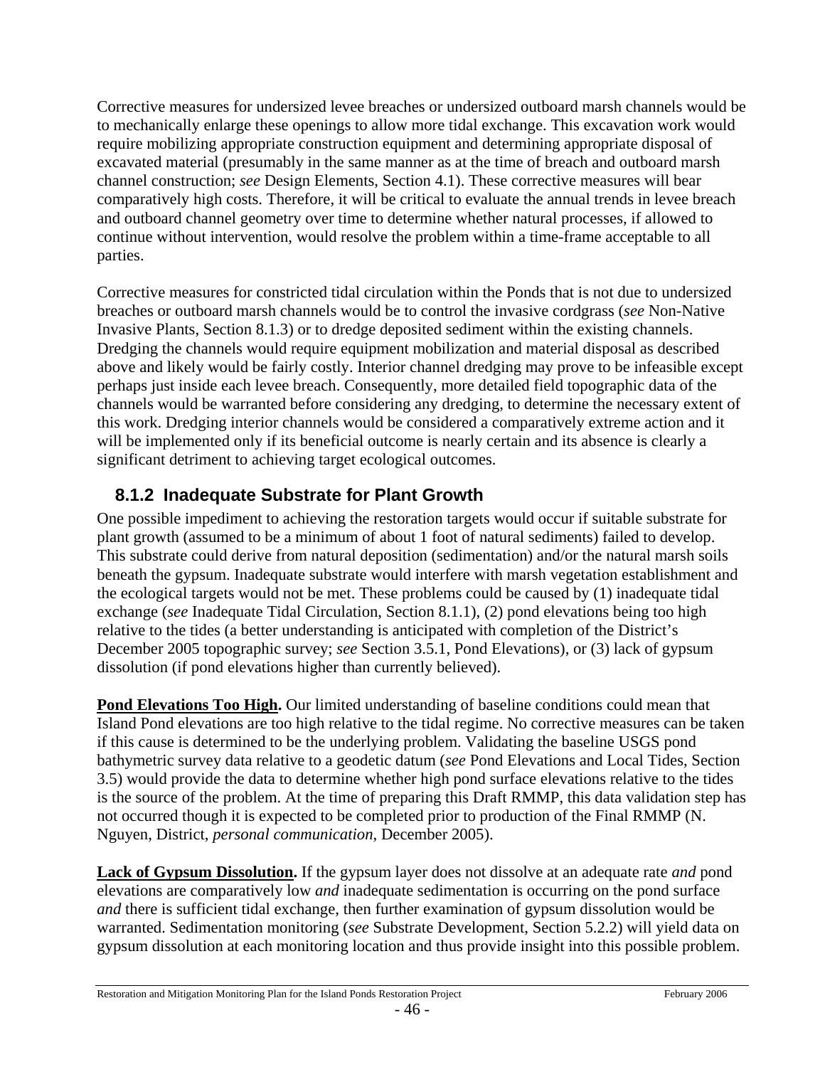Corrective measures for undersized levee breaches or undersized outboard marsh channels would be to mechanically enlarge these openings to allow more tidal exchange. This excavation work would require mobilizing appropriate construction equipment and determining appropriate disposal of excavated material (presumably in the same manner as at the time of breach and outboard marsh channel construction; *see* Design Elements, Section 4.1). These corrective measures will bear comparatively high costs. Therefore, it will be critical to evaluate the annual trends in levee breach and outboard channel geometry over time to determine whether natural processes, if allowed to continue without intervention, would resolve the problem within a time-frame acceptable to all parties.

Corrective measures for constricted tidal circulation within the Ponds that is not due to undersized breaches or outboard marsh channels would be to control the invasive cordgrass (*see* Non-Native Invasive Plants, Section 8.1.3) or to dredge deposited sediment within the existing channels. Dredging the channels would require equipment mobilization and material disposal as described above and likely would be fairly costly. Interior channel dredging may prove to be infeasible except perhaps just inside each levee breach. Consequently, more detailed field topographic data of the channels would be warranted before considering any dredging, to determine the necessary extent of this work. Dredging interior channels would be considered a comparatively extreme action and it will be implemented only if its beneficial outcome is nearly certain and its absence is clearly a significant detriment to achieving target ecological outcomes.

### 8.1.2 Inadequate Substrate for Plant Growth

One possible impediment to achieving the restoration targets would occur if suitable substrate for plant growth (assumed to be a minimum of about 1 foot of natural sediments) failed to develop. This substrate could derive from natural deposition (sedimentation) and/or the natural marsh soils beneath the gypsum. Inadequate substrate would interfere with marsh vegetation establishment and the ecological targets would not be met. These problems could be caused by (1) inadequate tidal exchange (*see* Inadequate Tidal Circulation, Section 8.1.1), (2) pond elevations being too high relative to the tides (a better understanding is anticipated with completion of the District's December 2005 topographic survey; *see* Section 3.5.1, Pond Elevations), or (3) lack of gypsum dissolution (if pond elevations higher than currently believed).

**Pond Elevations Too High.** Our limited understanding of baseline conditions could mean that Island Pond elevations are too high relative to the tidal regime. No corrective measures can be taken if this cause is determined to be the underlying problem. Validating the baseline USGS pond bathymetric survey data relative to a geodetic datum (*see* Pond Elevations and Local Tides, Section 3.5) would provide the data to determine whether high pond surface elevations relative to the tides is the source of the problem. At the time of preparing this Draft RMMP, this data validation step has not occurred though it is expected to be completed prior to production of the Final RMMP (N. Nguyen, District, *personal communication*, December 2005).

**Lack of Gypsum Dissolution.** If the gypsum layer does not dissolve at an adequate rate *and* pond elevations are comparatively low *and* inadequate sedimentation is occurring on the pond surface *and* there is sufficient tidal exchange, then further examination of gypsum dissolution would be warranted. Sedimentation monitoring (*see* Substrate Development, Section 5.2.2) will yield data on gypsum dissolution at each monitoring location and thus provide insight into this possible problem.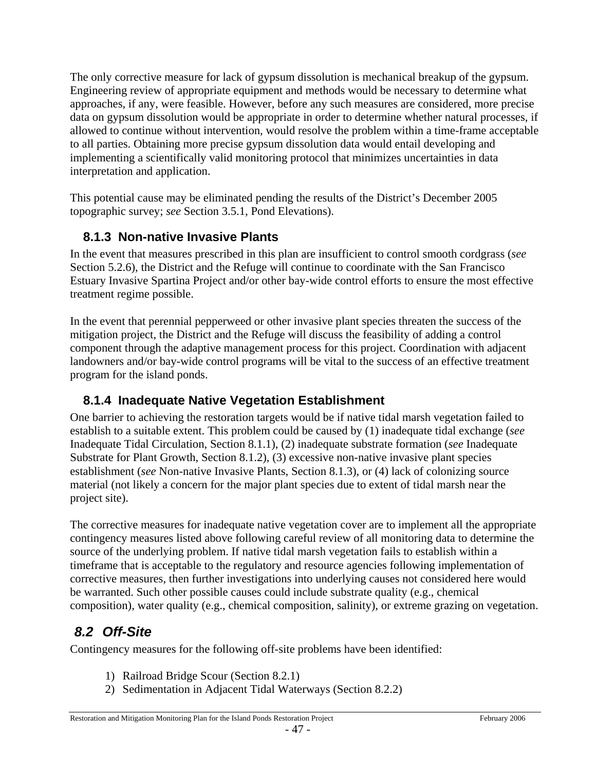The only corrective measure for lack of gypsum dissolution is mechanical breakup of the gypsum. Engineering review of appropriate equipment and methods would be necessary to determine what approaches, if any, were feasible. However, before any such measures are considered, more precise data on gypsum dissolution would be appropriate in order to determine whether natural processes, if allowed to continue without intervention, would resolve the problem within a time-frame acceptable to all parties. Obtaining more precise gypsum dissolution data would entail developing and implementing a scientifically valid monitoring protocol that minimizes uncertainties in data interpretation and application.

This potential cause may be eliminated pending the results of the District's December 2005 topographic survey; *see* Section 3.5.1, Pond Elevations).

### 8.1.3 Non-native Invasive Plants

In the event that measures prescribed in this plan are insufficient to control smooth cordgrass (*see* Section 5.2.6), the District and the Refuge will continue to coordinate with the San Francisco Estuary Invasive Spartina Project and/or other bay-wide control efforts to ensure the most effective treatment regime possible.

In the event that perennial pepperweed or other invasive plant species threaten the success of the mitigation project, the District and the Refuge will discuss the feasibility of adding a control component through the adaptive management process for this project. Coordination with adjacent landowners and/or bay-wide control programs will be vital to the success of an effective treatment program for the island ponds.

### 8.1.4 Inadequate Native Vegetation Establishment

One barrier to achieving the restoration targets would be if native tidal marsh vegetation failed to establish to a suitable extent. This problem could be caused by (1) inadequate tidal exchange (*see* Inadequate Tidal Circulation, Section 8.1.1), (2) inadequate substrate formation (*see* Inadequate Substrate for Plant Growth, Section 8.1.2), (3) excessive non-native invasive plant species establishment (*see* Non-native Invasive Plants, Section 8.1.3), or (4) lack of colonizing source material (not likely a concern for the major plant species due to extent of tidal marsh near the project site).

The corrective measures for inadequate native vegetation cover are to implement all the appropriate contingency measures listed above following careful review of all monitoring data to determine the source of the underlying problem. If native tidal marsh vegetation fails to establish within a timeframe that is acceptable to the regulatory and resource agencies following implementation of corrective measures, then further investigations into underlying causes not considered here would be warranted. Such other possible causes could include substrate quality (e.g., chemical composition), water quality (e.g., chemical composition, salinity), or extreme grazing on vegetation.

## *8.2 Off-Site*

Contingency measures for the following off-site problems have been identified:

1) Railroad Bridge Scour (Section 8.2.1)
2) Sedimentation in Adjacent Tidal Waterways (Section 8.2.2)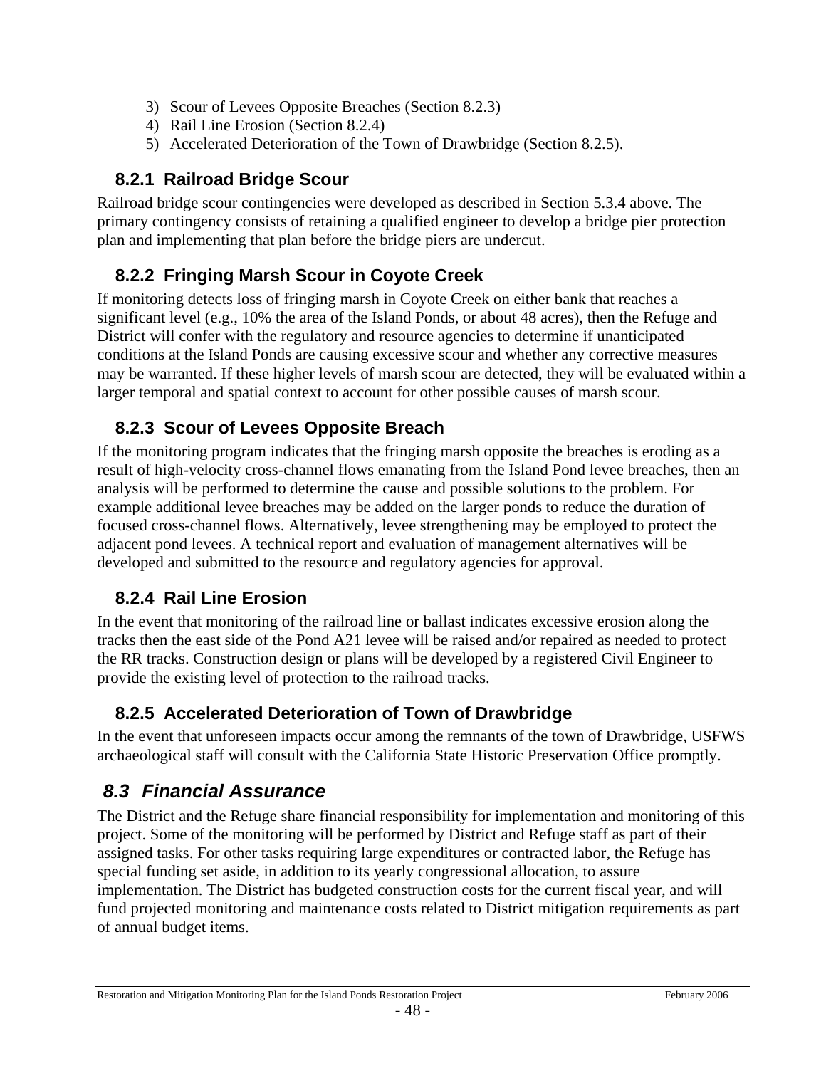3) Scour of Levees Opposite Breaches (Section 8.2.3)
4) Rail Line Erosion (Section 8.2.4)
5) Accelerated Deterioration of the Town of Drawbridge (Section 8.2.5).

### 8.2.1 Railroad Bridge Scour

Railroad bridge scour contingencies were developed as described in Section 5.3.4 above. The primary contingency consists of retaining a qualified engineer to develop a bridge pier protection plan and implementing that plan before the bridge piers are undercut.

### 8.2.2 Fringing Marsh Scour in Coyote Creek

If monitoring detects loss of fringing marsh in Coyote Creek on either bank that reaches a significant level (e.g., 10% the area of the Island Ponds, or about 48 acres), then the Refuge and District will confer with the regulatory and resource agencies to determine if unanticipated conditions at the Island Ponds are causing excessive scour and whether any corrective measures may be warranted. If these higher levels of marsh scour are detected, they will be evaluated within a larger temporal and spatial context to account for other possible causes of marsh scour.

### 8.2.3 Scour of Levees Opposite Breach

If the monitoring program indicates that the fringing marsh opposite the breaches is eroding as a result of high-velocity cross-channel flows emanating from the Island Pond levee breaches, then an analysis will be performed to determine the cause and possible solutions to the problem. For example additional levee breaches may be added on the larger ponds to reduce the duration of focused cross-channel flows. Alternatively, levee strengthening may be employed to protect the adjacent pond levees. A technical report and evaluation of management alternatives will be developed and submitted to the resource and regulatory agencies for approval.

### 8.2.4 Rail Line Erosion

In the event that monitoring of the railroad line or ballast indicates excessive erosion along the tracks then the east side of the Pond A21 levee will be raised and/or repaired as needed to protect the RR tracks. Construction design or plans will be developed by a registered Civil Engineer to provide the existing level of protection to the railroad tracks.

### 8.2.5 Accelerated Deterioration of Town of Drawbridge

In the event that unforeseen impacts occur among the remnants of the town of Drawbridge, USFWS archaeological staff will consult with the California State Historic Preservation Office promptly.

## *8.3 Financial Assurance*

The District and the Refuge share financial responsibility for implementation and monitoring of this project. Some of the monitoring will be performed by District and Refuge staff as part of their assigned tasks. For other tasks requiring large expenditures or contracted labor, the Refuge has special funding set aside, in addition to its yearly congressional allocation, to assure implementation. The District has budgeted construction costs for the current fiscal year, and will fund projected monitoring and maintenance costs related to District mitigation requirements as part of annual budget items.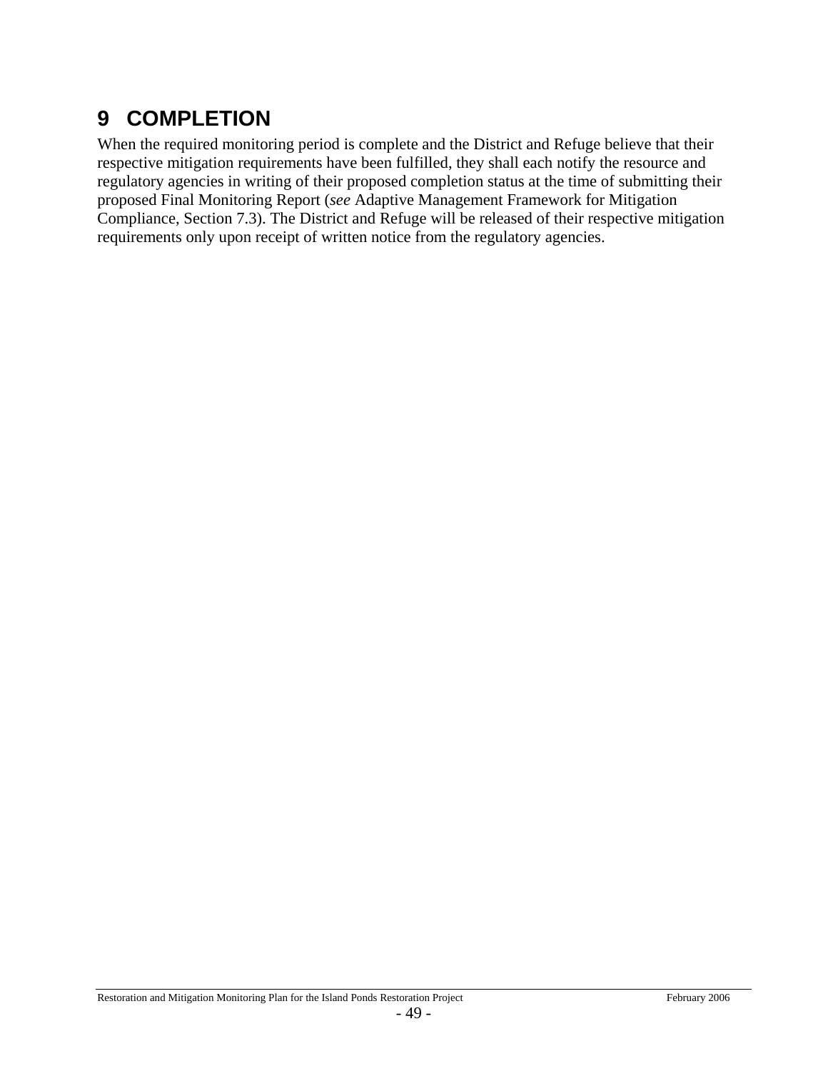# 9 COMPLETION

When the required monitoring period is complete and the District and Refuge believe that their respective mitigation requirements have been fulfilled, they shall each notify the resource and regulatory agencies in writing of their proposed completion status at the time of submitting their proposed Final Monitoring Report (*see* Adaptive Management Framework for Mitigation Compliance, Section 7.3). The District and Refuge will be released of their respective mitigation requirements only upon receipt of written notice from the regulatory agencies.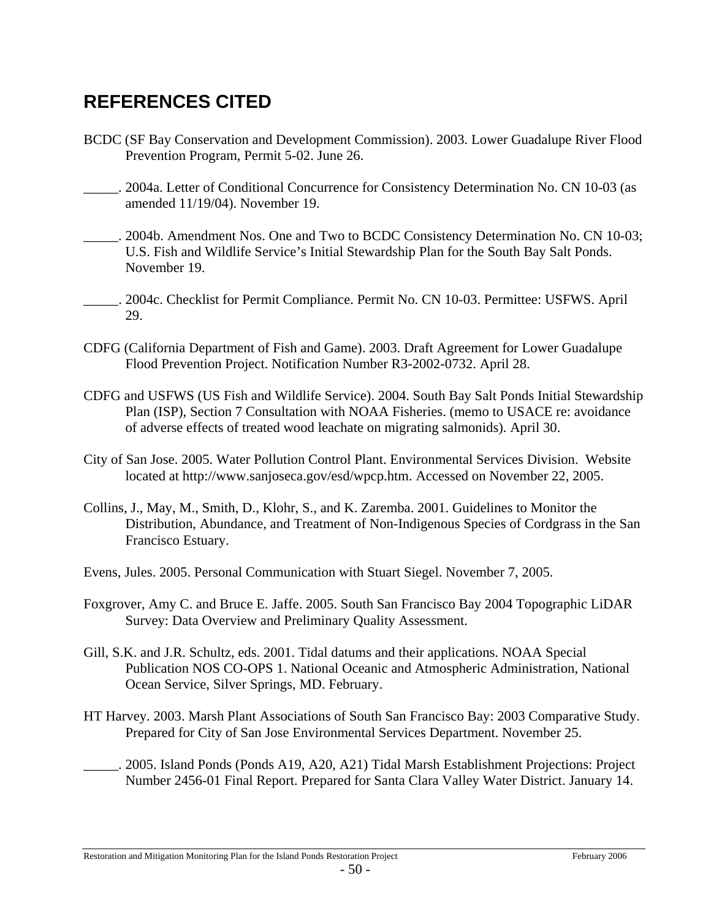# REFERENCES CITED

BCDC (SF Bay Conservation and Development Commission). 2003. Lower Guadalupe River Flood Prevention Program, Permit 5-02. June 26.

_____. 2004a. Letter of Conditional Concurrence for Consistency Determination No. CN 10-03 (as amended 11/19/04). November 19.

_____. 2004b. Amendment Nos. One and Two to BCDC Consistency Determination No. CN 10-03; U.S. Fish and Wildlife Service's Initial Stewardship Plan for the South Bay Salt Ponds. November 19.

_____. 2004c. Checklist for Permit Compliance. Permit No. CN 10-03. Permittee: USFWS. April 29.

CDFG (California Department of Fish and Game). 2003. Draft Agreement for Lower Guadalupe Flood Prevention Project. Notification Number R3-2002-0732. April 28.

CDFG and USFWS (US Fish and Wildlife Service). 2004. South Bay Salt Ponds Initial Stewardship Plan (ISP), Section 7 Consultation with NOAA Fisheries. (memo to USACE re: avoidance of adverse effects of treated wood leachate on migrating salmonids). April 30.

City of San Jose. 2005. Water Pollution Control Plant. Environmental Services Division. Website located at http://www.sanjoseca.gov/esd/wpcp.htm. Accessed on November 22, 2005.

Collins, J., May, M., Smith, D., Klohr, S., and K. Zaremba. 2001. Guidelines to Monitor the Distribution, Abundance, and Treatment of Non-Indigenous Species of Cordgrass in the San Francisco Estuary.

Evens, Jules. 2005. Personal Communication with Stuart Siegel. November 7, 2005.

Foxgrover, Amy C. and Bruce E. Jaffe. 2005. South San Francisco Bay 2004 Topographic LiDAR Survey: Data Overview and Preliminary Quality Assessment.

Gill, S.K. and J.R. Schultz, eds. 2001. Tidal datums and their applications. NOAA Special Publication NOS CO-OPS 1. National Oceanic and Atmospheric Administration, National Ocean Service, Silver Springs, MD. February.

HT Harvey. 2003. Marsh Plant Associations of South San Francisco Bay: 2003 Comparative Study. Prepared for City of San Jose Environmental Services Department. November 25.

_____. 2005. Island Ponds (Ponds A19, A20, A21) Tidal Marsh Establishment Projections: Project Number 2456-01 Final Report. Prepared for Santa Clara Valley Water District. January 14.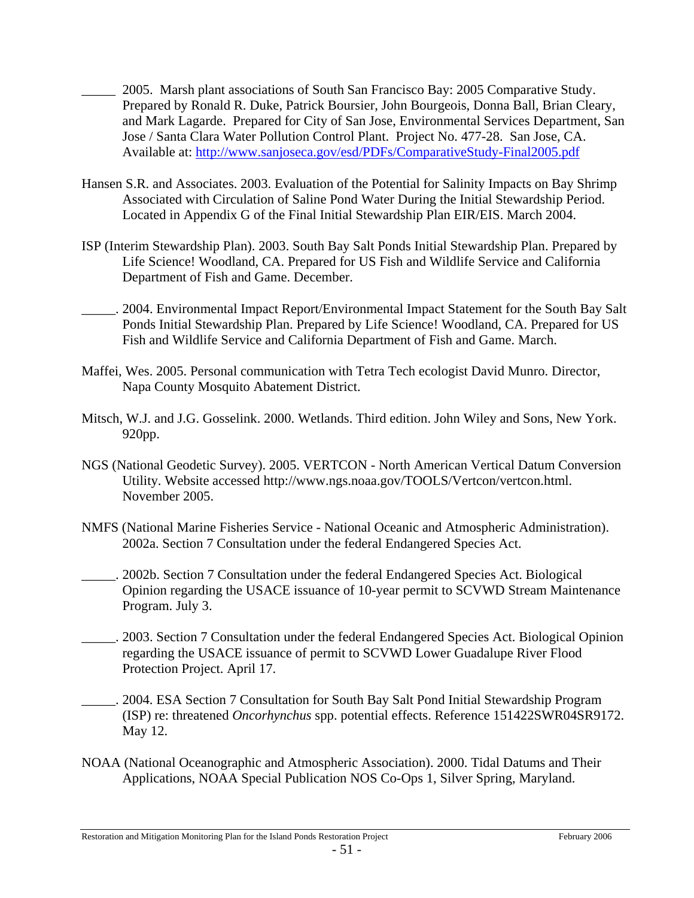_____ 2005. Marsh plant associations of South San Francisco Bay: 2005 Comparative Study. Prepared by Ronald R. Duke, Patrick Boursier, John Bourgeois, Donna Ball, Brian Cleary, and Mark Lagarde. Prepared for City of San Jose, Environmental Services Department, San Jose / Santa Clara Water Pollution Control Plant. Project No. 477-28. San Jose, CA. Available at: [http://www.sanjoseca.gov/esd/PDFs/ComparativeStudy-Final2005.pdf](http://www.sanjoseca.gov/esd/PDFs/ComparativeStudy-Final2005.pdf)

Hansen S.R. and Associates. 2003. Evaluation of the Potential for Salinity Impacts on Bay Shrimp Associated with Circulation of Saline Pond Water During the Initial Stewardship Period. Located in Appendix G of the Final Initial Stewardship Plan EIR/EIS. March 2004.

ISP (Interim Stewardship Plan). 2003. South Bay Salt Ponds Initial Stewardship Plan. Prepared by Life Science! Woodland, CA. Prepared for US Fish and Wildlife Service and California Department of Fish and Game. December.

_____. 2004. Environmental Impact Report/Environmental Impact Statement for the South Bay Salt Ponds Initial Stewardship Plan. Prepared by Life Science! Woodland, CA. Prepared for US Fish and Wildlife Service and California Department of Fish and Game. March.

Maffei, Wes. 2005. Personal communication with Tetra Tech ecologist David Munro. Director, Napa County Mosquito Abatement District.

Mitsch, W.J. and J.G. Gosselink. 2000. Wetlands. Third edition. John Wiley and Sons, New York. 920pp.

NGS (National Geodetic Survey). 2005. VERTCON - North American Vertical Datum Conversion Utility. Website accessed http://www.ngs.noaa.gov/TOOLS/Vertcon/vertcon.html. November 2005.

NMFS (National Marine Fisheries Service - National Oceanic and Atmospheric Administration). 2002a. Section 7 Consultation under the federal Endangered Species Act.

_____. 2002b. Section 7 Consultation under the federal Endangered Species Act. Biological Opinion regarding the USACE issuance of 10-year permit to SCVWD Stream Maintenance Program. July 3.

_____. 2003. Section 7 Consultation under the federal Endangered Species Act. Biological Opinion regarding the USACE issuance of permit to SCVWD Lower Guadalupe River Flood Protection Project. April 17.

_____. 2004. ESA Section 7 Consultation for South Bay Salt Pond Initial Stewardship Program (ISP) re: threatened *Oncorhynchus* spp. potential effects. Reference 151422SWR04SR9172. May 12.

NOAA (National Oceanographic and Atmospheric Association). 2000. Tidal Datums and Their Applications, NOAA Special Publication NOS Co-Ops 1, Silver Spring, Maryland.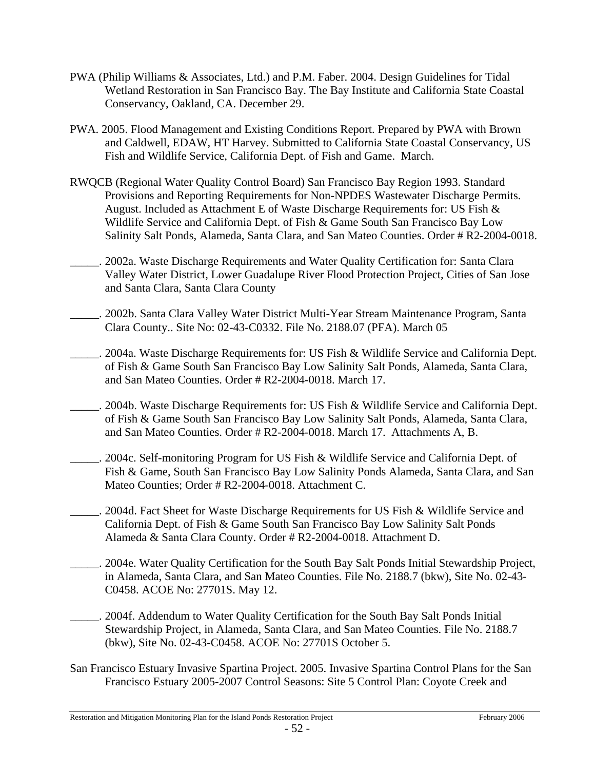PWA (Philip Williams & Associates, Ltd.) and P.M. Faber. 2004. Design Guidelines for Tidal Wetland Restoration in San Francisco Bay. The Bay Institute and California State Coastal Conservancy, Oakland, CA. December 29.

PWA. 2005. Flood Management and Existing Conditions Report. Prepared by PWA with Brown and Caldwell, EDAW, HT Harvey. Submitted to California State Coastal Conservancy, US Fish and Wildlife Service, California Dept. of Fish and Game. March.

RWQCB (Regional Water Quality Control Board) San Francisco Bay Region 1993. Standard Provisions and Reporting Requirements for Non-NPDES Wastewater Discharge Permits. August. Included as Attachment E of Waste Discharge Requirements for: US Fish & Wildlife Service and California Dept. of Fish & Game South San Francisco Bay Low Salinity Salt Ponds, Alameda, Santa Clara, and San Mateo Counties. Order # R2-2004-0018.

_____. 2002a. Waste Discharge Requirements and Water Quality Certification for: Santa Clara Valley Water District, Lower Guadalupe River Flood Protection Project, Cities of San Jose and Santa Clara, Santa Clara County

_____. 2002b. Santa Clara Valley Water District Multi-Year Stream Maintenance Program, Santa Clara County.. Site No: 02-43-C0332. File No. 2188.07 (PFA). March 05

_____. 2004a. Waste Discharge Requirements for: US Fish & Wildlife Service and California Dept. of Fish & Game South San Francisco Bay Low Salinity Salt Ponds, Alameda, Santa Clara, and San Mateo Counties. Order # R2-2004-0018. March 17.

_____. 2004b. Waste Discharge Requirements for: US Fish & Wildlife Service and California Dept. of Fish & Game South San Francisco Bay Low Salinity Salt Ponds, Alameda, Santa Clara, and San Mateo Counties. Order # R2-2004-0018. March 17. Attachments A, B.

_____. 2004c. Self-monitoring Program for US Fish & Wildlife Service and California Dept. of Fish & Game, South San Francisco Bay Low Salinity Ponds Alameda, Santa Clara, and San Mateo Counties; Order # R2-2004-0018. Attachment C.

_____. 2004d. Fact Sheet for Waste Discharge Requirements for US Fish & Wildlife Service and California Dept. of Fish & Game South San Francisco Bay Low Salinity Salt Ponds Alameda & Santa Clara County. Order # R2-2004-0018. Attachment D.

_____. 2004e. Water Quality Certification for the South Bay Salt Ponds Initial Stewardship Project, in Alameda, Santa Clara, and San Mateo Counties. File No. 2188.7 (bkw), Site No. 02-43-C0458. ACOE No: 27701S. May 12.

_____. 2004f. Addendum to Water Quality Certification for the South Bay Salt Ponds Initial Stewardship Project, in Alameda, Santa Clara, and San Mateo Counties. File No. 2188.7 (bkw), Site No. 02-43-C0458. ACOE No: 27701S October 5.

San Francisco Estuary Invasive Spartina Project. 2005. Invasive Spartina Control Plans for the San Francisco Estuary 2005-2007 Control Seasons: Site 5 Control Plan: Coyote Creek and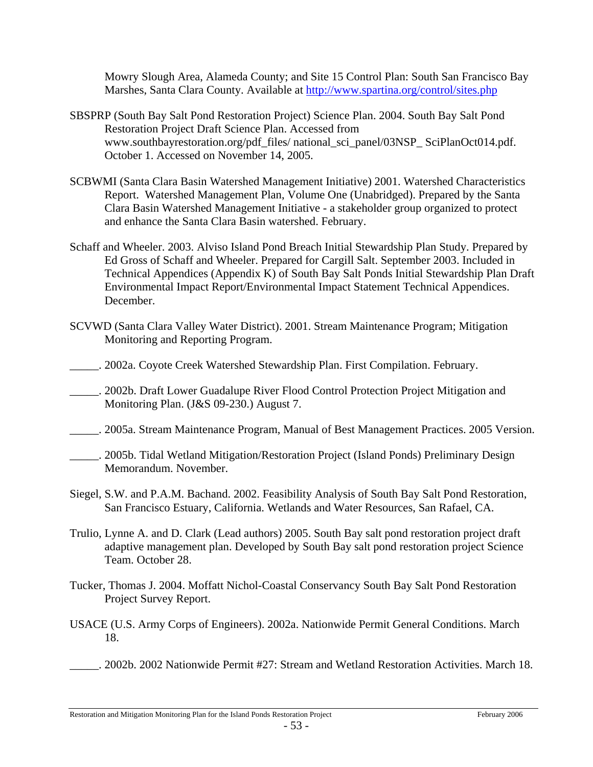Mowry Slough Area, Alameda County; and Site 15 Control Plan: South San Francisco Bay Marshes, Santa Clara County. Available at [http://www.spartina.org/control/sites.php](http://www.spartina.org/control/sites.php)

SBSPRP (South Bay Salt Pond Restoration Project) Science Plan. 2004. South Bay Salt Pond Restoration Project Draft Science Plan. Accessed from www.southbayrestoration.org/pdf_files/ national_sci_panel/03NSP_ SciPlanOct014.pdf. October 1. Accessed on November 14, 2005.

SCBWMI (Santa Clara Basin Watershed Management Initiative) 2001. Watershed Characteristics Report. Watershed Management Plan, Volume One (Unabridged). Prepared by the Santa Clara Basin Watershed Management Initiative - a stakeholder group organized to protect and enhance the Santa Clara Basin watershed. February.

Schaff and Wheeler. 2003. Alviso Island Pond Breach Initial Stewardship Plan Study. Prepared by Ed Gross of Schaff and Wheeler. Prepared for Cargill Salt. September 2003. Included in Technical Appendices (Appendix K) of South Bay Salt Ponds Initial Stewardship Plan Draft Environmental Impact Report/Environmental Impact Statement Technical Appendices. December.

SCVWD (Santa Clara Valley Water District). 2001. Stream Maintenance Program; Mitigation Monitoring and Reporting Program.

_____. 2002a. Coyote Creek Watershed Stewardship Plan. First Compilation. February.

_____. 2002b. Draft Lower Guadalupe River Flood Control Protection Project Mitigation and Monitoring Plan. (J&S 09-230.) August 7.

_____. 2005a. Stream Maintenance Program, Manual of Best Management Practices. 2005 Version.

_____. 2005b. Tidal Wetland Mitigation/Restoration Project (Island Ponds) Preliminary Design Memorandum. November.

Siegel, S.W. and P.A.M. Bachand. 2002. Feasibility Analysis of South Bay Salt Pond Restoration, San Francisco Estuary, California. Wetlands and Water Resources, San Rafael, CA.

Trulio, Lynne A. and D. Clark (Lead authors) 2005. South Bay salt pond restoration project draft adaptive management plan. Developed by South Bay salt pond restoration project Science Team. October 28.

Tucker, Thomas J. 2004. Moffatt Nichol-Coastal Conservancy South Bay Salt Pond Restoration Project Survey Report.

USACE (U.S. Army Corps of Engineers). 2002a. Nationwide Permit General Conditions. March 18.

_____. 2002b. 2002 Nationwide Permit #27: Stream and Wetland Restoration Activities. March 18.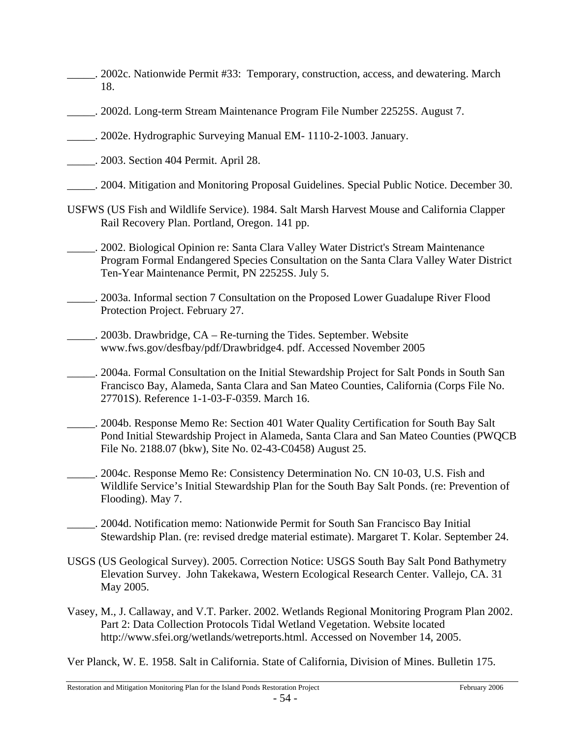\_\_\_\_\_. 2002c. Nationwide Permit #33: Temporary, construction, access, and dewatering. March 18.

\_\_\_\_\_. 2002d. Long-term Stream Maintenance Program File Number 22525S. August 7.

\_\_\_\_\_. 2002e. Hydrographic Surveying Manual EM- 1110-2-1003. January.

\_\_\_\_\_. 2003. Section 404 Permit. April 28.

\_\_\_\_\_. 2004. Mitigation and Monitoring Proposal Guidelines. Special Public Notice. December 30.

USFWS (US Fish and Wildlife Service). 1984. Salt Marsh Harvest Mouse and California Clapper Rail Recovery Plan. Portland, Oregon. 141 pp.

\_\_\_\_\_. 2002. Biological Opinion re: Santa Clara Valley Water District's Stream Maintenance Program Formal Endangered Species Consultation on the Santa Clara Valley Water District Ten-Year Maintenance Permit, PN 22525S. July 5.

\_\_\_\_\_. 2003a. Informal section 7 Consultation on the Proposed Lower Guadalupe River Flood Protection Project. February 27.

\_\_\_\_\_. 2003b. Drawbridge, CA – Re-turning the Tides. September. Website www.fws.gov/desfbay/pdf/Drawbridge4. pdf. Accessed November 2005

\_\_\_\_\_. 2004a. Formal Consultation on the Initial Stewardship Project for Salt Ponds in South San Francisco Bay, Alameda, Santa Clara and San Mateo Counties, California (Corps File No. 27701S). Reference 1-1-03-F-0359. March 16.

\_\_\_\_\_. 2004b. Response Memo Re: Section 401 Water Quality Certification for South Bay Salt Pond Initial Stewardship Project in Alameda, Santa Clara and San Mateo Counties (PWQCB File No. 2188.07 (bkw), Site No. 02-43-C0458) August 25.

\_\_\_\_\_. 2004c. Response Memo Re: Consistency Determination No. CN 10-03, U.S. Fish and Wildlife Service's Initial Stewardship Plan for the South Bay Salt Ponds. (re: Prevention of Flooding). May 7.

\_\_\_\_\_. 2004d. Notification memo: Nationwide Permit for South San Francisco Bay Initial Stewardship Plan. (re: revised dredge material estimate). Margaret T. Kolar. September 24.

USGS (US Geological Survey). 2005. Correction Notice: USGS South Bay Salt Pond Bathymetry Elevation Survey. John Takekawa, Western Ecological Research Center. Vallejo, CA. 31 May 2005.

Vasey, M., J. Callaway, and V.T. Parker. 2002. Wetlands Regional Monitoring Program Plan 2002. Part 2: Data Collection Protocols Tidal Wetland Vegetation. Website located http://www.sfei.org/wetlands/wetreports.html. Accessed on November 14, 2005.

Ver Planck, W. E. 1958. Salt in California. State of California, Division of Mines. Bulletin 175.